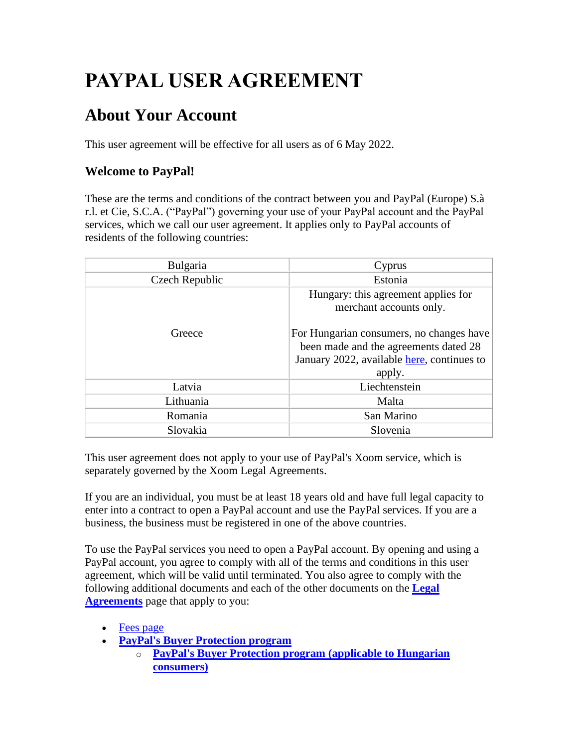# PAYPAL USER AGREEMENT

## About Your Account

This user agreement will be effective for all users as of 6 May 2022.

### Welcome to PayPal!

These are the terms and conditions of the contract between you and PayPal (Europe) S.à r.l. et Cie, S.C.A. ("PayPal") governing your use of your PayPal account and the PayPal services, which we call our user agreement. It applies only to PayPal accounts of residents of the following countries:

| | |
|---|---|
| Bulgaria | Cyprus |
| Czech Republic | Estonia |
| Greece | Hungary: this agreement applies for merchant accounts only.<br><br>For Hungarian consumers, no changes have been made and the agreements dated 28 January 2022, available here, continues to apply. |
| Latvia | Liechtenstein |
| Lithuania | Malta |
| Romania | San Marino |
| Slovakia | Slovenia |

This user agreement does not apply to your use of PayPal's Xoom service, which is separately governed by the Xoom Legal Agreements.

If you are an individual, you must be at least 18 years old and have full legal capacity to enter into a contract to open a PayPal account and use the PayPal services. If you are a business, the business must be registered in one of the above countries.

To use the PayPal services you need to open a PayPal account. By opening and using a PayPal account, you agree to comply with all of the terms and conditions in this user agreement, which will be valid until terminated. You also agree to comply with the following additional documents and each of the other documents on the **Legal Agreements** page that apply to you:

- Fees page
- **PayPal's Buyer Protection program**
  - **PayPal's Buyer Protection program (applicable to Hungarian consumers)**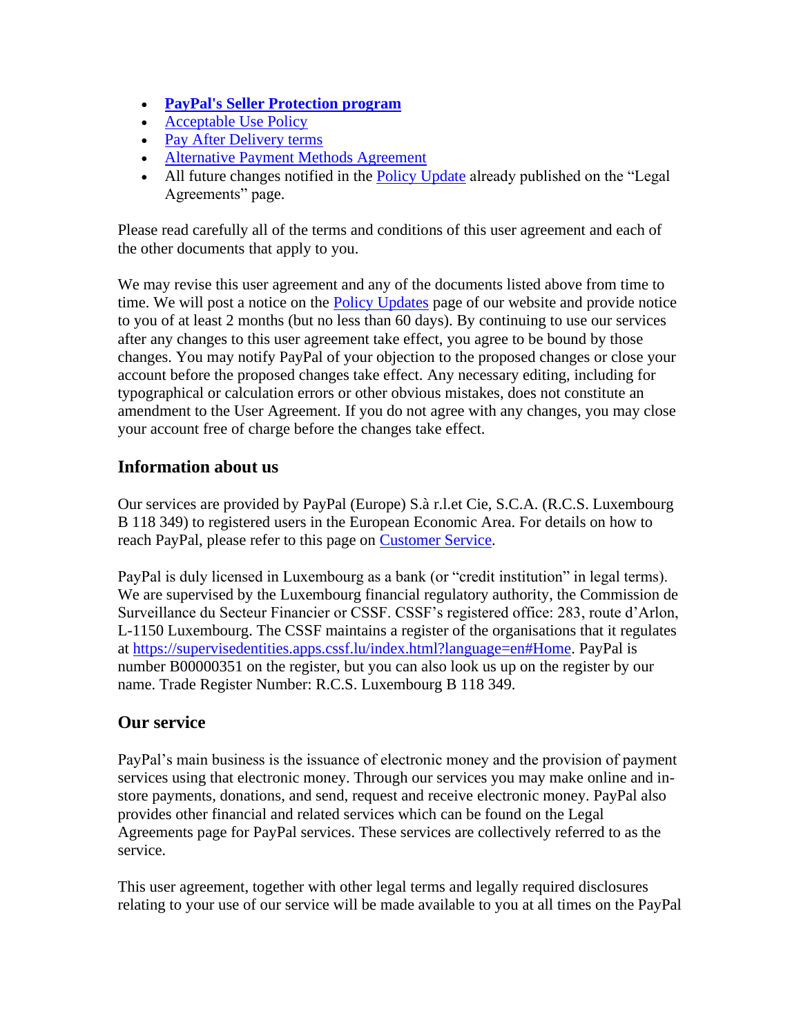- **[PayPal's Seller Protection program]()**
- [Acceptable Use Policy]()
- [Pay After Delivery terms]()
- [Alternative Payment Methods Agreement]()
- All future changes notified in the [Policy Update]() already published on the "Legal Agreements" page.

Please read carefully all of the terms and conditions of this user agreement and each of the other documents that apply to you.

We may revise this user agreement and any of the documents listed above from time to time. We will post a notice on the [Policy Updates]() page of our website and provide notice to you of at least 2 months (but no less than 60 days). By continuing to use our services after any changes to this user agreement take effect, you agree to be bound by those changes. You may notify PayPal of your objection to the proposed changes or close your account before the proposed changes take effect. Any necessary editing, including for typographical or calculation errors or other obvious mistakes, does not constitute an amendment to the User Agreement. If you do not agree with any changes, you may close your account free of charge before the changes take effect.

## Information about us

Our services are provided by PayPal (Europe) S.à r.l.et Cie, S.C.A. (R.C.S. Luxembourg B 118 349) to registered users in the European Economic Area. For details on how to reach PayPal, please refer to this page on [Customer Service]().

PayPal is duly licensed in Luxembourg as a bank (or "credit institution" in legal terms). We are supervised by the Luxembourg financial regulatory authority, the Commission de Surveillance du Secteur Financier or CSSF. CSSF's registered office: 283, route d'Arlon, L-1150 Luxembourg. The CSSF maintains a register of the organisations that it regulates at [https://supervisedentities.apps.cssf.lu/index.html?language=en#Home](https://supervisedentities.apps.cssf.lu/index.html?language=en#Home). PayPal is number B00000351 on the register, but you can also look us up on the register by our name. Trade Register Number: R.C.S. Luxembourg B 118 349.

## Our service

PayPal's main business is the issuance of electronic money and the provision of payment services using that electronic money. Through our services you may make online and in-store payments, donations, and send, request and receive electronic money. PayPal also provides other financial and related services which can be found on the Legal Agreements page for PayPal services. These services are collectively referred to as the service.

This user agreement, together with other legal terms and legally required disclosures relating to your use of our service will be made available to you at all times on the PayPal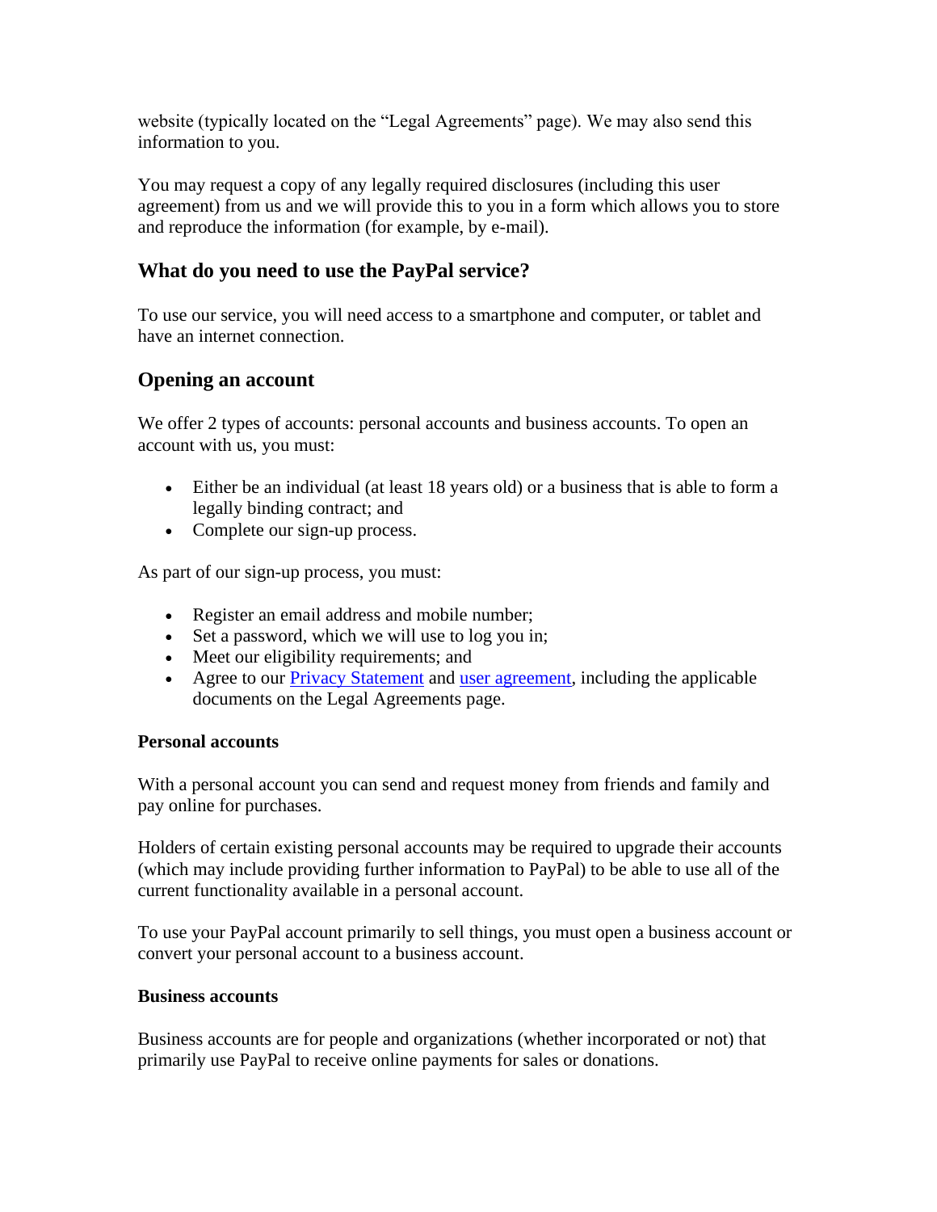website (typically located on the "Legal Agreements" page). We may also send this information to you.

You may request a copy of any legally required disclosures (including this user agreement) from us and we will provide this to you in a form which allows you to store and reproduce the information (for example, by e-mail).

## What do you need to use the PayPal service?

To use our service, you will need access to a smartphone and computer, or tablet and have an internet connection.

## Opening an account

We offer 2 types of accounts: personal accounts and business accounts. To open an account with us, you must:

- Either be an individual (at least 18 years old) or a business that is able to form a legally binding contract; and
- Complete our sign-up process.

As part of our sign-up process, you must:

- Register an email address and mobile number;
- Set a password, which we will use to log you in;
- Meet our eligibility requirements; and
- Agree to our Privacy Statement and user agreement, including the applicable documents on the Legal Agreements page.

**Personal accounts**

With a personal account you can send and request money from friends and family and pay online for purchases.

Holders of certain existing personal accounts may be required to upgrade their accounts (which may include providing further information to PayPal) to be able to use all of the current functionality available in a personal account.

To use your PayPal account primarily to sell things, you must open a business account or convert your personal account to a business account.

**Business accounts**

Business accounts are for people and organizations (whether incorporated or not) that primarily use PayPal to receive online payments for sales or donations.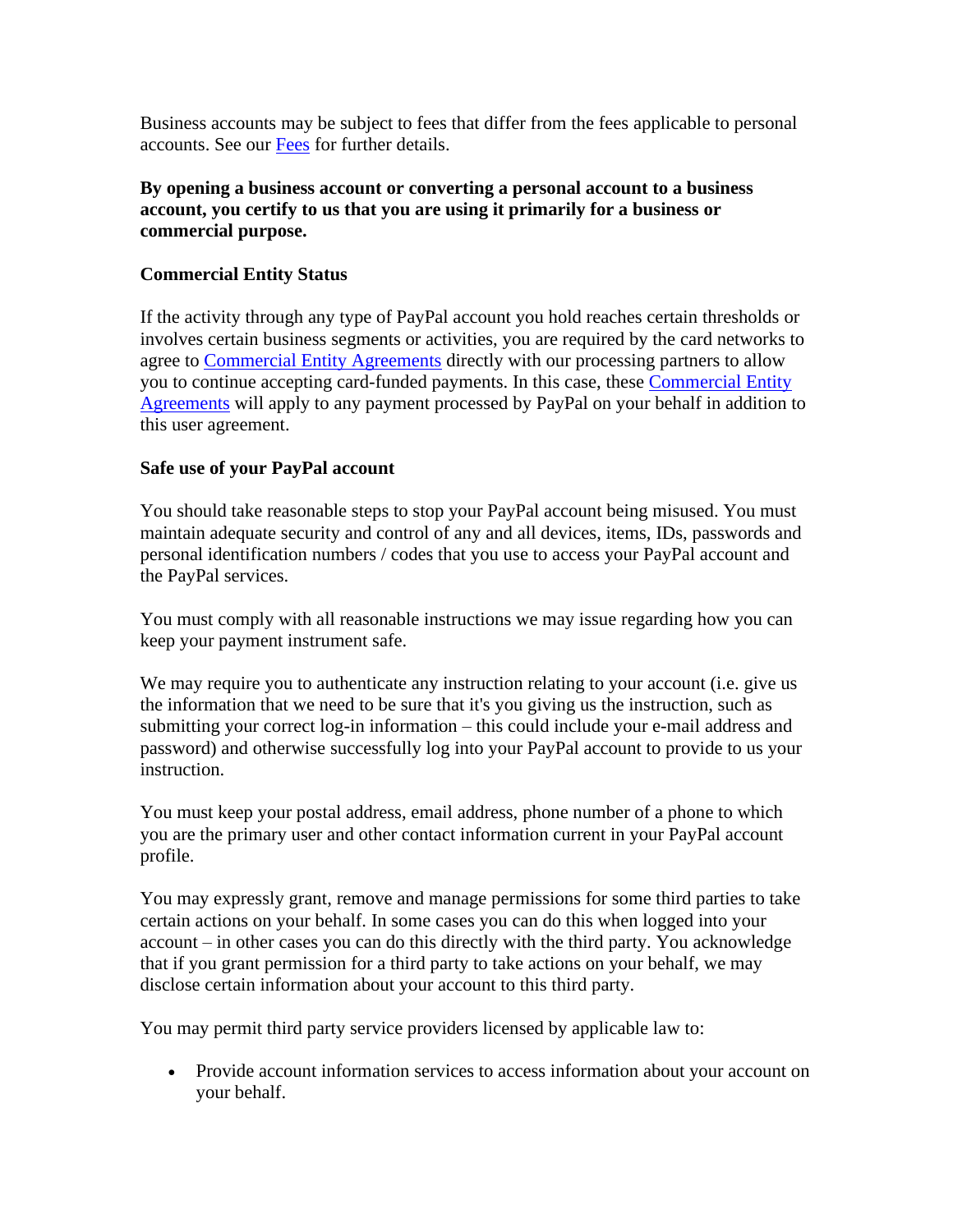Business accounts may be subject to fees that differ from the fees applicable to personal accounts. See our [Fees](#) for further details.

**By opening a business account or converting a personal account to a business account, you certify to us that you are using it primarily for a business or commercial purpose.**

### Commercial Entity Status

If the activity through any type of PayPal account you hold reaches certain thresholds or involves certain business segments or activities, you are required by the card networks to agree to [Commercial Entity Agreements](#) directly with our processing partners to allow you to continue accepting card-funded payments. In this case, these [Commercial Entity Agreements](#) will apply to any payment processed by PayPal on your behalf in addition to this user agreement.

### Safe use of your PayPal account

You should take reasonable steps to stop your PayPal account being misused. You must maintain adequate security and control of any and all devices, items, IDs, passwords and personal identification numbers / codes that you use to access your PayPal account and the PayPal services.

You must comply with all reasonable instructions we may issue regarding how you can keep your payment instrument safe.

We may require you to authenticate any instruction relating to your account (i.e. give us the information that we need to be sure that it's you giving us the instruction, such as submitting your correct log-in information – this could include your e-mail address and password) and otherwise successfully log into your PayPal account to provide to us your instruction.

You must keep your postal address, email address, phone number of a phone to which you are the primary user and other contact information current in your PayPal account profile.

You may expressly grant, remove and manage permissions for some third parties to take certain actions on your behalf. In some cases you can do this when logged into your account – in other cases you can do this directly with the third party. You acknowledge that if you grant permission for a third party to take actions on your behalf, we may disclose certain information about your account to this third party.

You may permit third party service providers licensed by applicable law to:

- Provide account information services to access information about your account on your behalf.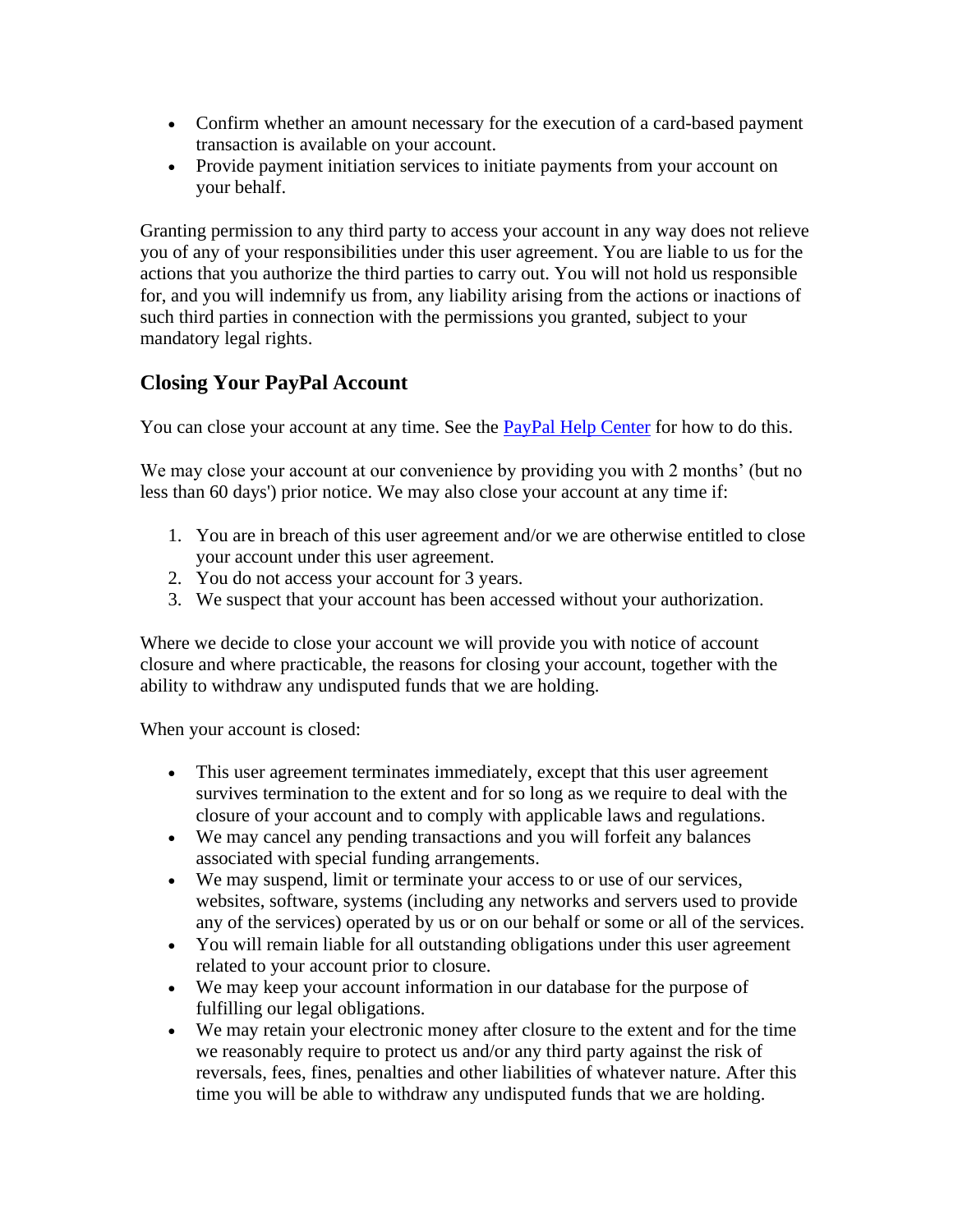- Confirm whether an amount necessary for the execution of a card-based payment transaction is available on your account.
- Provide payment initiation services to initiate payments from your account on your behalf.

Granting permission to any third party to access your account in any way does not relieve you of any of your responsibilities under this user agreement. You are liable to us for the actions that you authorize the third parties to carry out. You will not hold us responsible for, and you will indemnify us from, any liability arising from the actions or inactions of such third parties in connection with the permissions you granted, subject to your mandatory legal rights.

## Closing Your PayPal Account

You can close your account at any time. See the [PayPal Help Center]() for how to do this.

We may close your account at our convenience by providing you with 2 months' (but no less than 60 days') prior notice. We may also close your account at any time if:

1. You are in breach of this user agreement and/or we are otherwise entitled to close your account under this user agreement.
2. You do not access your account for 3 years.
3. We suspect that your account has been accessed without your authorization.

Where we decide to close your account we will provide you with notice of account closure and where practicable, the reasons for closing your account, together with the ability to withdraw any undisputed funds that we are holding.

When your account is closed:

- This user agreement terminates immediately, except that this user agreement survives termination to the extent and for so long as we require to deal with the closure of your account and to comply with applicable laws and regulations.
- We may cancel any pending transactions and you will forfeit any balances associated with special funding arrangements.
- We may suspend, limit or terminate your access to or use of our services, websites, software, systems (including any networks and servers used to provide any of the services) operated by us or on our behalf or some or all of the services.
- You will remain liable for all outstanding obligations under this user agreement related to your account prior to closure.
- We may keep your account information in our database for the purpose of fulfilling our legal obligations.
- We may retain your electronic money after closure to the extent and for the time we reasonably require to protect us and/or any third party against the risk of reversals, fees, fines, penalties and other liabilities of whatever nature. After this time you will be able to withdraw any undisputed funds that we are holding.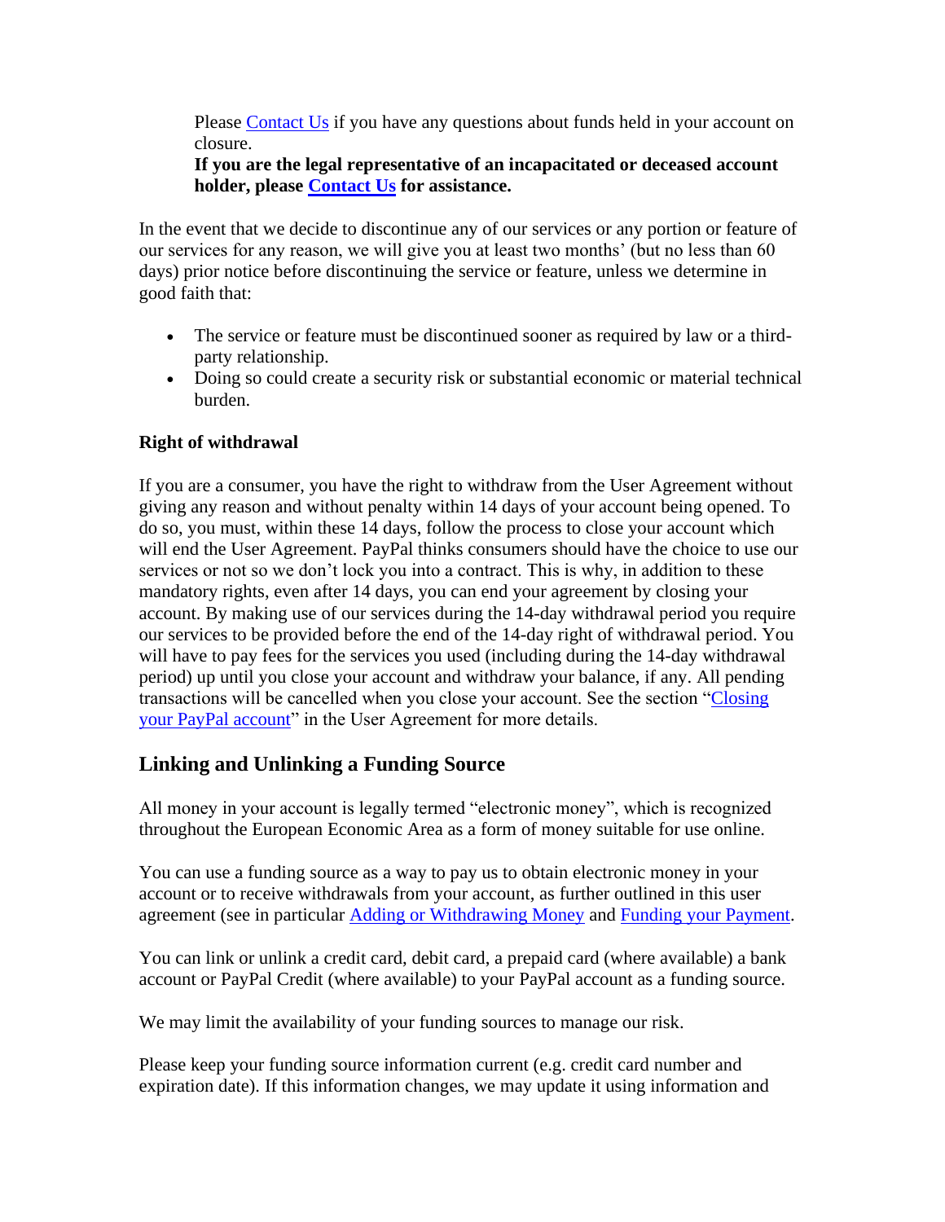Please [Contact Us](#) if you have any questions about funds held in your account on closure.
**If you are the legal representative of an incapacitated or deceased account holder, please [Contact Us](#) for assistance.**

In the event that we decide to discontinue any of our services or any portion or feature of our services for any reason, we will give you at least two months' (but no less than 60 days) prior notice before discontinuing the service or feature, unless we determine in good faith that:

- The service or feature must be discontinued sooner as required by law or a third-party relationship.
- Doing so could create a security risk or substantial economic or material technical burden.

**Right of withdrawal**

If you are a consumer, you have the right to withdraw from the User Agreement without giving any reason and without penalty within 14 days of your account being opened. To do so, you must, within these 14 days, follow the process to close your account which will end the User Agreement. PayPal thinks consumers should have the choice to use our services or not so we don't lock you into a contract. This is why, in addition to these mandatory rights, even after 14 days, you can end your agreement by closing your account. By making use of our services during the 14-day withdrawal period you require our services to be provided before the end of the 14-day right of withdrawal period. You will have to pay fees for the services you used (including during the 14-day withdrawal period) up until you close your account and withdraw your balance, if any. All pending transactions will be cancelled when you close your account. See the section "[Closing your PayPal account](#)" in the User Agreement for more details.

## Linking and Unlinking a Funding Source

All money in your account is legally termed "electronic money", which is recognized throughout the European Economic Area as a form of money suitable for use online.

You can use a funding source as a way to pay us to obtain electronic money in your account or to receive withdrawals from your account, as further outlined in this user agreement (see in particular [Adding or Withdrawing Money](#) and [Funding your Payment](#).

You can link or unlink a credit card, debit card, a prepaid card (where available) a bank account or PayPal Credit (where available) to your PayPal account as a funding source.

We may limit the availability of your funding sources to manage our risk.

Please keep your funding source information current (e.g. credit card number and expiration date). If this information changes, we may update it using information and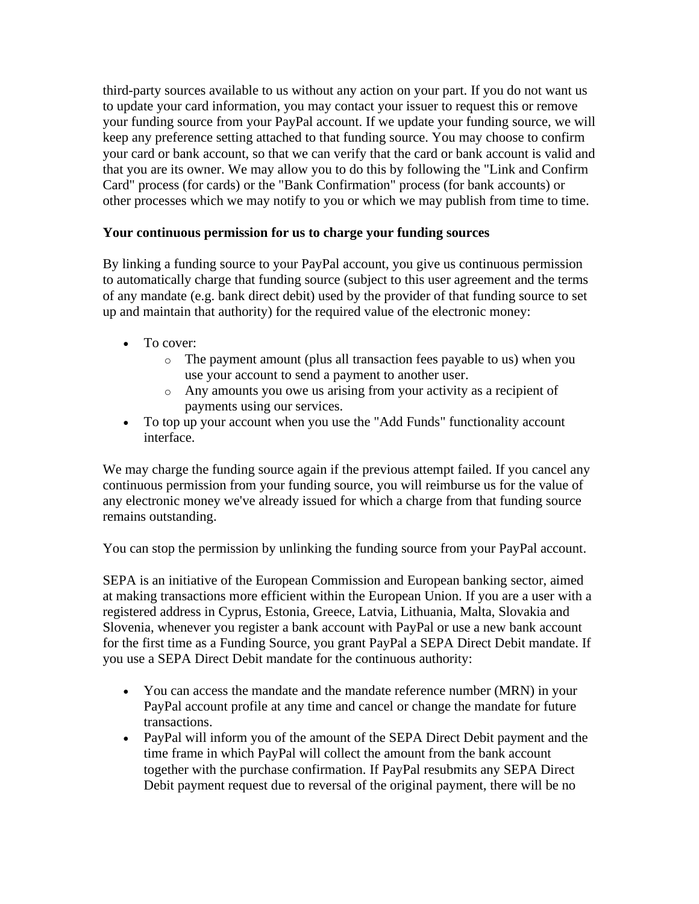third-party sources available to us without any action on your part. If you do not want us to update your card information, you may contact your issuer to request this or remove your funding source from your PayPal account. If we update your funding source, we will keep any preference setting attached to that funding source. You may choose to confirm your card or bank account, so that we can verify that the card or bank account is valid and that you are its owner. We may allow you to do this by following the "Link and Confirm Card" process (for cards) or the "Bank Confirmation" process (for bank accounts) or other processes which we may notify to you or which we may publish from time to time.

**Your continuous permission for us to charge your funding sources**

By linking a funding source to your PayPal account, you give us continuous permission to automatically charge that funding source (subject to this user agreement and the terms of any mandate (e.g. bank direct debit) used by the provider of that funding source to set up and maintain that authority) for the required value of the electronic money:

- To cover:
  - The payment amount (plus all transaction fees payable to us) when you use your account to send a payment to another user.
  - Any amounts you owe us arising from your activity as a recipient of payments using our services.
- To top up your account when you use the "Add Funds" functionality account interface.

We may charge the funding source again if the previous attempt failed. If you cancel any continuous permission from your funding source, you will reimburse us for the value of any electronic money we've already issued for which a charge from that funding source remains outstanding.

You can stop the permission by unlinking the funding source from your PayPal account.

SEPA is an initiative of the European Commission and European banking sector, aimed at making transactions more efficient within the European Union. If you are a user with a registered address in Cyprus, Estonia, Greece, Latvia, Lithuania, Malta, Slovakia and Slovenia, whenever you register a bank account with PayPal or use a new bank account for the first time as a Funding Source, you grant PayPal a SEPA Direct Debit mandate. If you use a SEPA Direct Debit mandate for the continuous authority:

- You can access the mandate and the mandate reference number (MRN) in your PayPal account profile at any time and cancel or change the mandate for future transactions.
- PayPal will inform you of the amount of the SEPA Direct Debit payment and the time frame in which PayPal will collect the amount from the bank account together with the purchase confirmation. If PayPal resubmits any SEPA Direct Debit payment request due to reversal of the original payment, there will be no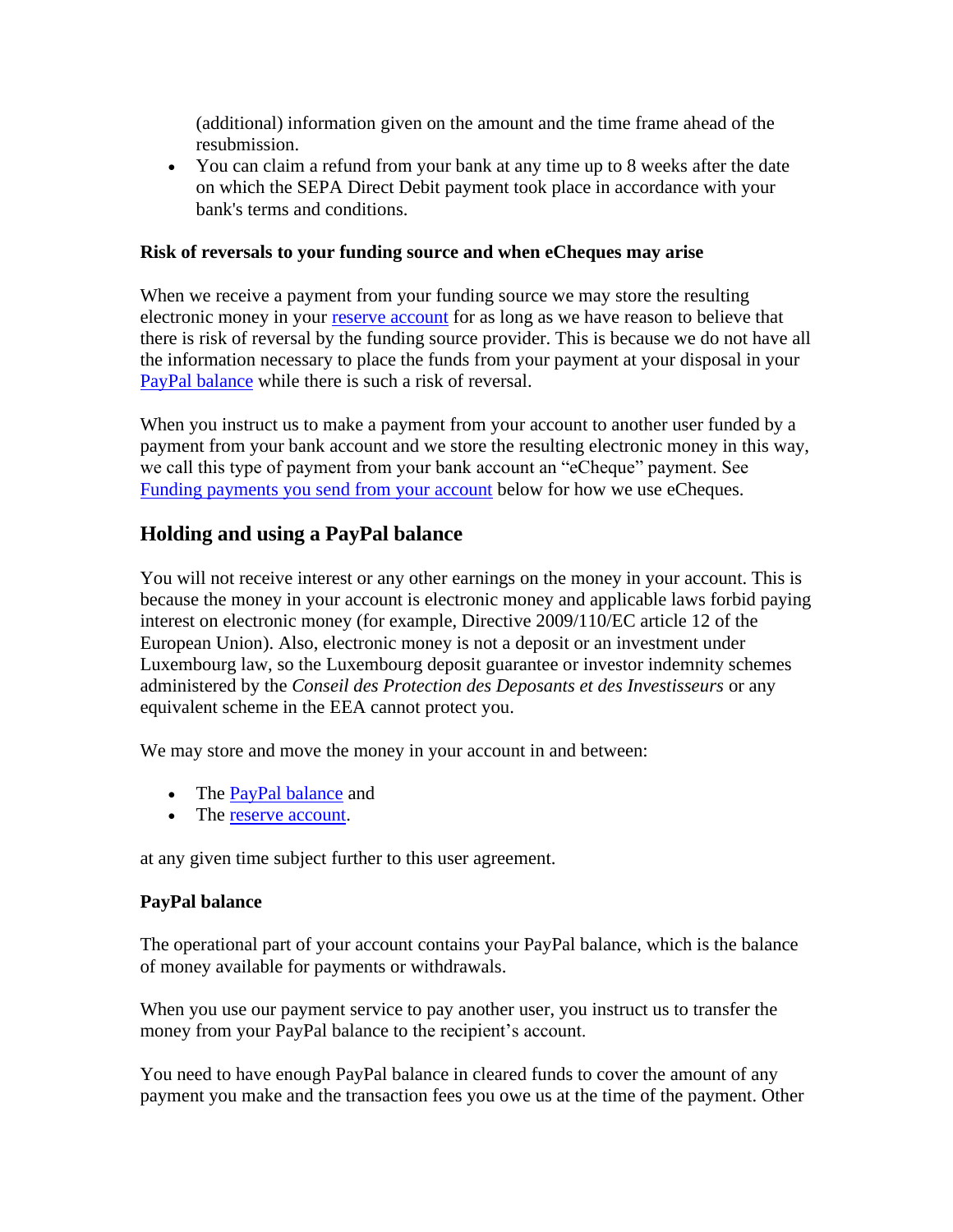(additional) information given on the amount and the time frame ahead of the resubmission.
- You can claim a refund from your bank at any time up to 8 weeks after the date on which the SEPA Direct Debit payment took place in accordance with your bank's terms and conditions.

**Risk of reversals to your funding source and when eCheques may arise**

When we receive a payment from your funding source we may store the resulting electronic money in your reserve account for as long as we have reason to believe that there is risk of reversal by the funding source provider. This is because we do not have all the information necessary to place the funds from your payment at your disposal in your PayPal balance while there is such a risk of reversal.

When you instruct us to make a payment from your account to another user funded by a payment from your bank account and we store the resulting electronic money in this way, we call this type of payment from your bank account an "eCheque" payment. See Funding payments you send from your account below for how we use eCheques.

## Holding and using a PayPal balance

You will not receive interest or any other earnings on the money in your account. This is because the money in your account is electronic money and applicable laws forbid paying interest on electronic money (for example, Directive 2009/110/EC article 12 of the European Union). Also, electronic money is not a deposit or an investment under Luxembourg law, so the Luxembourg deposit guarantee or investor indemnity schemes administered by the *Conseil des Protection des Deposants et des Investisseurs* or any equivalent scheme in the EEA cannot protect you.

We may store and move the money in your account in and between:

- The PayPal balance and
- The reserve account.

at any given time subject further to this user agreement.

**PayPal balance**

The operational part of your account contains your PayPal balance, which is the balance of money available for payments or withdrawals.

When you use our payment service to pay another user, you instruct us to transfer the money from your PayPal balance to the recipient's account.

You need to have enough PayPal balance in cleared funds to cover the amount of any payment you make and the transaction fees you owe us at the time of the payment. Other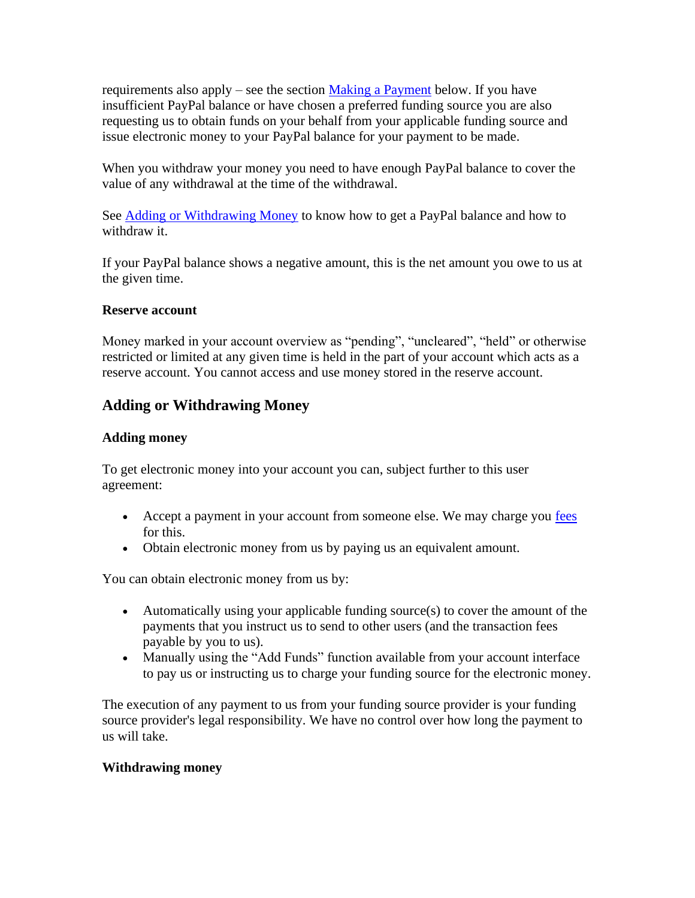requirements also apply – see the section [Making a Payment](#) below. If you have insufficient PayPal balance or have chosen a preferred funding source you are also requesting us to obtain funds on your behalf from your applicable funding source and issue electronic money to your PayPal balance for your payment to be made.

When you withdraw your money you need to have enough PayPal balance to cover the value of any withdrawal at the time of the withdrawal.

See [Adding or Withdrawing Money](#) to know how to get a PayPal balance and how to withdraw it.

If your PayPal balance shows a negative amount, this is the net amount you owe to us at the given time.

**Reserve account**

Money marked in your account overview as "pending", "uncleared", "held" or otherwise restricted or limited at any given time is held in the part of your account which acts as a reserve account. You cannot access and use money stored in the reserve account.

## Adding or Withdrawing Money

**Adding money**

To get electronic money into your account you can, subject further to this user agreement:

- Accept a payment in your account from someone else. We may charge you [fees](#) for this.
- Obtain electronic money from us by paying us an equivalent amount.

You can obtain electronic money from us by:

- Automatically using your applicable funding source(s) to cover the amount of the payments that you instruct us to send to other users (and the transaction fees payable by you to us).
- Manually using the "Add Funds" function available from your account interface to pay us or instructing us to charge your funding source for the electronic money.

The execution of any payment to us from your funding source provider is your funding source provider's legal responsibility. We have no control over how long the payment to us will take.

**Withdrawing money**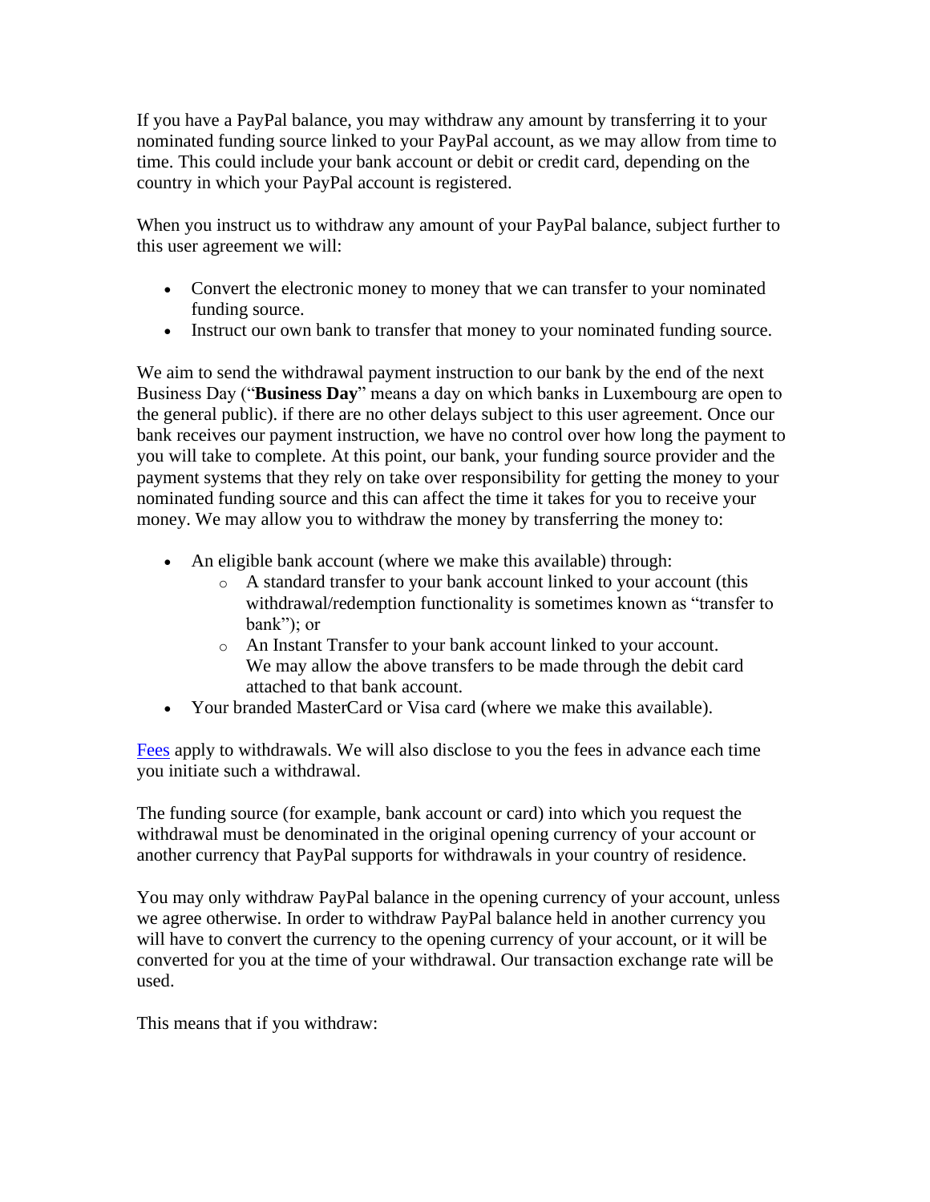If you have a PayPal balance, you may withdraw any amount by transferring it to your nominated funding source linked to your PayPal account, as we may allow from time to time. This could include your bank account or debit or credit card, depending on the country in which your PayPal account is registered.

When you instruct us to withdraw any amount of your PayPal balance, subject further to this user agreement we will:

- Convert the electronic money to money that we can transfer to your nominated funding source.
- Instruct our own bank to transfer that money to your nominated funding source.

We aim to send the withdrawal payment instruction to our bank by the end of the next Business Day ("**Business Day**" means a day on which banks in Luxembourg are open to the general public). if there are no other delays subject to this user agreement. Once our bank receives our payment instruction, we have no control over how long the payment to you will take to complete. At this point, our bank, your funding source provider and the payment systems that they rely on take over responsibility for getting the money to your nominated funding source and this can affect the time it takes for you to receive your money. We may allow you to withdraw the money by transferring the money to:

- An eligible bank account (where we make this available) through:
  - A standard transfer to your bank account linked to your account (this withdrawal/redemption functionality is sometimes known as "transfer to bank"); or
  - An Instant Transfer to your bank account linked to your account. We may allow the above transfers to be made through the debit card attached to that bank account.
- Your branded MasterCard or Visa card (where we make this available).

Fees apply to withdrawals. We will also disclose to you the fees in advance each time you initiate such a withdrawal.

The funding source (for example, bank account or card) into which you request the withdrawal must be denominated in the original opening currency of your account or another currency that PayPal supports for withdrawals in your country of residence.

You may only withdraw PayPal balance in the opening currency of your account, unless we agree otherwise. In order to withdraw PayPal balance held in another currency you will have to convert the currency to the opening currency of your account, or it will be converted for you at the time of your withdrawal. Our transaction exchange rate will be used.

This means that if you withdraw: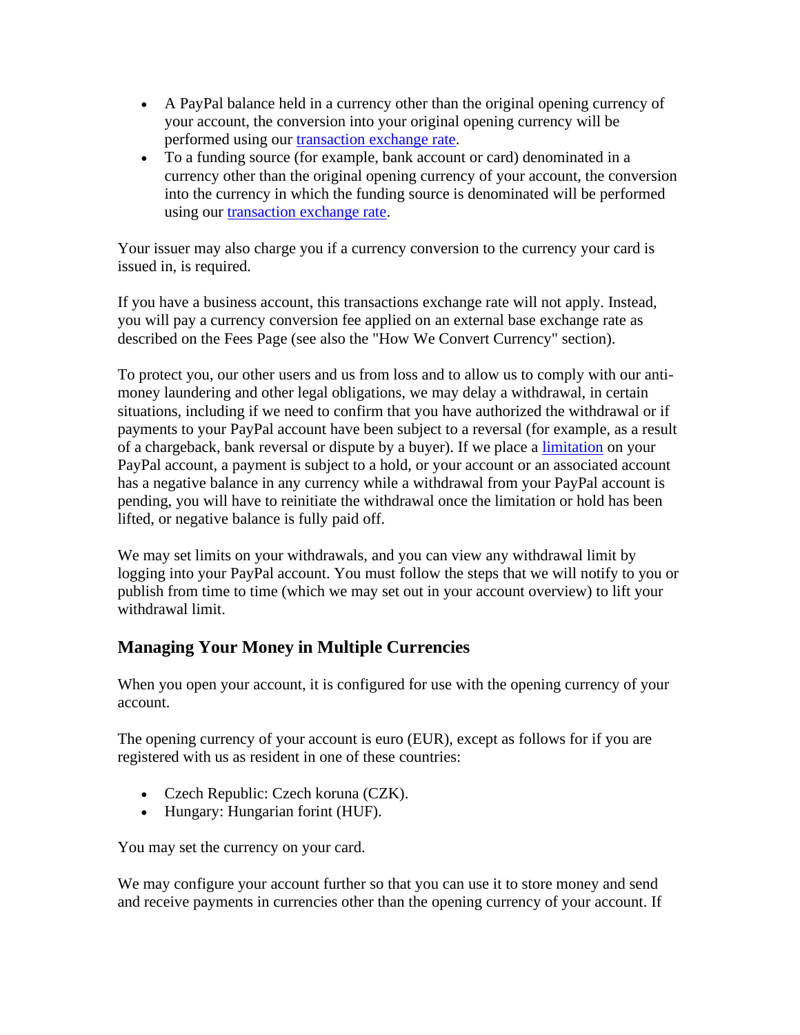- A PayPal balance held in a currency other than the original opening currency of your account, the conversion into your original opening currency will be performed using our transaction exchange rate.
- To a funding source (for example, bank account or card) denominated in a currency other than the original opening currency of your account, the conversion into the currency in which the funding source is denominated will be performed using our transaction exchange rate.

Your issuer may also charge you if a currency conversion to the currency your card is issued in, is required.

If you have a business account, this transactions exchange rate will not apply. Instead, you will pay a currency conversion fee applied on an external base exchange rate as described on the Fees Page (see also the "How We Convert Currency" section).

To protect you, our other users and us from loss and to allow us to comply with our anti-money laundering and other legal obligations, we may delay a withdrawal, in certain situations, including if we need to confirm that you have authorized the withdrawal or if payments to your PayPal account have been subject to a reversal (for example, as a result of a chargeback, bank reversal or dispute by a buyer). If we place a limitation on your PayPal account, a payment is subject to a hold, or your account or an associated account has a negative balance in any currency while a withdrawal from your PayPal account is pending, you will have to reinitiate the withdrawal once the limitation or hold has been lifted, or negative balance is fully paid off.

We may set limits on your withdrawals, and you can view any withdrawal limit by logging into your PayPal account. You must follow the steps that we will notify to you or publish from time to time (which we may set out in your account overview) to lift your withdrawal limit.

### Managing Your Money in Multiple Currencies

When you open your account, it is configured for use with the opening currency of your account.

The opening currency of your account is euro (EUR), except as follows for if you are registered with us as resident in one of these countries:

- Czech Republic: Czech koruna (CZK).
- Hungary: Hungarian forint (HUF).

You may set the currency on your card.

We may configure your account further so that you can use it to store money and send and receive payments in currencies other than the opening currency of your account. If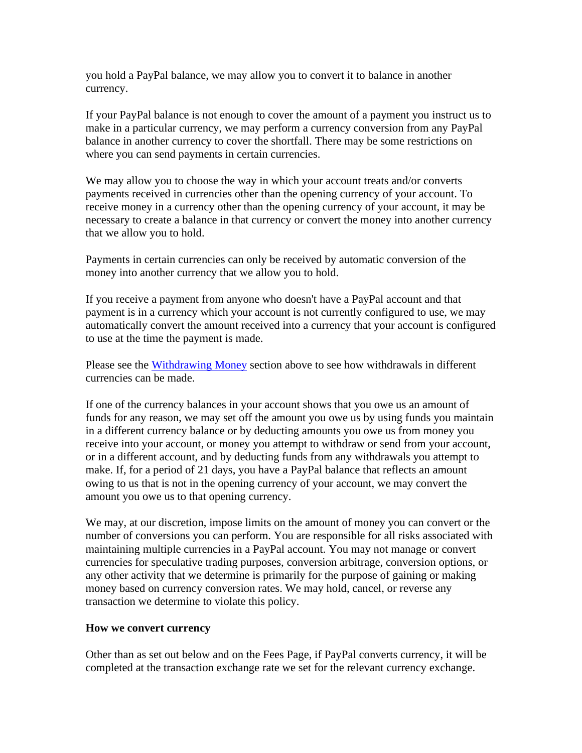you hold a PayPal balance, we may allow you to convert it to balance in another currency.

If your PayPal balance is not enough to cover the amount of a payment you instruct us to make in a particular currency, we may perform a currency conversion from any PayPal balance in another currency to cover the shortfall. There may be some restrictions on where you can send payments in certain currencies.

We may allow you to choose the way in which your account treats and/or converts payments received in currencies other than the opening currency of your account. To receive money in a currency other than the opening currency of your account, it may be necessary to create a balance in that currency or convert the money into another currency that we allow you to hold.

Payments in certain currencies can only be received by automatic conversion of the money into another currency that we allow you to hold.

If you receive a payment from anyone who doesn't have a PayPal account and that payment is in a currency which your account is not currently configured to use, we may automatically convert the amount received into a currency that your account is configured to use at the time the payment is made.

Please see the [Withdrawing Money](#) section above to see how withdrawals in different currencies can be made.

If one of the currency balances in your account shows that you owe us an amount of funds for any reason, we may set off the amount you owe us by using funds you maintain in a different currency balance or by deducting amounts you owe us from money you receive into your account, or money you attempt to withdraw or send from your account, or in a different account, and by deducting funds from any withdrawals you attempt to make. If, for a period of 21 days, you have a PayPal balance that reflects an amount owing to us that is not in the opening currency of your account, we may convert the amount you owe us to that opening currency.

We may, at our discretion, impose limits on the amount of money you can convert or the number of conversions you can perform. You are responsible for all risks associated with maintaining multiple currencies in a PayPal account. You may not manage or convert currencies for speculative trading purposes, conversion arbitrage, conversion options, or any other activity that we determine is primarily for the purpose of gaining or making money based on currency conversion rates. We may hold, cancel, or reverse any transaction we determine to violate this policy.

**How we convert currency**

Other than as set out below and on the Fees Page, if PayPal converts currency, it will be completed at the transaction exchange rate we set for the relevant currency exchange.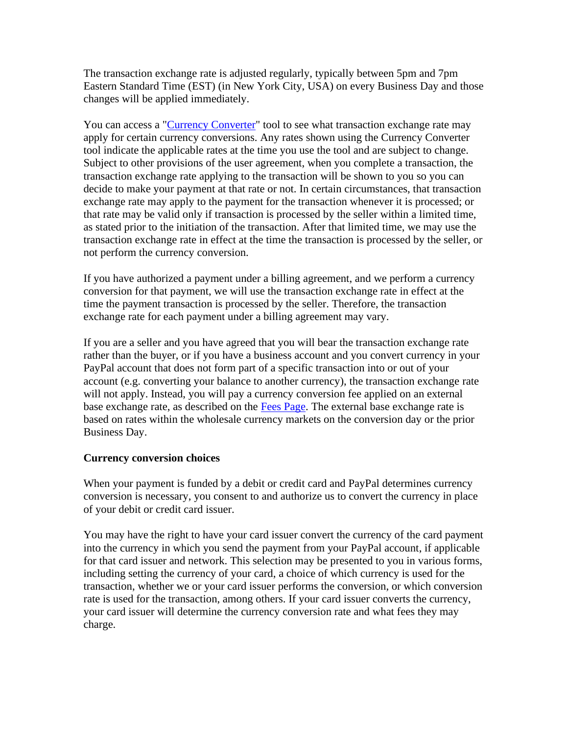The transaction exchange rate is adjusted regularly, typically between 5pm and 7pm Eastern Standard Time (EST) (in New York City, USA) on every Business Day and those changes will be applied immediately.

You can access a "Currency Converter" tool to see what transaction exchange rate may apply for certain currency conversions. Any rates shown using the Currency Converter tool indicate the applicable rates at the time you use the tool and are subject to change. Subject to other provisions of the user agreement, when you complete a transaction, the transaction exchange rate applying to the transaction will be shown to you so you can decide to make your payment at that rate or not. In certain circumstances, that transaction exchange rate may apply to the payment for the transaction whenever it is processed; or that rate may be valid only if transaction is processed by the seller within a limited time, as stated prior to the initiation of the transaction. After that limited time, we may use the transaction exchange rate in effect at the time the transaction is processed by the seller, or not perform the currency conversion.

If you have authorized a payment under a billing agreement, and we perform a currency conversion for that payment, we will use the transaction exchange rate in effect at the time the payment transaction is processed by the seller. Therefore, the transaction exchange rate for each payment under a billing agreement may vary.

If you are a seller and you have agreed that you will bear the transaction exchange rate rather than the buyer, or if you have a business account and you convert currency in your PayPal account that does not form part of a specific transaction into or out of your account (e.g. converting your balance to another currency), the transaction exchange rate will not apply. Instead, you will pay a currency conversion fee applied on an external base exchange rate, as described on the Fees Page. The external base exchange rate is based on rates within the wholesale currency markets on the conversion day or the prior Business Day.

**Currency conversion choices**

When your payment is funded by a debit or credit card and PayPal determines currency conversion is necessary, you consent to and authorize us to convert the currency in place of your debit or credit card issuer.

You may have the right to have your card issuer convert the currency of the card payment into the currency in which you send the payment from your PayPal account, if applicable for that card issuer and network. This selection may be presented to you in various forms, including setting the currency of your card, a choice of which currency is used for the transaction, whether we or your card issuer performs the conversion, or which conversion rate is used for the transaction, among others. If your card issuer converts the currency, your card issuer will determine the currency conversion rate and what fees they may charge.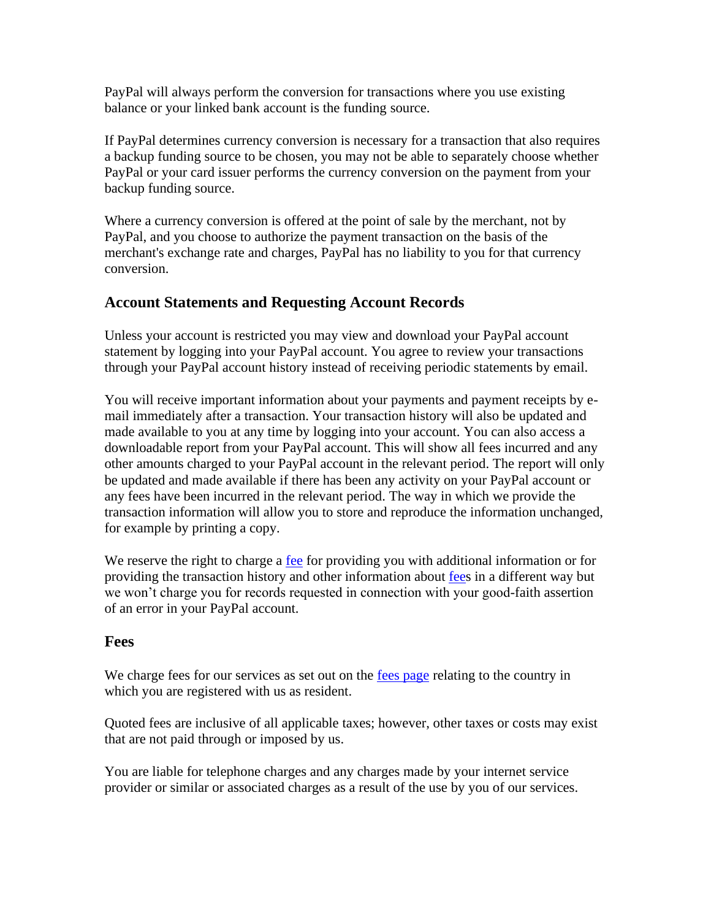PayPal will always perform the conversion for transactions where you use existing balance or your linked bank account is the funding source.

If PayPal determines currency conversion is necessary for a transaction that also requires a backup funding source to be chosen, you may not be able to separately choose whether PayPal or your card issuer performs the currency conversion on the payment from your backup funding source.

Where a currency conversion is offered at the point of sale by the merchant, not by PayPal, and you choose to authorize the payment transaction on the basis of the merchant's exchange rate and charges, PayPal has no liability to you for that currency conversion.

## Account Statements and Requesting Account Records

Unless your account is restricted you may view and download your PayPal account statement by logging into your PayPal account. You agree to review your transactions through your PayPal account history instead of receiving periodic statements by email.

You will receive important information about your payments and payment receipts by e-mail immediately after a transaction. Your transaction history will also be updated and made available to you at any time by logging into your account. You can also access a downloadable report from your PayPal account. This will show all fees incurred and any other amounts charged to your PayPal account in the relevant period. The report will only be updated and made available if there has been any activity on your PayPal account or any fees have been incurred in the relevant period. The way in which we provide the transaction information will allow you to store and reproduce the information unchanged, for example by printing a copy.

We reserve the right to charge a fee for providing you with additional information or for providing the transaction history and other information about fees in a different way but we won't charge you for records requested in connection with your good-faith assertion of an error in your PayPal account.

## Fees

We charge fees for our services as set out on the fees page relating to the country in which you are registered with us as resident.

Quoted fees are inclusive of all applicable taxes; however, other taxes or costs may exist that are not paid through or imposed by us.

You are liable for telephone charges and any charges made by your internet service provider or similar or associated charges as a result of the use by you of our services.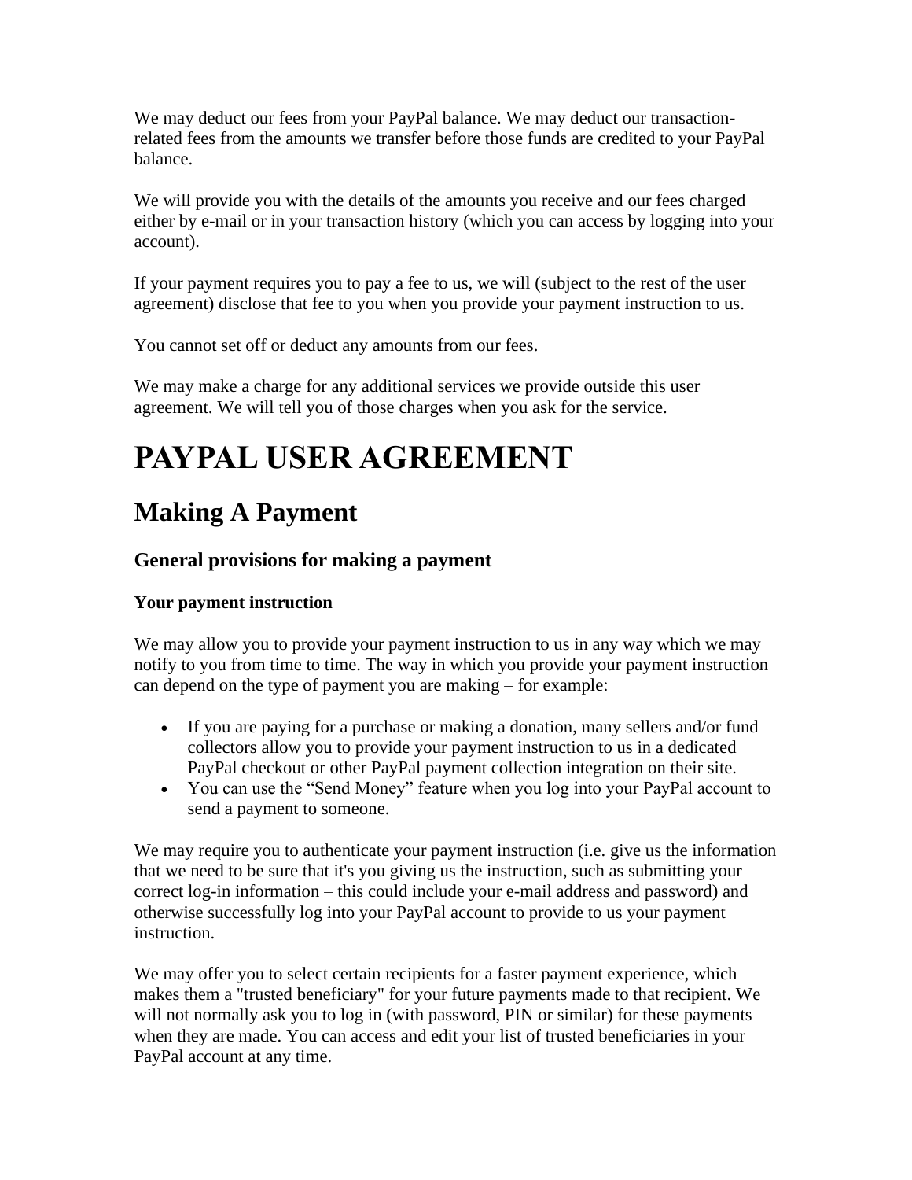We may deduct our fees from your PayPal balance. We may deduct our transaction-related fees from the amounts we transfer before those funds are credited to your PayPal balance.

We will provide you with the details of the amounts you receive and our fees charged either by e-mail or in your transaction history (which you can access by logging into your account).

If your payment requires you to pay a fee to us, we will (subject to the rest of the user agreement) disclose that fee to you when you provide your payment instruction to us.

You cannot set off or deduct any amounts from our fees.

We may make a charge for any additional services we provide outside this user agreement. We will tell you of those charges when you ask for the service.

# PAYPAL USER AGREEMENT

## Making A Payment

### General provisions for making a payment

#### Your payment instruction

We may allow you to provide your payment instruction to us in any way which we may notify to you from time to time. The way in which you provide your payment instruction can depend on the type of payment you are making – for example:

- If you are paying for a purchase or making a donation, many sellers and/or fund collectors allow you to provide your payment instruction to us in a dedicated PayPal checkout or other PayPal payment collection integration on their site.
- You can use the “Send Money” feature when you log into your PayPal account to send a payment to someone.

We may require you to authenticate your payment instruction (i.e. give us the information that we need to be sure that it's you giving us the instruction, such as submitting your correct log-in information – this could include your e-mail address and password) and otherwise successfully log into your PayPal account to provide to us your payment instruction.

We may offer you to select certain recipients for a faster payment experience, which makes them a "trusted beneficiary" for your future payments made to that recipient. We will not normally ask you to log in (with password, PIN or similar) for these payments when they are made. You can access and edit your list of trusted beneficiaries in your PayPal account at any time.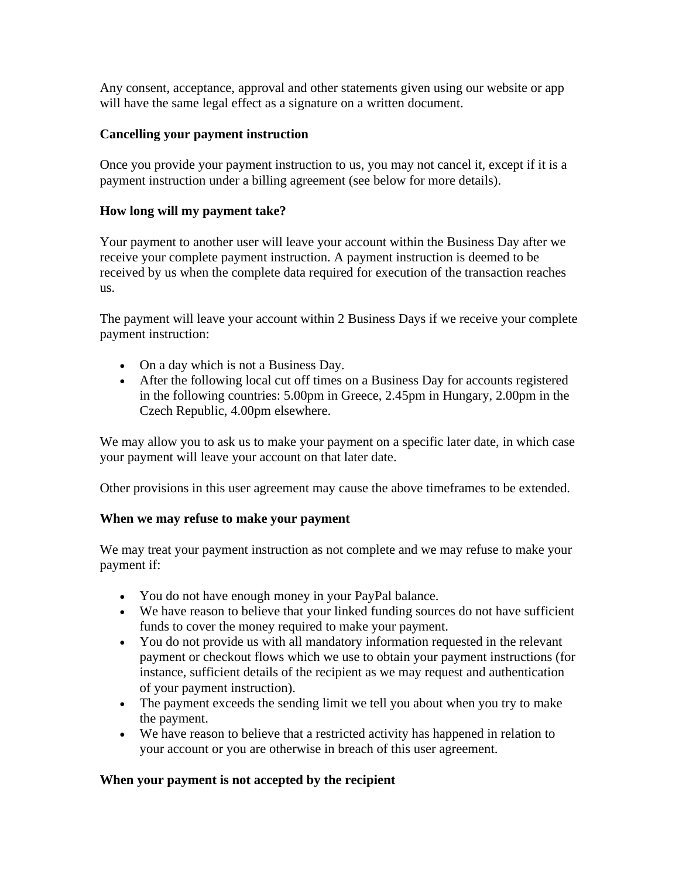Any consent, acceptance, approval and other statements given using our website or app will have the same legal effect as a signature on a written document.

**Cancelling your payment instruction**

Once you provide your payment instruction to us, you may not cancel it, except if it is a payment instruction under a billing agreement (see below for more details).

**How long will my payment take?**

Your payment to another user will leave your account within the Business Day after we receive your complete payment instruction. A payment instruction is deemed to be received by us when the complete data required for execution of the transaction reaches us.

The payment will leave your account within 2 Business Days if we receive your complete payment instruction:

- On a day which is not a Business Day.
- After the following local cut off times on a Business Day for accounts registered in the following countries: 5.00pm in Greece, 2.45pm in Hungary, 2.00pm in the Czech Republic, 4.00pm elsewhere.

We may allow you to ask us to make your payment on a specific later date, in which case your payment will leave your account on that later date.

Other provisions in this user agreement may cause the above timeframes to be extended.

**When we may refuse to make your payment**

We may treat your payment instruction as not complete and we may refuse to make your payment if:

- You do not have enough money in your PayPal balance.
- We have reason to believe that your linked funding sources do not have sufficient funds to cover the money required to make your payment.
- You do not provide us with all mandatory information requested in the relevant payment or checkout flows which we use to obtain your payment instructions (for instance, sufficient details of the recipient as we may request and authentication of your payment instruction).
- The payment exceeds the sending limit we tell you about when you try to make the payment.
- We have reason to believe that a restricted activity has happened in relation to your account or you are otherwise in breach of this user agreement.

**When your payment is not accepted by the recipient**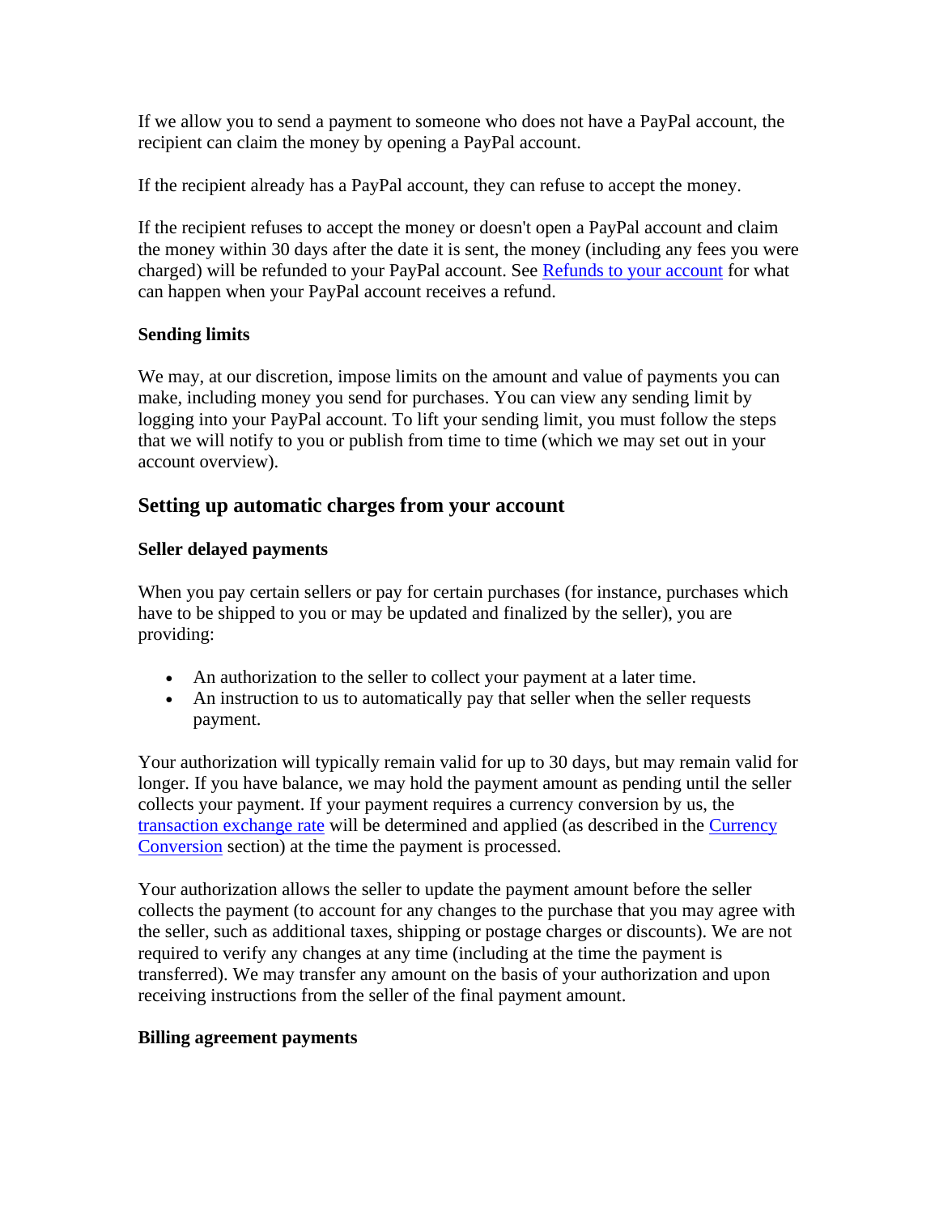If we allow you to send a payment to someone who does not have a PayPal account, the recipient can claim the money by opening a PayPal account.

If the recipient already has a PayPal account, they can refuse to accept the money.

If the recipient refuses to accept the money or doesn't open a PayPal account and claim the money within 30 days after the date it is sent, the money (including any fees you were charged) will be refunded to your PayPal account. See [Refunds to your account]() for what can happen when your PayPal account receives a refund.

### Sending limits

We may, at our discretion, impose limits on the amount and value of payments you can make, including money you send for purchases. You can view any sending limit by logging into your PayPal account. To lift your sending limit, you must follow the steps that we will notify to you or publish from time to time (which we may set out in your account overview).

## Setting up automatic charges from your account

### Seller delayed payments

When you pay certain sellers or pay for certain purchases (for instance, purchases which have to be shipped to you or may be updated and finalized by the seller), you are providing:

- An authorization to the seller to collect your payment at a later time.
- An instruction to us to automatically pay that seller when the seller requests payment.

Your authorization will typically remain valid for up to 30 days, but may remain valid for longer. If you have balance, we may hold the payment amount as pending until the seller collects your payment. If your payment requires a currency conversion by us, the [transaction exchange rate]() will be determined and applied (as described in the [Currency Conversion]() section) at the time the payment is processed.

Your authorization allows the seller to update the payment amount before the seller collects the payment (to account for any changes to the purchase that you may agree with the seller, such as additional taxes, shipping or postage charges or discounts). We are not required to verify any changes at any time (including at the time the payment is transferred). We may transfer any amount on the basis of your authorization and upon receiving instructions from the seller of the final payment amount.

### Billing agreement payments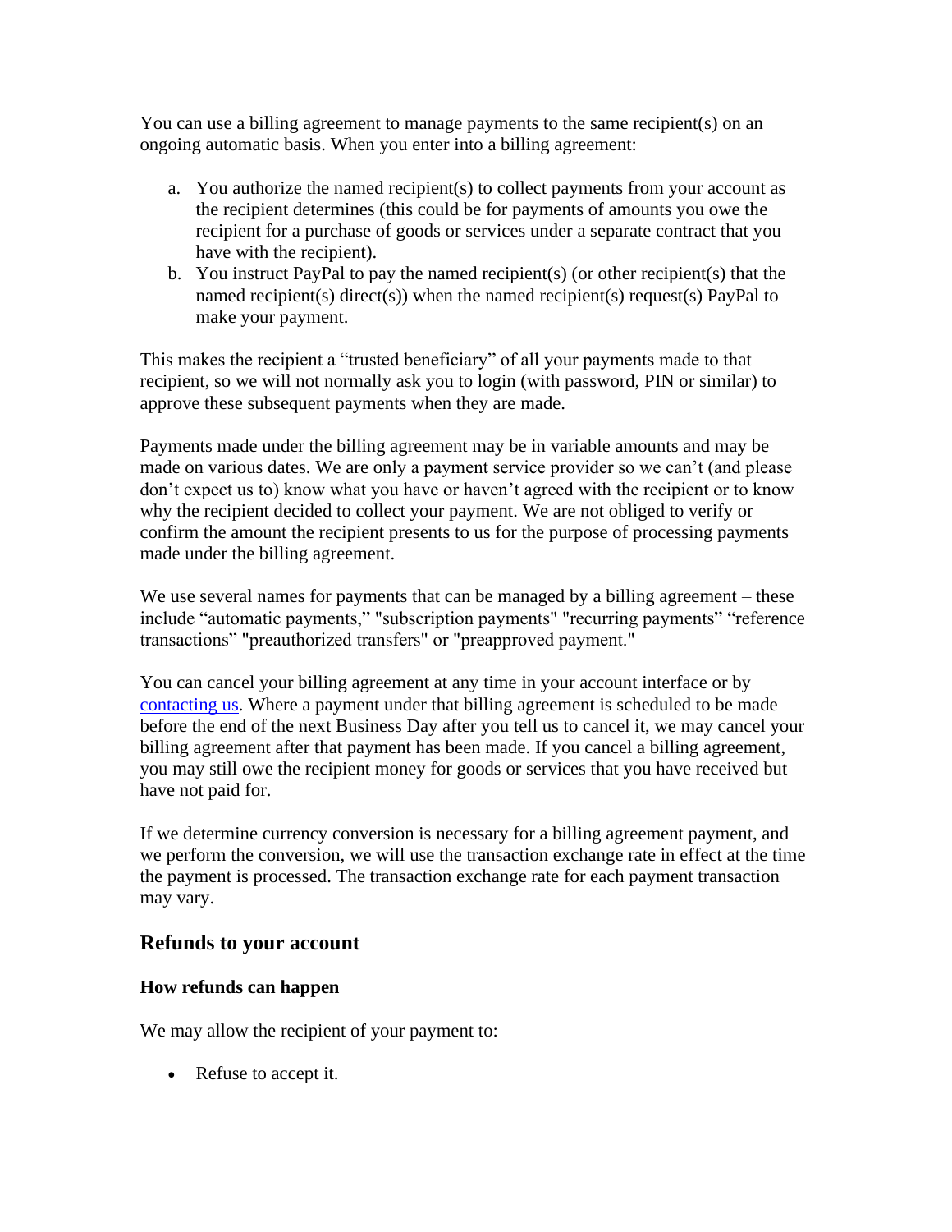You can use a billing agreement to manage payments to the same recipient(s) on an ongoing automatic basis. When you enter into a billing agreement:

a. You authorize the named recipient(s) to collect payments from your account as the recipient determines (this could be for payments of amounts you owe the recipient for a purchase of goods or services under a separate contract that you have with the recipient).
b. You instruct PayPal to pay the named recipient(s) (or other recipient(s) that the named recipient(s) direct(s)) when the named recipient(s) request(s) PayPal to make your payment.

This makes the recipient a "trusted beneficiary" of all your payments made to that recipient, so we will not normally ask you to login (with password, PIN or similar) to approve these subsequent payments when they are made.

Payments made under the billing agreement may be in variable amounts and may be made on various dates. We are only a payment service provider so we can't (and please don't expect us to) know what you have or haven't agreed with the recipient or to know why the recipient decided to collect your payment. We are not obliged to verify or confirm the amount the recipient presents to us for the purpose of processing payments made under the billing agreement.

We use several names for payments that can be managed by a billing agreement – these include "automatic payments," "subscription payments" "recurring payments" "reference transactions" "preauthorized transfers" or "preapproved payment."

You can cancel your billing agreement at any time in your account interface or by [contacting us](). Where a payment under that billing agreement is scheduled to be made before the end of the next Business Day after you tell us to cancel it, we may cancel your billing agreement after that payment has been made. If you cancel a billing agreement, you may still owe the recipient money for goods or services that you have received but have not paid for.

If we determine currency conversion is necessary for a billing agreement payment, and we perform the conversion, we will use the transaction exchange rate in effect at the time the payment is processed. The transaction exchange rate for each payment transaction may vary.

## Refunds to your account

### How refunds can happen

We may allow the recipient of your payment to:

- Refuse to accept it.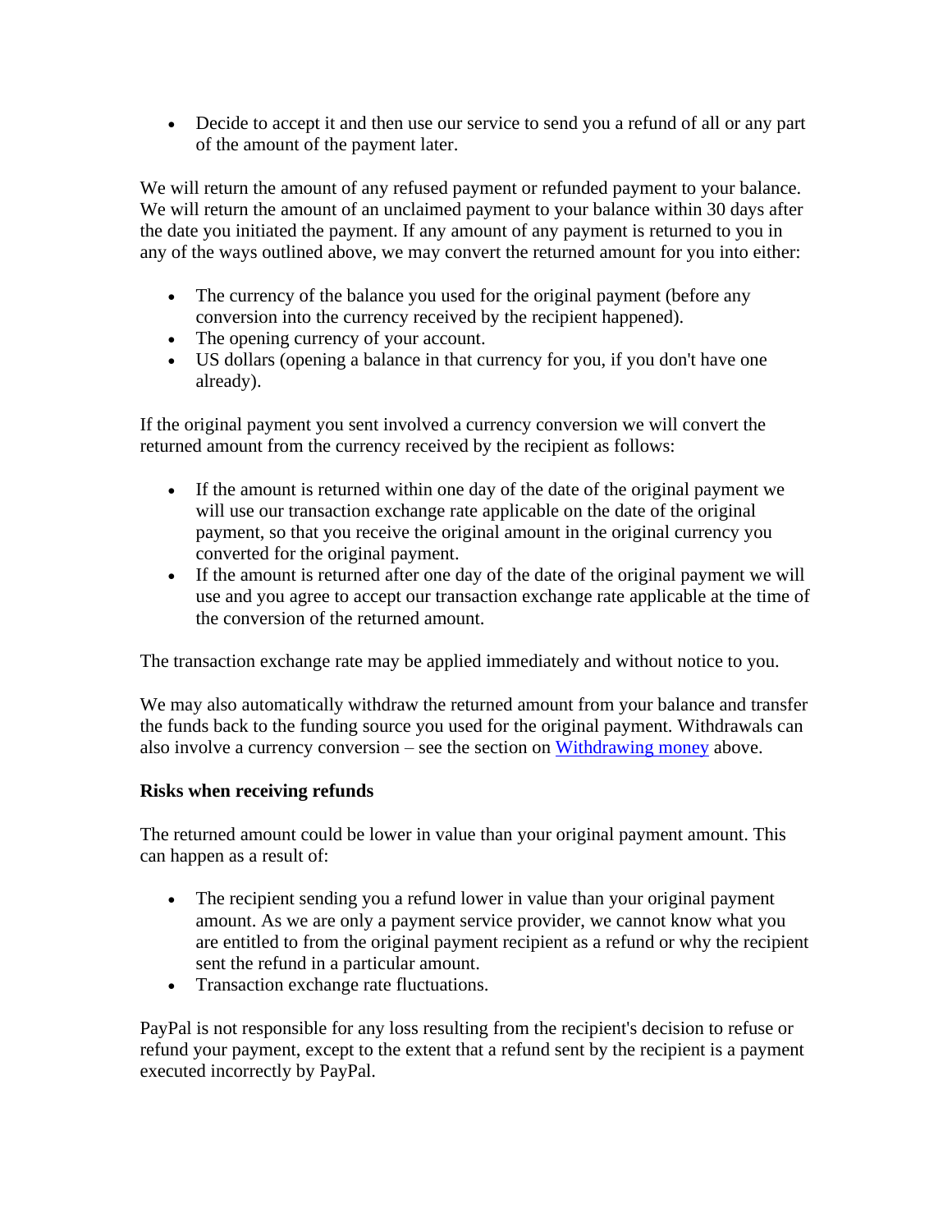- Decide to accept it and then use our service to send you a refund of all or any part of the amount of the payment later.

We will return the amount of any refused payment or refunded payment to your balance. We will return the amount of an unclaimed payment to your balance within 30 days after the date you initiated the payment. If any amount of any payment is returned to you in any of the ways outlined above, we may convert the returned amount for you into either:

- The currency of the balance you used for the original payment (before any conversion into the currency received by the recipient happened).
- The opening currency of your account.
- US dollars (opening a balance in that currency for you, if you don't have one already).

If the original payment you sent involved a currency conversion we will convert the returned amount from the currency received by the recipient as follows:

- If the amount is returned within one day of the date of the original payment we will use our transaction exchange rate applicable on the date of the original payment, so that you receive the original amount in the original currency you converted for the original payment.
- If the amount is returned after one day of the date of the original payment we will use and you agree to accept our transaction exchange rate applicable at the time of the conversion of the returned amount.

The transaction exchange rate may be applied immediately and without notice to you.

We may also automatically withdraw the returned amount from your balance and transfer the funds back to the funding source you used for the original payment. Withdrawals can also involve a currency conversion – see the section on [Withdrawing money](#) above.

**Risks when receiving refunds**

The returned amount could be lower in value than your original payment amount. This can happen as a result of:

- The recipient sending you a refund lower in value than your original payment amount. As we are only a payment service provider, we cannot know what you are entitled to from the original payment recipient as a refund or why the recipient sent the refund in a particular amount.
- Transaction exchange rate fluctuations.

PayPal is not responsible for any loss resulting from the recipient's decision to refuse or refund your payment, except to the extent that a refund sent by the recipient is a payment executed incorrectly by PayPal.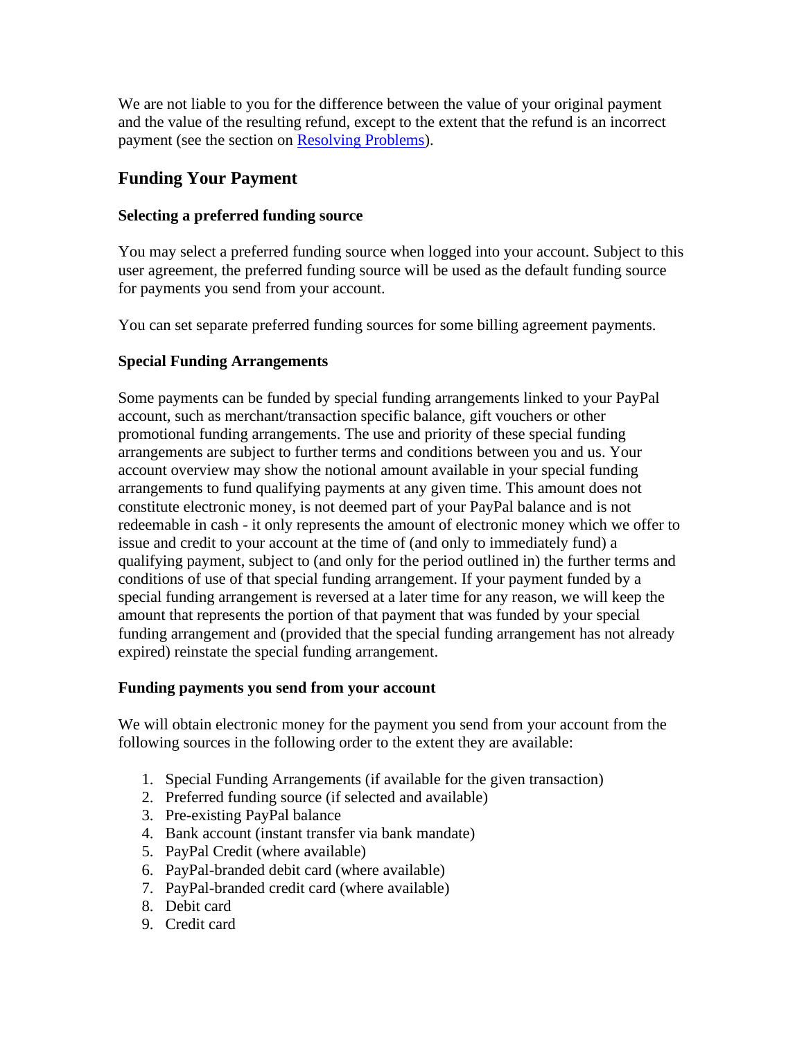We are not liable to you for the difference between the value of your original payment and the value of the resulting refund, except to the extent that the refund is an incorrect payment (see the section on [Resolving Problems](#)).

## Funding Your Payment

**Selecting a preferred funding source**

You may select a preferred funding source when logged into your account. Subject to this user agreement, the preferred funding source will be used as the default funding source for payments you send from your account.

You can set separate preferred funding sources for some billing agreement payments.

**Special Funding Arrangements**

Some payments can be funded by special funding arrangements linked to your PayPal account, such as merchant/transaction specific balance, gift vouchers or other promotional funding arrangements. The use and priority of these special funding arrangements are subject to further terms and conditions between you and us. Your account overview may show the notional amount available in your special funding arrangements to fund qualifying payments at any given time. This amount does not constitute electronic money, is not deemed part of your PayPal balance and is not redeemable in cash - it only represents the amount of electronic money which we offer to issue and credit to your account at the time of (and only to immediately fund) a qualifying payment, subject to (and only for the period outlined in) the further terms and conditions of use of that special funding arrangement. If your payment funded by a special funding arrangement is reversed at a later time for any reason, we will keep the amount that represents the portion of that payment that was funded by your special funding arrangement and (provided that the special funding arrangement has not already expired) reinstate the special funding arrangement.

**Funding payments you send from your account**

We will obtain electronic money for the payment you send from your account from the following sources in the following order to the extent they are available:

1. Special Funding Arrangements (if available for the given transaction)
2. Preferred funding source (if selected and available)
3. Pre-existing PayPal balance
4. Bank account (instant transfer via bank mandate)
5. PayPal Credit (where available)
6. PayPal-branded debit card (where available)
7. PayPal-branded credit card (where available)
8. Debit card
9. Credit card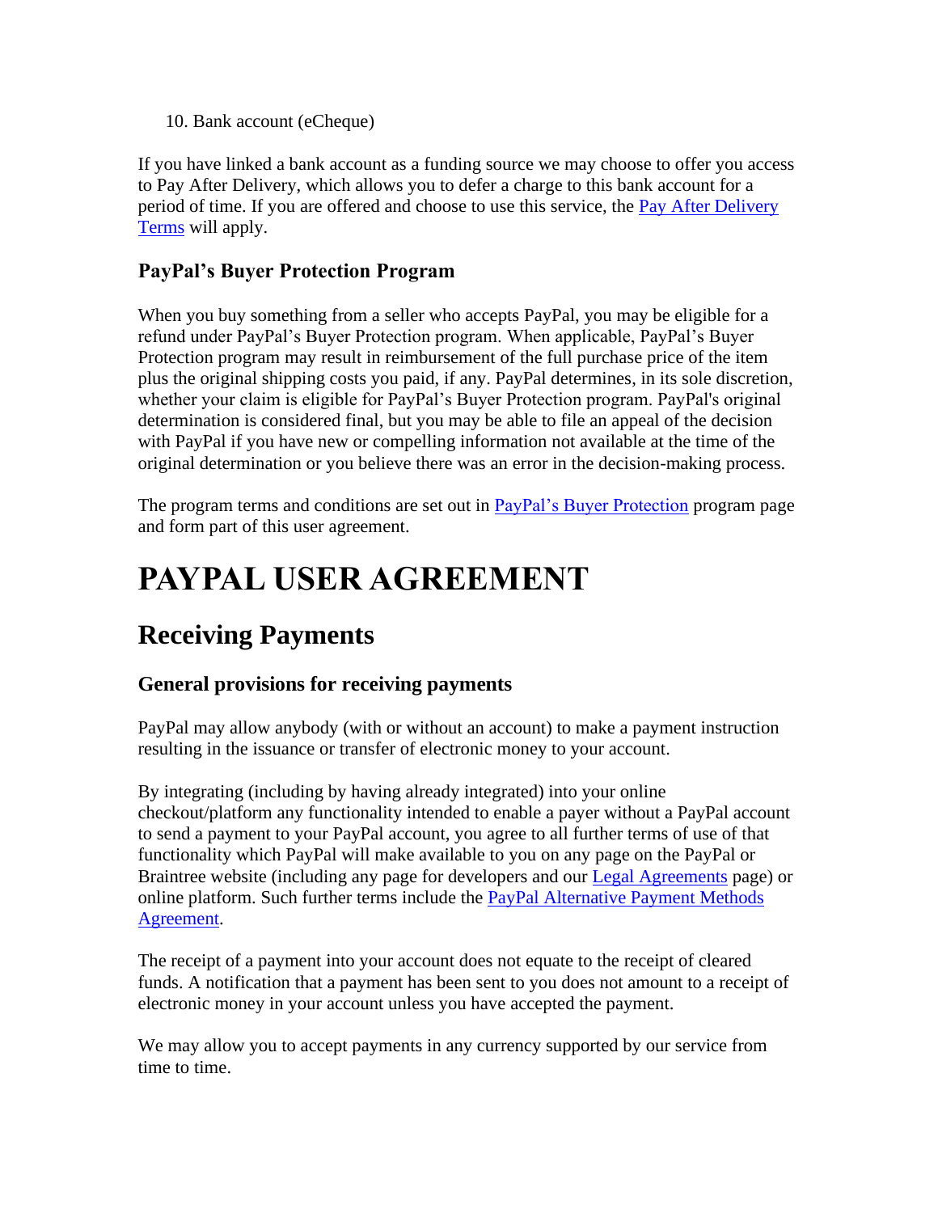10. Bank account (eCheque)

If you have linked a bank account as a funding source we may choose to offer you access to Pay After Delivery, which allows you to defer a charge to this bank account for a period of time. If you are offered and choose to use this service, the [Pay After Delivery Terms]() will apply.

### PayPal's Buyer Protection Program

When you buy something from a seller who accepts PayPal, you may be eligible for a refund under PayPal's Buyer Protection program. When applicable, PayPal's Buyer Protection program may result in reimbursement of the full purchase price of the item plus the original shipping costs you paid, if any. PayPal determines, in its sole discretion, whether your claim is eligible for PayPal's Buyer Protection program. PayPal's original determination is considered final, but you may be able to file an appeal of the decision with PayPal if you have new or compelling information not available at the time of the original determination or you believe there was an error in the decision-making process.

The program terms and conditions are set out in [PayPal's Buyer Protection]() program page and form part of this user agreement.

# PAYPAL USER AGREEMENT

## Receiving Payments

### General provisions for receiving payments

PayPal may allow anybody (with or without an account) to make a payment instruction resulting in the issuance or transfer of electronic money to your account.

By integrating (including by having already integrated) into your online checkout/platform any functionality intended to enable a payer without a PayPal account to send a payment to your PayPal account, you agree to all further terms of use of that functionality which PayPal will make available to you on any page on the PayPal or Braintree website (including any page for developers and our [Legal Agreements]() page) or online platform. Such further terms include the [PayPal Alternative Payment Methods Agreement]().

The receipt of a payment into your account does not equate to the receipt of cleared funds. A notification that a payment has been sent to you does not amount to a receipt of electronic money in your account unless you have accepted the payment.

We may allow you to accept payments in any currency supported by our service from time to time.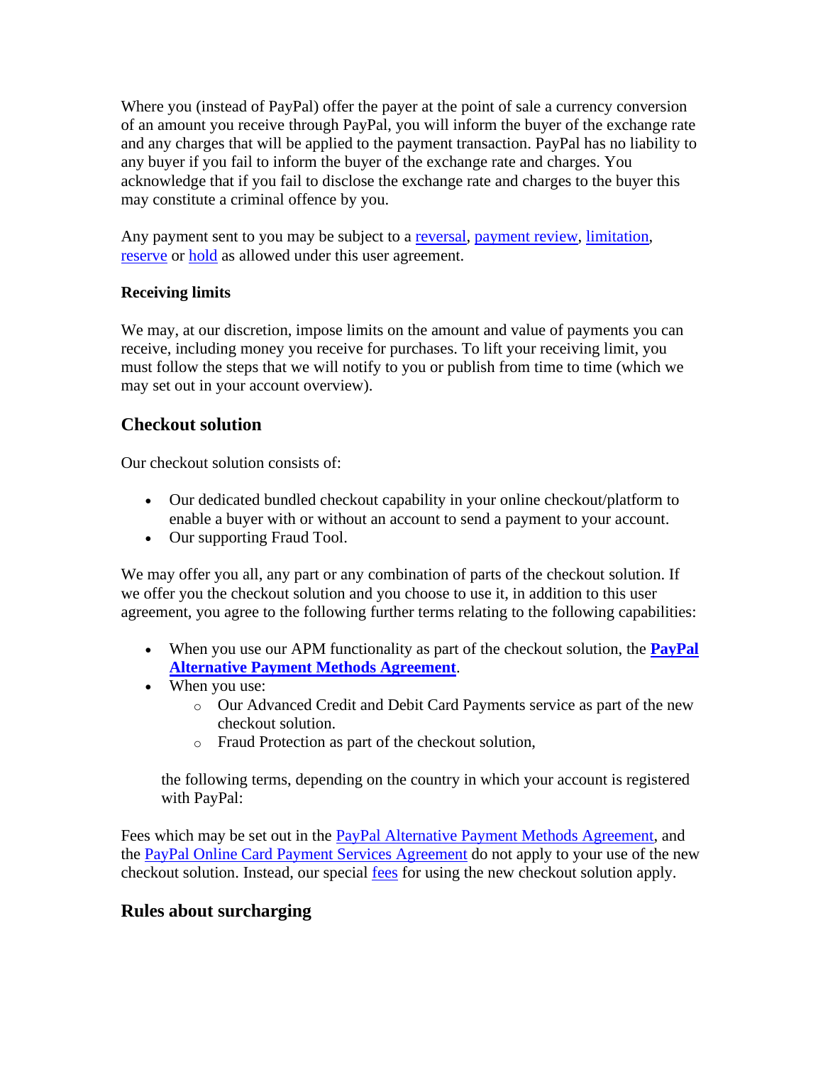Where you (instead of PayPal) offer the payer at the point of sale a currency conversion of an amount you receive through PayPal, you will inform the buyer of the exchange rate and any charges that will be applied to the payment transaction. PayPal has no liability to any buyer if you fail to inform the buyer of the exchange rate and charges. You acknowledge that if you fail to disclose the exchange rate and charges to the buyer this may constitute a criminal offence by you.

Any payment sent to you may be subject to a reversal, payment review, limitation, reserve or hold as allowed under this user agreement.

### Receiving limits

We may, at our discretion, impose limits on the amount and value of payments you can receive, including money you receive for purchases. To lift your receiving limit, you must follow the steps that we will notify to you or publish from time to time (which we may set out in your account overview).

## Checkout solution

Our checkout solution consists of:

- Our dedicated bundled checkout capability in your online checkout/platform to enable a buyer with or without an account to send a payment to your account.
- Our supporting Fraud Tool.

We may offer you all, any part or any combination of parts of the checkout solution. If we offer you the checkout solution and you choose to use it, in addition to this user agreement, you agree to the following further terms relating to the following capabilities:

- When you use our APM functionality as part of the checkout solution, the **PayPal Alternative Payment Methods Agreement**.
- When you use:
  - Our Advanced Credit and Debit Card Payments service as part of the new checkout solution.
  - Fraud Protection as part of the checkout solution,

  the following terms, depending on the country in which your account is registered with PayPal:

Fees which may be set out in the PayPal Alternative Payment Methods Agreement, and the PayPal Online Card Payment Services Agreement do not apply to your use of the new checkout solution. Instead, our special fees for using the new checkout solution apply.

## Rules about surcharging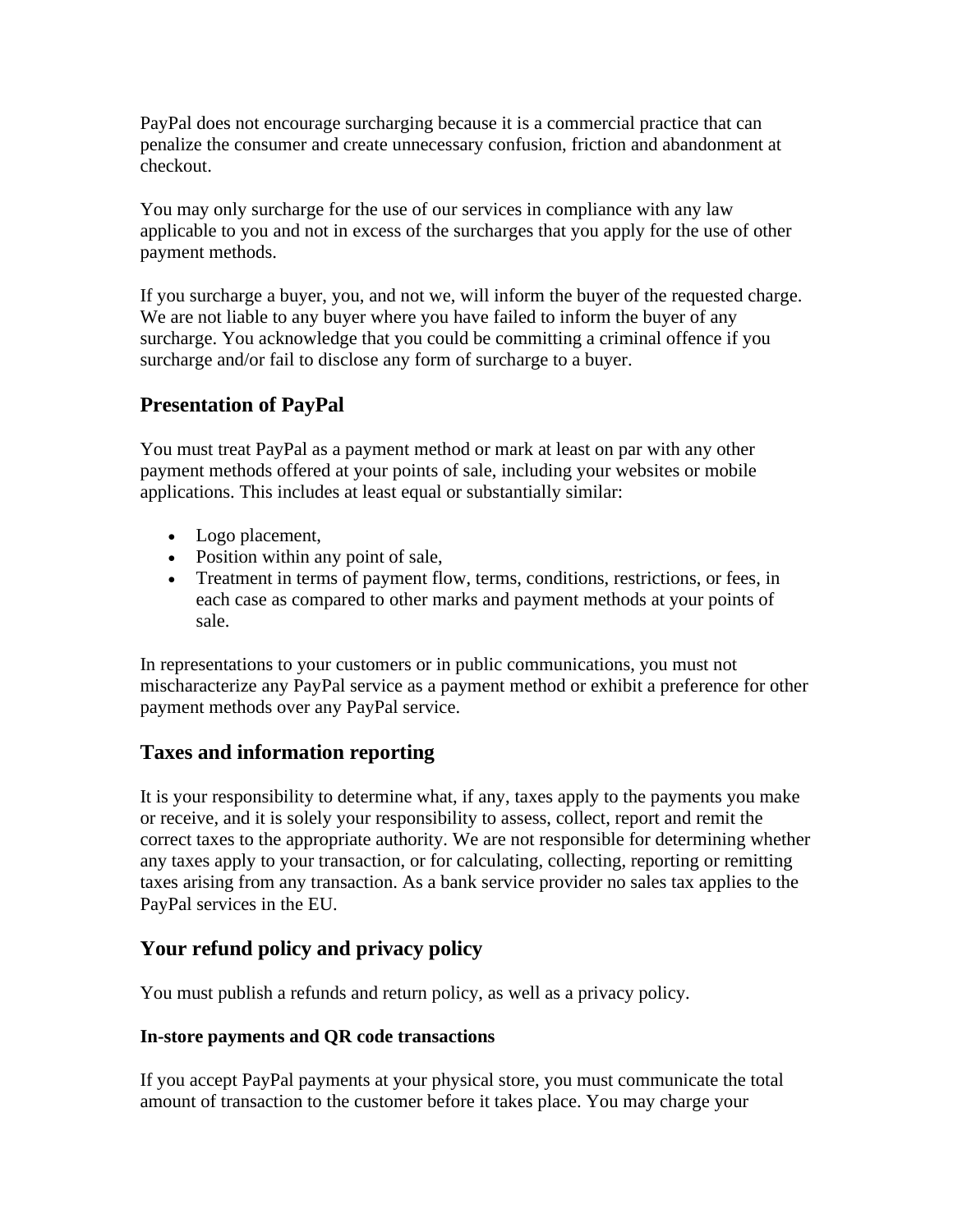PayPal does not encourage surcharging because it is a commercial practice that can penalize the consumer and create unnecessary confusion, friction and abandonment at checkout.

You may only surcharge for the use of our services in compliance with any law applicable to you and not in excess of the surcharges that you apply for the use of other payment methods.

If you surcharge a buyer, you, and not we, will inform the buyer of the requested charge. We are not liable to any buyer where you have failed to inform the buyer of any surcharge. You acknowledge that you could be committing a criminal offence if you surcharge and/or fail to disclose any form of surcharge to a buyer.

## Presentation of PayPal

You must treat PayPal as a payment method or mark at least on par with any other payment methods offered at your points of sale, including your websites or mobile applications. This includes at least equal or substantially similar:

- Logo placement,
- Position within any point of sale,
- Treatment in terms of payment flow, terms, conditions, restrictions, or fees, in each case as compared to other marks and payment methods at your points of sale.

In representations to your customers or in public communications, you must not mischaracterize any PayPal service as a payment method or exhibit a preference for other payment methods over any PayPal service.

## Taxes and information reporting

It is your responsibility to determine what, if any, taxes apply to the payments you make or receive, and it is solely your responsibility to assess, collect, report and remit the correct taxes to the appropriate authority. We are not responsible for determining whether any taxes apply to your transaction, or for calculating, collecting, reporting or remitting taxes arising from any transaction. As a bank service provider no sales tax applies to the PayPal services in the EU.

## Your refund policy and privacy policy

You must publish a refunds and return policy, as well as a privacy policy.

### In-store payments and QR code transactions

If you accept PayPal payments at your physical store, you must communicate the total amount of transaction to the customer before it takes place. You may charge your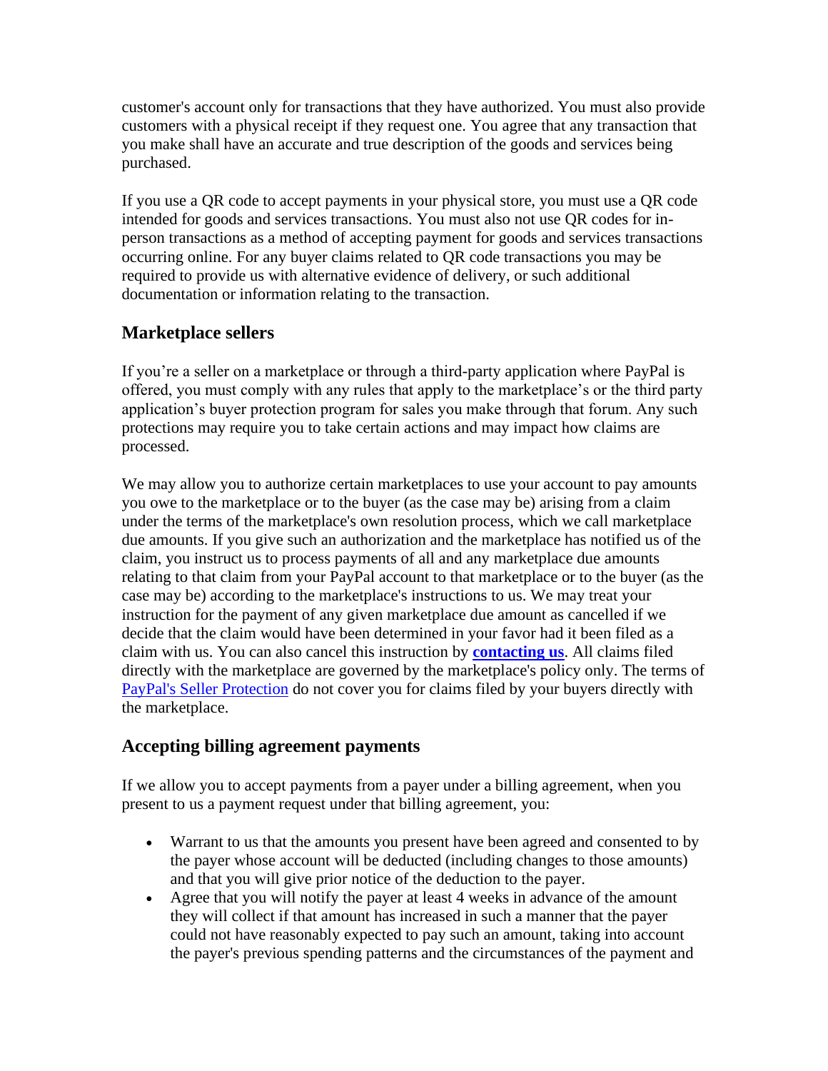customer's account only for transactions that they have authorized. You must also provide customers with a physical receipt if they request one. You agree that any transaction that you make shall have an accurate and true description of the goods and services being purchased.

If you use a QR code to accept payments in your physical store, you must use a QR code intended for goods and services transactions. You must also not use QR codes for in-person transactions as a method of accepting payment for goods and services transactions occurring online. For any buyer claims related to QR code transactions you may be required to provide us with alternative evidence of delivery, or such additional documentation or information relating to the transaction.

## Marketplace sellers

If you're a seller on a marketplace or through a third-party application where PayPal is offered, you must comply with any rules that apply to the marketplace's or the third party application's buyer protection program for sales you make through that forum. Any such protections may require you to take certain actions and may impact how claims are processed.

We may allow you to authorize certain marketplaces to use your account to pay amounts you owe to the marketplace or to the buyer (as the case may be) arising from a claim under the terms of the marketplace's own resolution process, which we call marketplace due amounts. If you give such an authorization and the marketplace has notified us of the claim, you instruct us to process payments of all and any marketplace due amounts relating to that claim from your PayPal account to that marketplace or to the buyer (as the case may be) according to the marketplace's instructions to us. We may treat your instruction for the payment of any given marketplace due amount as cancelled if we decide that the claim would have been determined in your favor had it been filed as a claim with us. You can also cancel this instruction by **contacting us**. All claims filed directly with the marketplace are governed by the marketplace's policy only. The terms of PayPal's Seller Protection do not cover you for claims filed by your buyers directly with the marketplace.

## Accepting billing agreement payments

If we allow you to accept payments from a payer under a billing agreement, when you present to us a payment request under that billing agreement, you:

- Warrant to us that the amounts you present have been agreed and consented to by the payer whose account will be deducted (including changes to those amounts) and that you will give prior notice of the deduction to the payer.
- Agree that you will notify the payer at least 4 weeks in advance of the amount they will collect if that amount has increased in such a manner that the payer could not have reasonably expected to pay such an amount, taking into account the payer's previous spending patterns and the circumstances of the payment and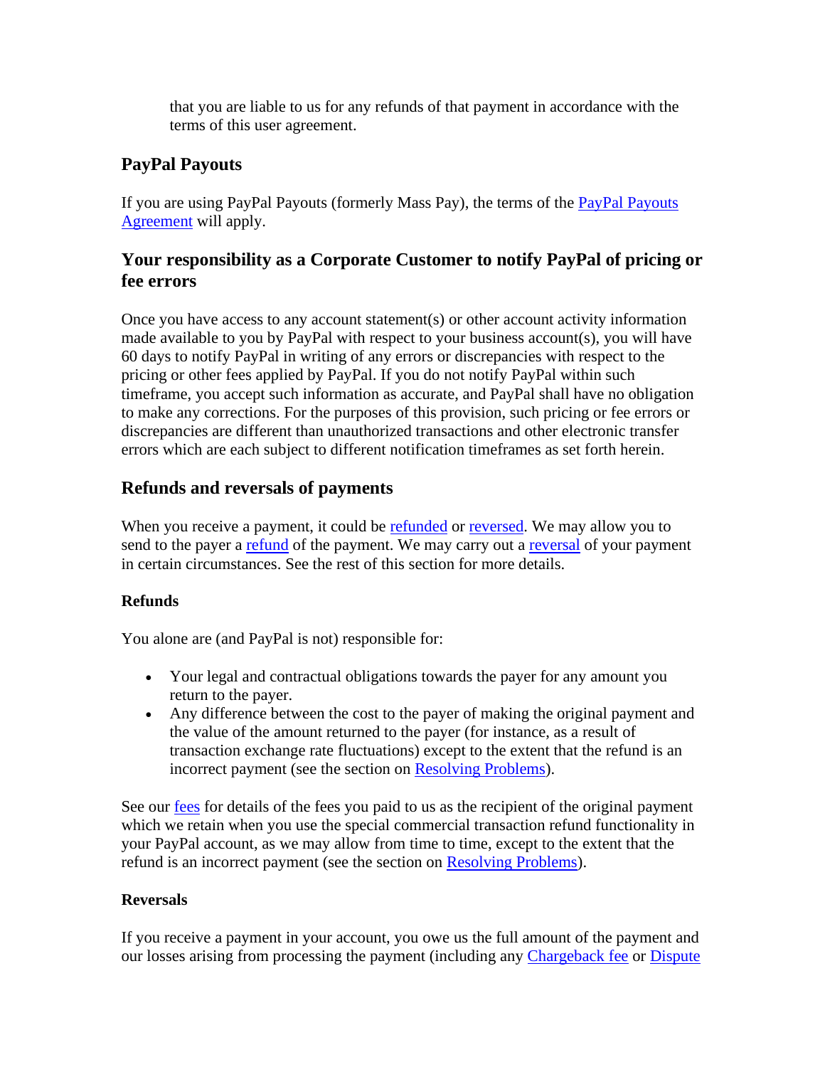that you are liable to us for any refunds of that payment in accordance with the terms of this user agreement.

### PayPal Payouts

If you are using PayPal Payouts (formerly Mass Pay), the terms of the PayPal Payouts Agreement will apply.

### Your responsibility as a Corporate Customer to notify PayPal of pricing or fee errors

Once you have access to any account statement(s) or other account activity information made available to you by PayPal with respect to your business account(s), you will have 60 days to notify PayPal in writing of any errors or discrepancies with respect to the pricing or other fees applied by PayPal. If you do not notify PayPal within such timeframe, you accept such information as accurate, and PayPal shall have no obligation to make any corrections. For the purposes of this provision, such pricing or fee errors or discrepancies are different than unauthorized transactions and other electronic transfer errors which are each subject to different notification timeframes as set forth herein.

### Refunds and reversals of payments

When you receive a payment, it could be refunded or reversed. We may allow you to send to the payer a refund of the payment. We may carry out a reversal of your payment in certain circumstances. See the rest of this section for more details.

#### Refunds

You alone are (and PayPal is not) responsible for:

- Your legal and contractual obligations towards the payer for any amount you return to the payer.
- Any difference between the cost to the payer of making the original payment and the value of the amount returned to the payer (for instance, as a result of transaction exchange rate fluctuations) except to the extent that the refund is an incorrect payment (see the section on Resolving Problems).

See our fees for details of the fees you paid to us as the recipient of the original payment which we retain when you use the special commercial transaction refund functionality in your PayPal account, as we may allow from time to time, except to the extent that the refund is an incorrect payment (see the section on Resolving Problems).

#### Reversals

If you receive a payment in your account, you owe us the full amount of the payment and our losses arising from processing the payment (including any Chargeback fee or Dispute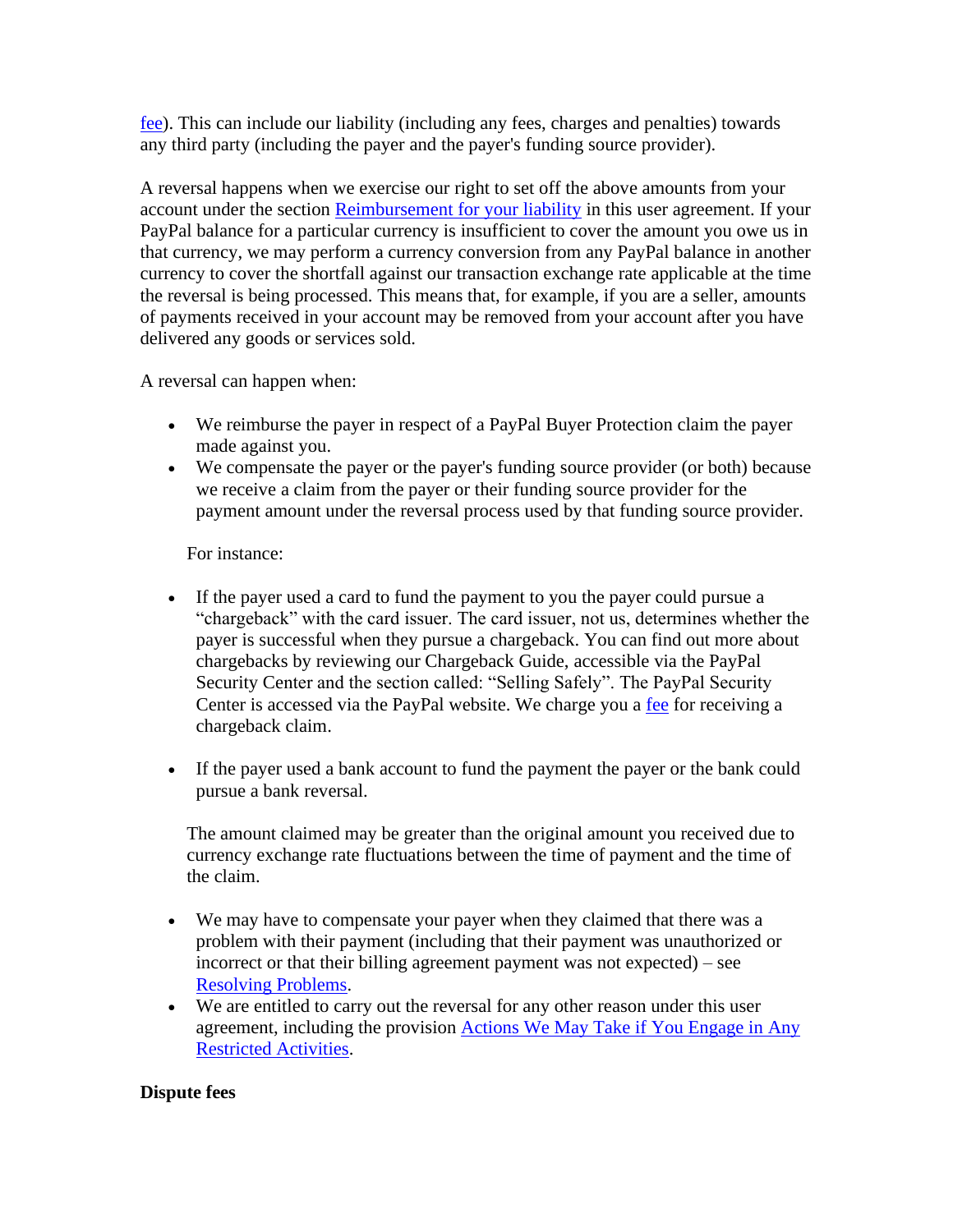fee). This can include our liability (including any fees, charges and penalties) towards any third party (including the payer and the payer's funding source provider).

A reversal happens when we exercise our right to set off the above amounts from your account under the section Reimbursement for your liability in this user agreement. If your PayPal balance for a particular currency is insufficient to cover the amount you owe us in that currency, we may perform a currency conversion from any PayPal balance in another currency to cover the shortfall against our transaction exchange rate applicable at the time the reversal is being processed. This means that, for example, if you are a seller, amounts of payments received in your account may be removed from your account after you have delivered any goods or services sold.

A reversal can happen when:

- We reimburse the payer in respect of a PayPal Buyer Protection claim the payer made against you.
- We compensate the payer or the payer's funding source provider (or both) because we receive a claim from the payer or their funding source provider for the payment amount under the reversal process used by that funding source provider.

  For instance:

- If the payer used a card to fund the payment to you the payer could pursue a "chargeback" with the card issuer. The card issuer, not us, determines whether the payer is successful when they pursue a chargeback. You can find out more about chargebacks by reviewing our Chargeback Guide, accessible via the PayPal Security Center and the section called: "Selling Safely". The PayPal Security Center is accessed via the PayPal website. We charge you a fee for receiving a chargeback claim.

- If the payer used a bank account to fund the payment the payer or the bank could pursue a bank reversal.

  The amount claimed may be greater than the original amount you received due to currency exchange rate fluctuations between the time of payment and the time of the claim.

- We may have to compensate your payer when they claimed that there was a problem with their payment (including that their payment was unauthorized or incorrect or that their billing agreement payment was not expected) – see Resolving Problems.
- We are entitled to carry out the reversal for any other reason under this user agreement, including the provision Actions We May Take if You Engage in Any Restricted Activities.

**Dispute fees**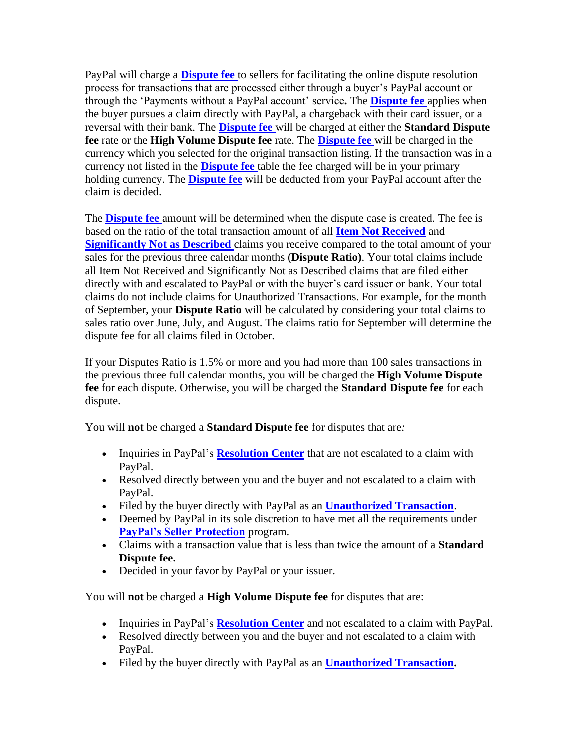PayPal will charge a **Dispute fee** to sellers for facilitating the online dispute resolution process for transactions that are processed either through a buyer's PayPal account or through the 'Payments without a PayPal account' service**.** The **Dispute fee** applies when the buyer pursues a claim directly with PayPal, a chargeback with their card issuer, or a reversal with their bank. The **Dispute fee** will be charged at either the **Standard Dispute fee** rate or the **High Volume Dispute fee** rate. The **Dispute fee** will be charged in the currency which you selected for the original transaction listing. If the transaction was in a currency not listed in the **Dispute fee** table the fee charged will be in your primary holding currency. The **Dispute fee** will be deducted from your PayPal account after the claim is decided.

The **Dispute fee** amount will be determined when the dispute case is created. The fee is based on the ratio of the total transaction amount of all **Item Not Received** and **Significantly Not as Described** claims you receive compared to the total amount of your sales for the previous three calendar months **(Dispute Ratio)**. Your total claims include all Item Not Received and Significantly Not as Described claims that are filed either directly with and escalated to PayPal or with the buyer's card issuer or bank. Your total claims do not include claims for Unauthorized Transactions. For example, for the month of September, your **Dispute Ratio** will be calculated by considering your total claims to sales ratio over June, July, and August. The claims ratio for September will determine the dispute fee for all claims filed in October.

If your Disputes Ratio is 1.5% or more and you had more than 100 sales transactions in the previous three full calendar months, you will be charged the **High Volume Dispute fee** for each dispute. Otherwise, you will be charged the **Standard Dispute fee** for each dispute.

You will **not** be charged a **Standard Dispute fee** for disputes that are*:*

- Inquiries in PayPal's **Resolution Center** that are not escalated to a claim with PayPal.
- Resolved directly between you and the buyer and not escalated to a claim with PayPal.
- Filed by the buyer directly with PayPal as an **Unauthorized Transaction**.
- Deemed by PayPal in its sole discretion to have met all the requirements under **PayPal's Seller Protection** program.
- Claims with a transaction value that is less than twice the amount of a **Standard Dispute fee.**
- Decided in your favor by PayPal or your issuer.

You will **not** be charged a **High Volume Dispute fee** for disputes that are:

- Inquiries in PayPal's **Resolution Center** and not escalated to a claim with PayPal.
- Resolved directly between you and the buyer and not escalated to a claim with PayPal.
- Filed by the buyer directly with PayPal as an **Unauthorized Transaction.**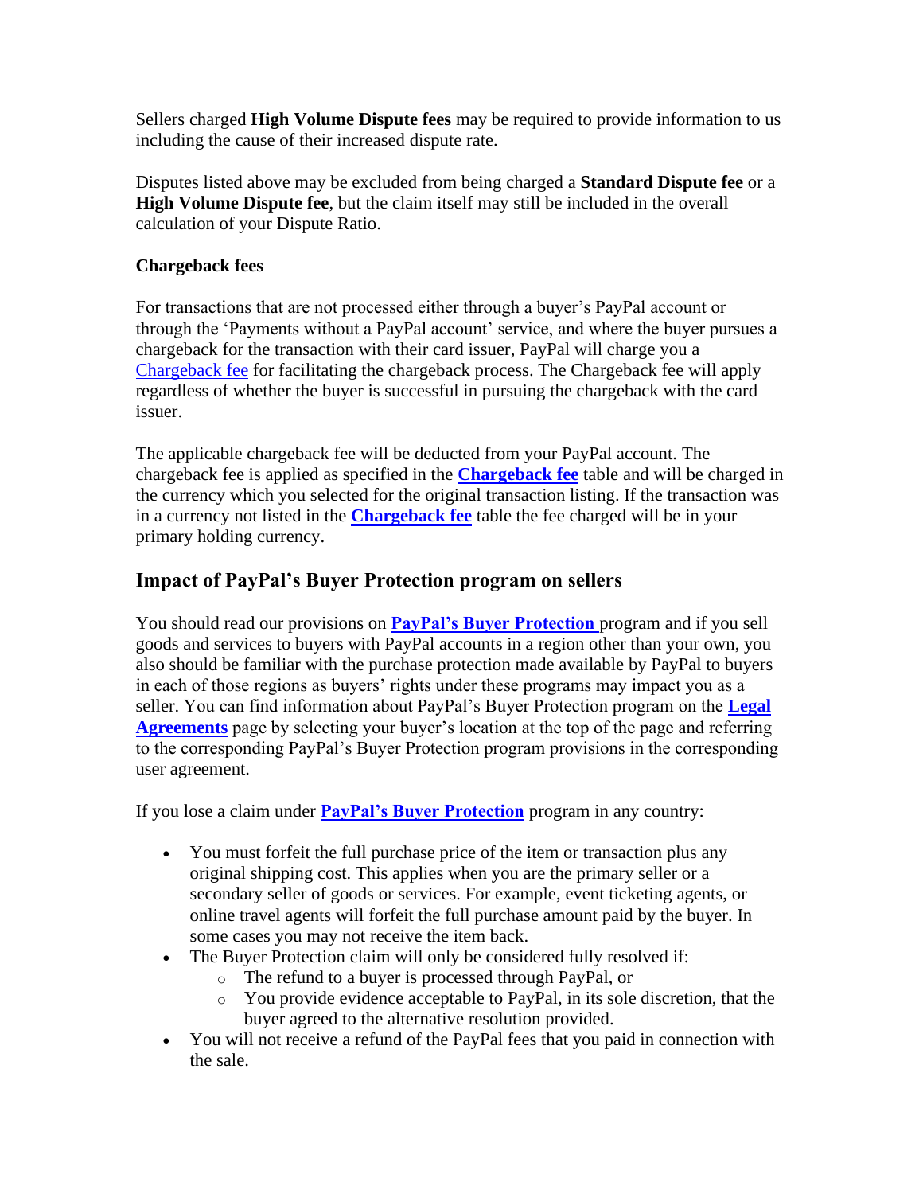Sellers charged **High Volume Dispute fees** may be required to provide information to us including the cause of their increased dispute rate.

Disputes listed above may be excluded from being charged a **Standard Dispute fee** or a **High Volume Dispute fee**, but the claim itself may still be included in the overall calculation of your Dispute Ratio.

**Chargeback fees**

For transactions that are not processed either through a buyer's PayPal account or through the 'Payments without a PayPal account' service, and where the buyer pursues a chargeback for the transaction with their card issuer, PayPal will charge you a Chargeback fee for facilitating the chargeback process. The Chargeback fee will apply regardless of whether the buyer is successful in pursuing the chargeback with the card issuer.

The applicable chargeback fee will be deducted from your PayPal account. The chargeback fee is applied as specified in the **Chargeback fee** table and will be charged in the currency which you selected for the original transaction listing. If the transaction was in a currency not listed in the **Chargeback fee** table the fee charged will be in your primary holding currency.

## Impact of PayPal's Buyer Protection program on sellers

You should read our provisions on **PayPal's Buyer Protection** program and if you sell goods and services to buyers with PayPal accounts in a region other than your own, you also should be familiar with the purchase protection made available by PayPal to buyers in each of those regions as buyers' rights under these programs may impact you as a seller. You can find information about PayPal's Buyer Protection program on the **Legal Agreements** page by selecting your buyer's location at the top of the page and referring to the corresponding PayPal's Buyer Protection program provisions in the corresponding user agreement.

If you lose a claim under **PayPal's Buyer Protection** program in any country:

- You must forfeit the full purchase price of the item or transaction plus any original shipping cost. This applies when you are the primary seller or a secondary seller of goods or services. For example, event ticketing agents, or online travel agents will forfeit the full purchase amount paid by the buyer. In some cases you may not receive the item back.
- The Buyer Protection claim will only be considered fully resolved if:
  - The refund to a buyer is processed through PayPal, or
  - You provide evidence acceptable to PayPal, in its sole discretion, that the buyer agreed to the alternative resolution provided.
- You will not receive a refund of the PayPal fees that you paid in connection with the sale.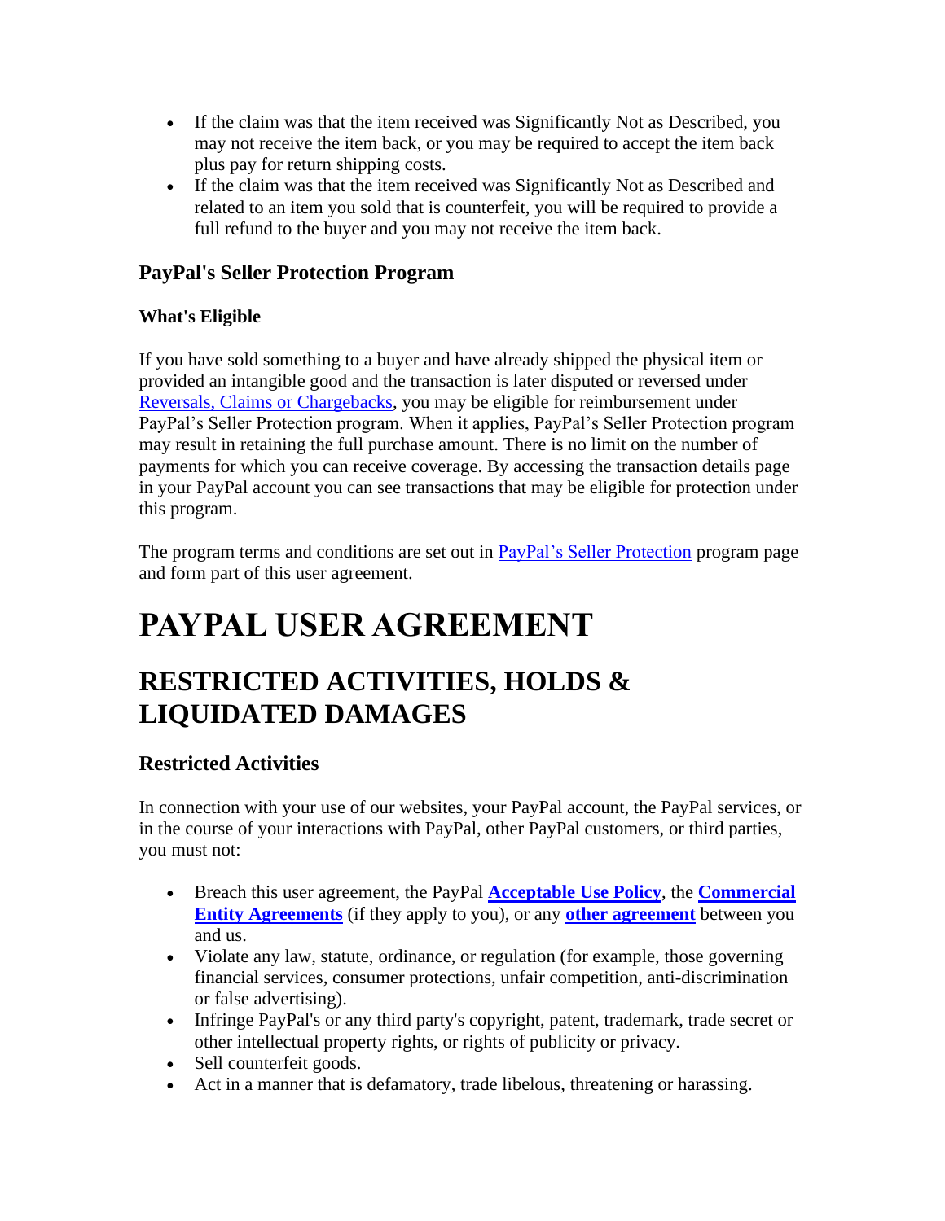- If the claim was that the item received was Significantly Not as Described, you may not receive the item back, or you may be required to accept the item back plus pay for return shipping costs.
- If the claim was that the item received was Significantly Not as Described and related to an item you sold that is counterfeit, you will be required to provide a full refund to the buyer and you may not receive the item back.

### PayPal's Seller Protection Program

#### What's Eligible

If you have sold something to a buyer and have already shipped the physical item or provided an intangible good and the transaction is later disputed or reversed under Reversals, Claims or Chargebacks, you may be eligible for reimbursement under PayPal's Seller Protection program. When it applies, PayPal's Seller Protection program may result in retaining the full purchase amount. There is no limit on the number of payments for which you can receive coverage. By accessing the transaction details page in your PayPal account you can see transactions that may be eligible for protection under this program.

The program terms and conditions are set out in PayPal's Seller Protection program page and form part of this user agreement.

# PAYPAL USER AGREEMENT

## RESTRICTED ACTIVITIES, HOLDS & LIQUIDATED DAMAGES

### Restricted Activities

In connection with your use of our websites, your PayPal account, the PayPal services, or in the course of your interactions with PayPal, other PayPal customers, or third parties, you must not:

- Breach this user agreement, the PayPal **Acceptable Use Policy**, the **Commercial Entity Agreements** (if they apply to you), or any **other agreement** between you and us.
- Violate any law, statute, ordinance, or regulation (for example, those governing financial services, consumer protections, unfair competition, anti-discrimination or false advertising).
- Infringe PayPal's or any third party's copyright, patent, trademark, trade secret or other intellectual property rights, or rights of publicity or privacy.
- Sell counterfeit goods.
- Act in a manner that is defamatory, trade libelous, threatening or harassing.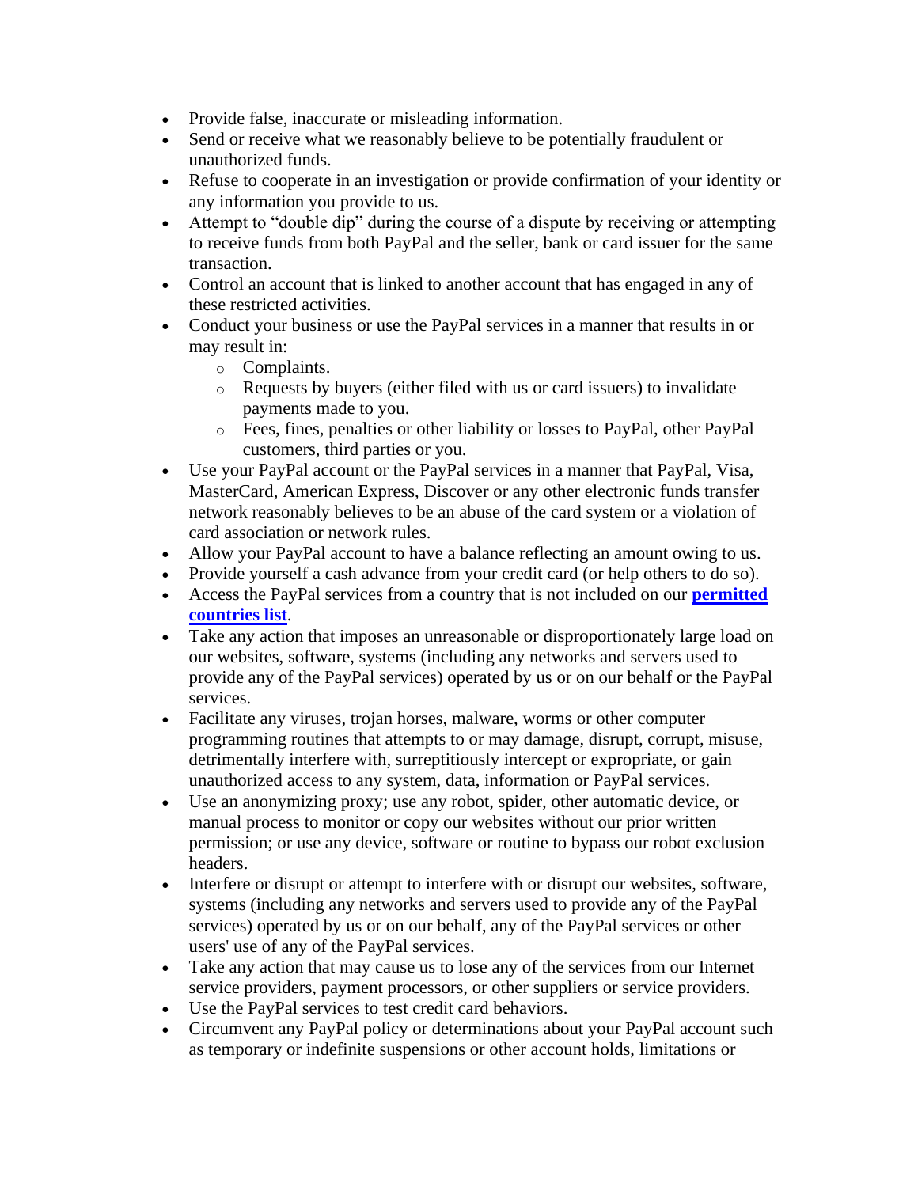- Provide false, inaccurate or misleading information.
- Send or receive what we reasonably believe to be potentially fraudulent or unauthorized funds.
- Refuse to cooperate in an investigation or provide confirmation of your identity or any information you provide to us.
- Attempt to "double dip" during the course of a dispute by receiving or attempting to receive funds from both PayPal and the seller, bank or card issuer for the same transaction.
- Control an account that is linked to another account that has engaged in any of these restricted activities.
- Conduct your business or use the PayPal services in a manner that results in or may result in:
  - Complaints.
  - Requests by buyers (either filed with us or card issuers) to invalidate payments made to you.
  - Fees, fines, penalties or other liability or losses to PayPal, other PayPal customers, third parties or you.
- Use your PayPal account or the PayPal services in a manner that PayPal, Visa, MasterCard, American Express, Discover or any other electronic funds transfer network reasonably believes to be an abuse of the card system or a violation of card association or network rules.
- Allow your PayPal account to have a balance reflecting an amount owing to us.
- Provide yourself a cash advance from your credit card (or help others to do so).
- Access the PayPal services from a country that is not included on our **permitted countries list**.
- Take any action that imposes an unreasonable or disproportionately large load on our websites, software, systems (including any networks and servers used to provide any of the PayPal services) operated by us or on our behalf or the PayPal services.
- Facilitate any viruses, trojan horses, malware, worms or other computer programming routines that attempts to or may damage, disrupt, corrupt, misuse, detrimentally interfere with, surreptitiously intercept or expropriate, or gain unauthorized access to any system, data, information or PayPal services.
- Use an anonymizing proxy; use any robot, spider, other automatic device, or manual process to monitor or copy our websites without our prior written permission; or use any device, software or routine to bypass our robot exclusion headers.
- Interfere or disrupt or attempt to interfere with or disrupt our websites, software, systems (including any networks and servers used to provide any of the PayPal services) operated by us or on our behalf, any of the PayPal services or other users' use of any of the PayPal services.
- Take any action that may cause us to lose any of the services from our Internet service providers, payment processors, or other suppliers or service providers.
- Use the PayPal services to test credit card behaviors.
- Circumvent any PayPal policy or determinations about your PayPal account such as temporary or indefinite suspensions or other account holds, limitations or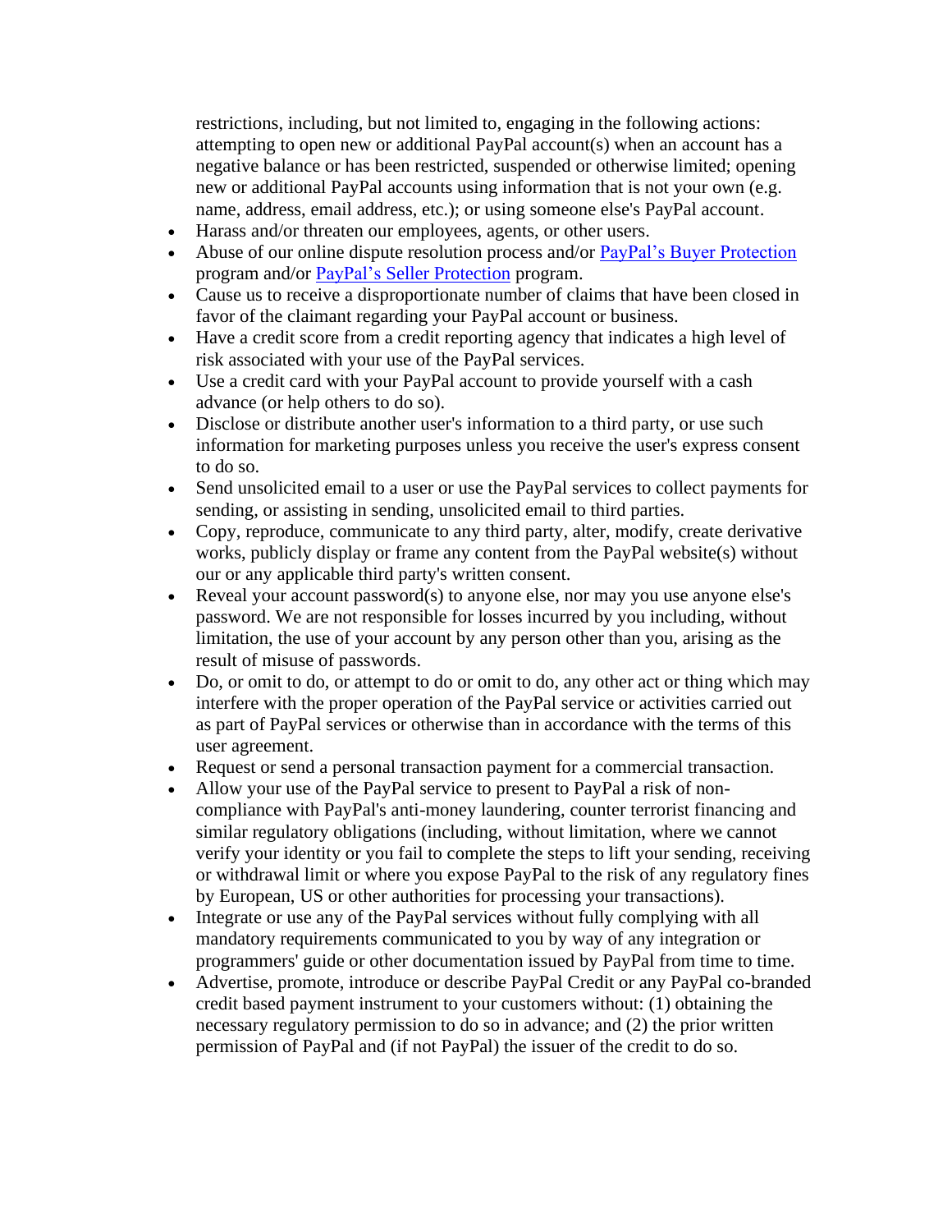restrictions, including, but not limited to, engaging in the following actions: attempting to open new or additional PayPal account(s) when an account has a negative balance or has been restricted, suspended or otherwise limited; opening new or additional PayPal accounts using information that is not your own (e.g. name, address, email address, etc.); or using someone else's PayPal account.

- Harass and/or threaten our employees, agents, or other users.
- Abuse of our online dispute resolution process and/or PayPal's Buyer Protection program and/or PayPal's Seller Protection program.
- Cause us to receive a disproportionate number of claims that have been closed in favor of the claimant regarding your PayPal account or business.
- Have a credit score from a credit reporting agency that indicates a high level of risk associated with your use of the PayPal services.
- Use a credit card with your PayPal account to provide yourself with a cash advance (or help others to do so).
- Disclose or distribute another user's information to a third party, or use such information for marketing purposes unless you receive the user's express consent to do so.
- Send unsolicited email to a user or use the PayPal services to collect payments for sending, or assisting in sending, unsolicited email to third parties.
- Copy, reproduce, communicate to any third party, alter, modify, create derivative works, publicly display or frame any content from the PayPal website(s) without our or any applicable third party's written consent.
- Reveal your account password(s) to anyone else, nor may you use anyone else's password. We are not responsible for losses incurred by you including, without limitation, the use of your account by any person other than you, arising as the result of misuse of passwords.
- Do, or omit to do, or attempt to do or omit to do, any other act or thing which may interfere with the proper operation of the PayPal service or activities carried out as part of PayPal services or otherwise than in accordance with the terms of this user agreement.
- Request or send a personal transaction payment for a commercial transaction.
- Allow your use of the PayPal service to present to PayPal a risk of non-compliance with PayPal's anti-money laundering, counter terrorist financing and similar regulatory obligations (including, without limitation, where we cannot verify your identity or you fail to complete the steps to lift your sending, receiving or withdrawal limit or where you expose PayPal to the risk of any regulatory fines by European, US or other authorities for processing your transactions).
- Integrate or use any of the PayPal services without fully complying with all mandatory requirements communicated to you by way of any integration or programmers' guide or other documentation issued by PayPal from time to time.
- Advertise, promote, introduce or describe PayPal Credit or any PayPal co-branded credit based payment instrument to your customers without: (1) obtaining the necessary regulatory permission to do so in advance; and (2) the prior written permission of PayPal and (if not PayPal) the issuer of the credit to do so.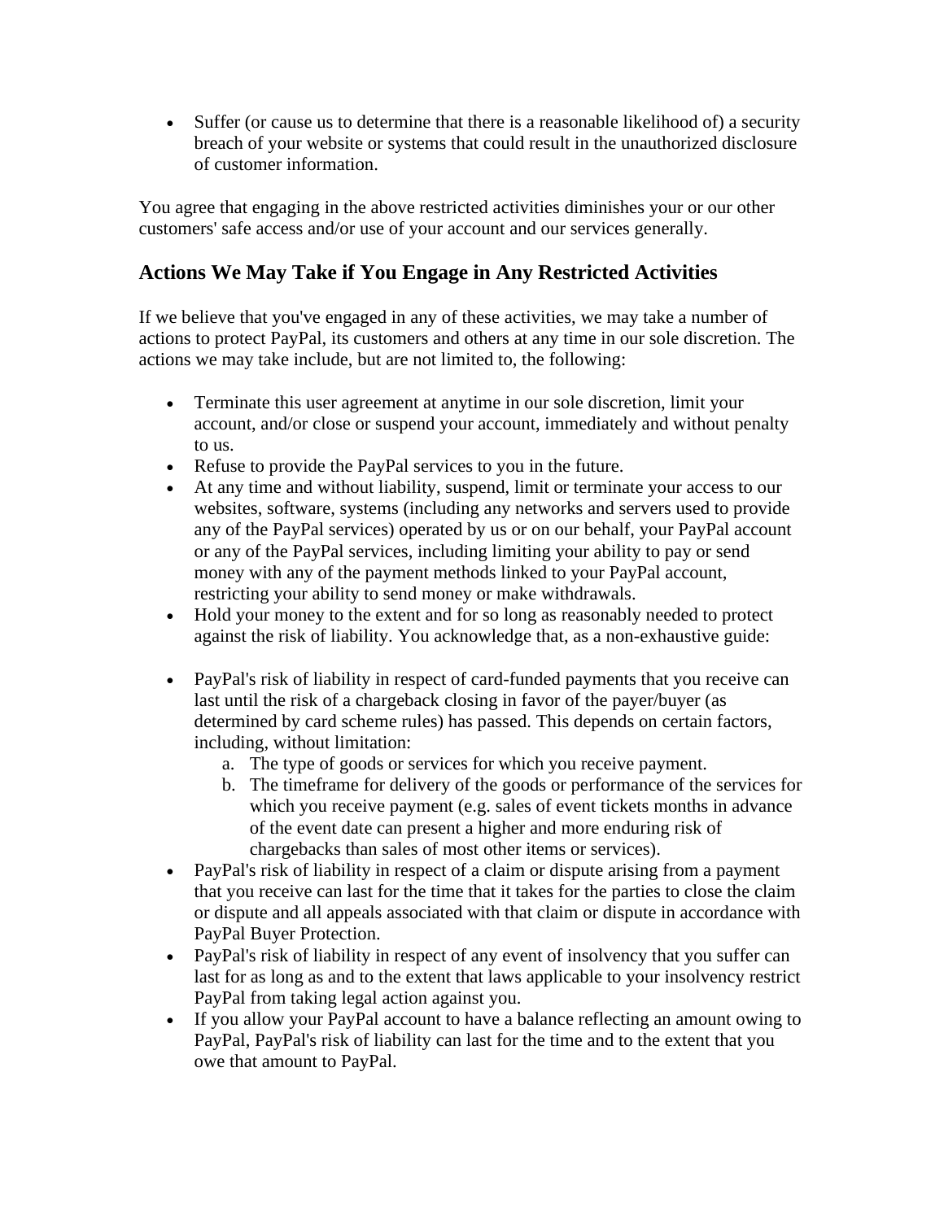- Suffer (or cause us to determine that there is a reasonable likelihood of) a security breach of your website or systems that could result in the unauthorized disclosure of customer information.

You agree that engaging in the above restricted activities diminishes your or our other customers' safe access and/or use of your account and our services generally.

## Actions We May Take if You Engage in Any Restricted Activities

If we believe that you've engaged in any of these activities, we may take a number of actions to protect PayPal, its customers and others at any time in our sole discretion. The actions we may take include, but are not limited to, the following:

- Terminate this user agreement at anytime in our sole discretion, limit your account, and/or close or suspend your account, immediately and without penalty to us.
- Refuse to provide the PayPal services to you in the future.
- At any time and without liability, suspend, limit or terminate your access to our websites, software, systems (including any networks and servers used to provide any of the PayPal services) operated by us or on our behalf, your PayPal account or any of the PayPal services, including limiting your ability to pay or send money with any of the payment methods linked to your PayPal account, restricting your ability to send money or make withdrawals.
- Hold your money to the extent and for so long as reasonably needed to protect against the risk of liability. You acknowledge that, as a non-exhaustive guide:

- PayPal's risk of liability in respect of card-funded payments that you receive can last until the risk of a chargeback closing in favor of the payer/buyer (as determined by card scheme rules) has passed. This depends on certain factors, including, without limitation:
    a. The type of goods or services for which you receive payment.
    b. The timeframe for delivery of the goods or performance of the services for which you receive payment (e.g. sales of event tickets months in advance of the event date can present a higher and more enduring risk of chargebacks than sales of most other items or services).
- PayPal's risk of liability in respect of a claim or dispute arising from a payment that you receive can last for the time that it takes for the parties to close the claim or dispute and all appeals associated with that claim or dispute in accordance with PayPal Buyer Protection.
- PayPal's risk of liability in respect of any event of insolvency that you suffer can last for as long as and to the extent that laws applicable to your insolvency restrict PayPal from taking legal action against you.
- If you allow your PayPal account to have a balance reflecting an amount owing to PayPal, PayPal's risk of liability can last for the time and to the extent that you owe that amount to PayPal.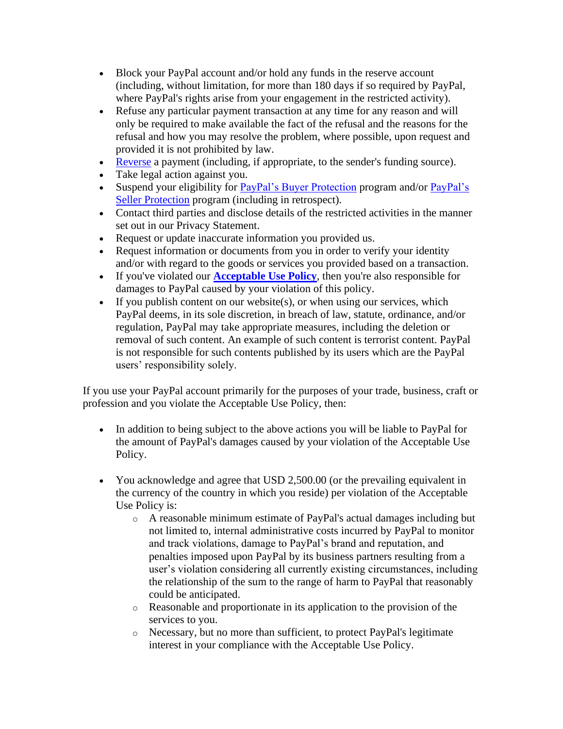- Block your PayPal account and/or hold any funds in the reserve account (including, without limitation, for more than 180 days if so required by PayPal, where PayPal's rights arise from your engagement in the restricted activity).
- Refuse any particular payment transaction at any time for any reason and will only be required to make available the fact of the refusal and the reasons for the refusal and how you may resolve the problem, where possible, upon request and provided it is not prohibited by law.
- Reverse a payment (including, if appropriate, to the sender's funding source).
- Take legal action against you.
- Suspend your eligibility for PayPal's Buyer Protection program and/or PayPal's Seller Protection program (including in retrospect).
- Contact third parties and disclose details of the restricted activities in the manner set out in our Privacy Statement.
- Request or update inaccurate information you provided us.
- Request information or documents from you in order to verify your identity and/or with regard to the goods or services you provided based on a transaction.
- If you've violated our **Acceptable Use Policy**, then you're also responsible for damages to PayPal caused by your violation of this policy.
- If you publish content on our website(s), or when using our services, which PayPal deems, in its sole discretion, in breach of law, statute, ordinance, and/or regulation, PayPal may take appropriate measures, including the deletion or removal of such content. An example of such content is terrorist content. PayPal is not responsible for such contents published by its users which are the PayPal users' responsibility solely.

If you use your PayPal account primarily for the purposes of your trade, business, craft or profession and you violate the Acceptable Use Policy, then:

- In addition to being subject to the above actions you will be liable to PayPal for the amount of PayPal's damages caused by your violation of the Acceptable Use Policy.

- You acknowledge and agree that USD 2,500.00 (or the prevailing equivalent in the currency of the country in which you reside) per violation of the Acceptable Use Policy is:
  - A reasonable minimum estimate of PayPal's actual damages including but not limited to, internal administrative costs incurred by PayPal to monitor and track violations, damage to PayPal's brand and reputation, and penalties imposed upon PayPal by its business partners resulting from a user's violation considering all currently existing circumstances, including the relationship of the sum to the range of harm to PayPal that reasonably could be anticipated.
  - Reasonable and proportionate in its application to the provision of the services to you.
  - Necessary, but no more than sufficient, to protect PayPal's legitimate interest in your compliance with the Acceptable Use Policy.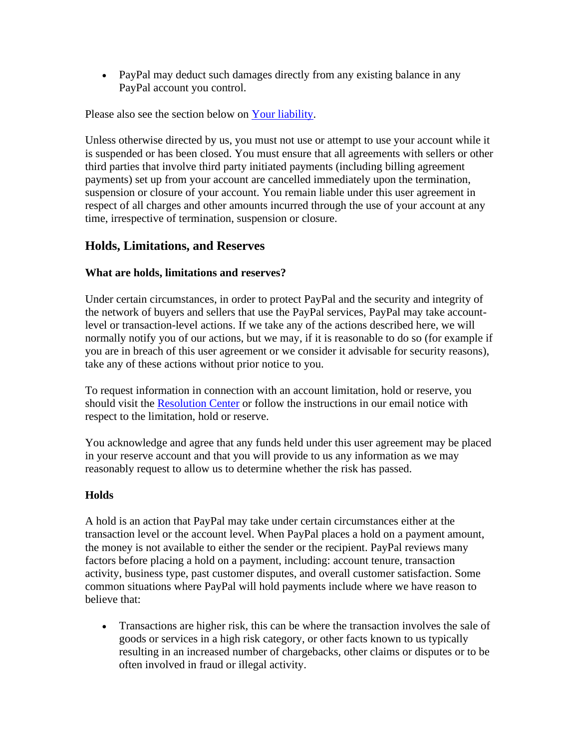- PayPal may deduct such damages directly from any existing balance in any PayPal account you control.

Please also see the section below on [Your liability](#).

Unless otherwise directed by us, you must not use or attempt to use your account while it is suspended or has been closed. You must ensure that all agreements with sellers or other third parties that involve third party initiated payments (including billing agreement payments) set up from your account are cancelled immediately upon the termination, suspension or closure of your account. You remain liable under this user agreement in respect of all charges and other amounts incurred through the use of your account at any time, irrespective of termination, suspension or closure.

## Holds, Limitations, and Reserves

**What are holds, limitations and reserves?**

Under certain circumstances, in order to protect PayPal and the security and integrity of the network of buyers and sellers that use the PayPal services, PayPal may take account-level or transaction-level actions. If we take any of the actions described here, we will normally notify you of our actions, but we may, if it is reasonable to do so (for example if you are in breach of this user agreement or we consider it advisable for security reasons), take any of these actions without prior notice to you.

To request information in connection with an account limitation, hold or reserve, you should visit the [Resolution Center](#) or follow the instructions in our email notice with respect to the limitation, hold or reserve.

You acknowledge and agree that any funds held under this user agreement may be placed in your reserve account and that you will provide to us any information as we may reasonably request to allow us to determine whether the risk has passed.

**Holds**

A hold is an action that PayPal may take under certain circumstances either at the transaction level or the account level. When PayPal places a hold on a payment amount, the money is not available to either the sender or the recipient. PayPal reviews many factors before placing a hold on a payment, including: account tenure, transaction activity, business type, past customer disputes, and overall customer satisfaction. Some common situations where PayPal will hold payments include where we have reason to believe that:

- Transactions are higher risk, this can be where the transaction involves the sale of goods or services in a high risk category, or other facts known to us typically resulting in an increased number of chargebacks, other claims or disputes or to be often involved in fraud or illegal activity.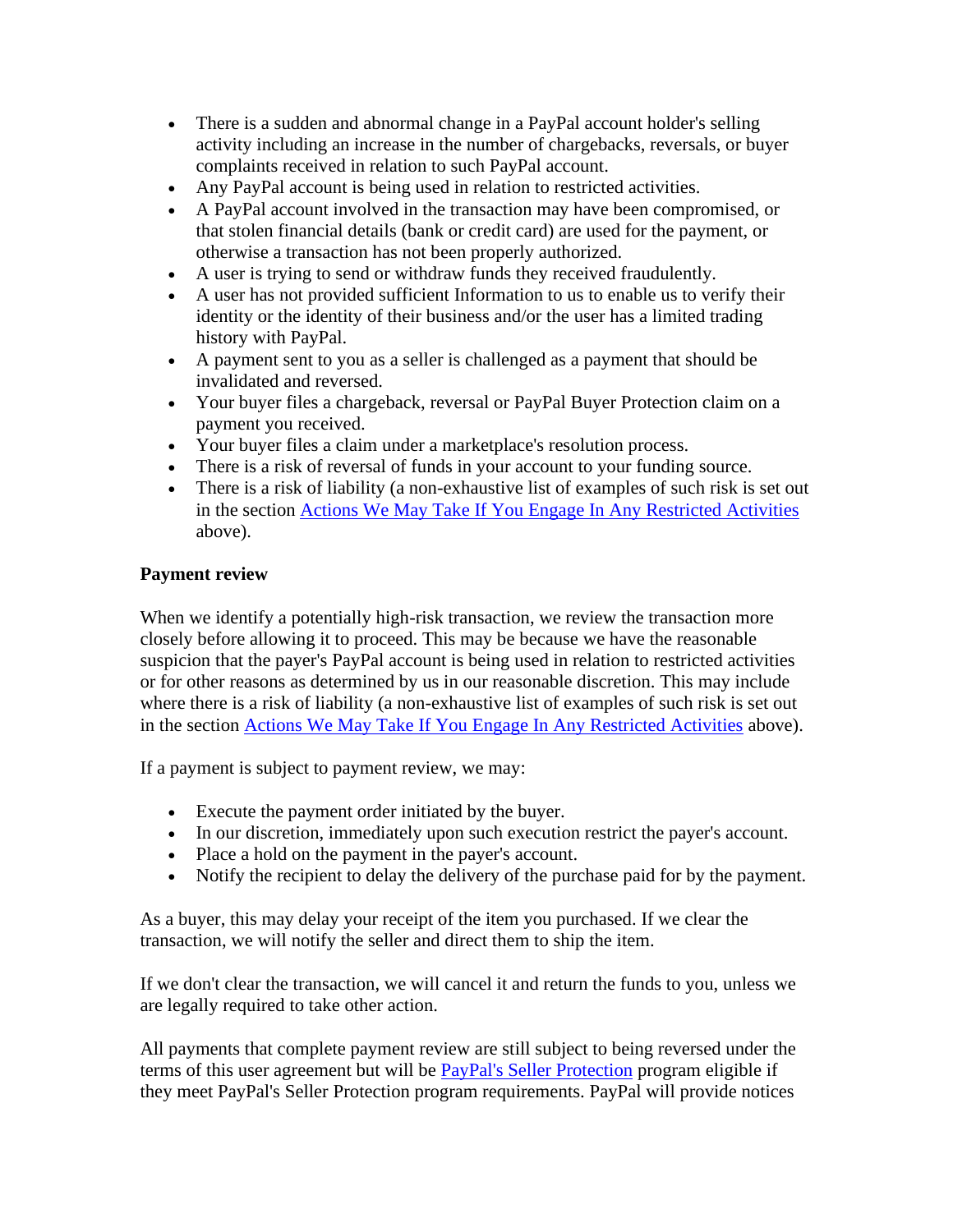- There is a sudden and abnormal change in a PayPal account holder's selling activity including an increase in the number of chargebacks, reversals, or buyer complaints received in relation to such PayPal account.
- Any PayPal account is being used in relation to restricted activities.
- A PayPal account involved in the transaction may have been compromised, or that stolen financial details (bank or credit card) are used for the payment, or otherwise a transaction has not been properly authorized.
- A user is trying to send or withdraw funds they received fraudulently.
- A user has not provided sufficient Information to us to enable us to verify their identity or the identity of their business and/or the user has a limited trading history with PayPal.
- A payment sent to you as a seller is challenged as a payment that should be invalidated and reversed.
- Your buyer files a chargeback, reversal or PayPal Buyer Protection claim on a payment you received.
- Your buyer files a claim under a marketplace's resolution process.
- There is a risk of reversal of funds in your account to your funding source.
- There is a risk of liability (a non-exhaustive list of examples of such risk is set out in the section [Actions We May Take If You Engage In Any Restricted Activities] above).

**Payment review**

When we identify a potentially high-risk transaction, we review the transaction more closely before allowing it to proceed. This may be because we have the reasonable suspicion that the payer's PayPal account is being used in relation to restricted activities or for other reasons as determined by us in our reasonable discretion. This may include where there is a risk of liability (a non-exhaustive list of examples of such risk is set out in the section [Actions We May Take If You Engage In Any Restricted Activities] above).

If a payment is subject to payment review, we may:

- Execute the payment order initiated by the buyer.
- In our discretion, immediately upon such execution restrict the payer's account.
- Place a hold on the payment in the payer's account.
- Notify the recipient to delay the delivery of the purchase paid for by the payment.

As a buyer, this may delay your receipt of the item you purchased. If we clear the transaction, we will notify the seller and direct them to ship the item.

If we don't clear the transaction, we will cancel it and return the funds to you, unless we are legally required to take other action.

All payments that complete payment review are still subject to being reversed under the terms of this user agreement but will be [PayPal's Seller Protection] program eligible if they meet PayPal's Seller Protection program requirements. PayPal will provide notices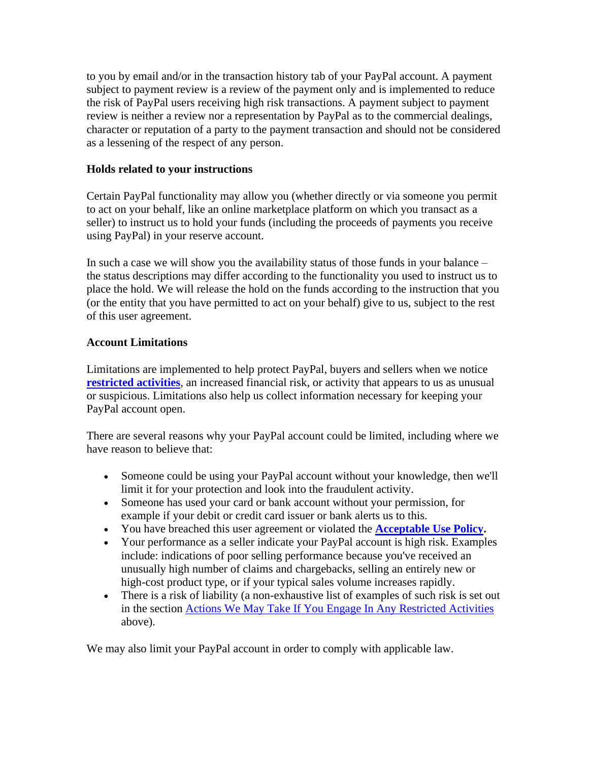to you by email and/or in the transaction history tab of your PayPal account. A payment subject to payment review is a review of the payment only and is implemented to reduce the risk of PayPal users receiving high risk transactions. A payment subject to payment review is neither a review nor a representation by PayPal as to the commercial dealings, character or reputation of a party to the payment transaction and should not be considered as a lessening of the respect of any person.

**Holds related to your instructions**

Certain PayPal functionality may allow you (whether directly or via someone you permit to act on your behalf, like an online marketplace platform on which you transact as a seller) to instruct us to hold your funds (including the proceeds of payments you receive using PayPal) in your reserve account.

In such a case we will show you the availability status of those funds in your balance – the status descriptions may differ according to the functionality you used to instruct us to place the hold. We will release the hold on the funds according to the instruction that you (or the entity that you have permitted to act on your behalf) give to us, subject to the rest of this user agreement.

**Account Limitations**

Limitations are implemented to help protect PayPal, buyers and sellers when we notice **restricted activities**, an increased financial risk, or activity that appears to us as unusual or suspicious. Limitations also help us collect information necessary for keeping your PayPal account open.

There are several reasons why your PayPal account could be limited, including where we have reason to believe that:

- Someone could be using your PayPal account without your knowledge, then we'll limit it for your protection and look into the fraudulent activity.
- Someone has used your card or bank account without your permission, for example if your debit or credit card issuer or bank alerts us to this.
- You have breached this user agreement or violated the **Acceptable Use Policy.**
- Your performance as a seller indicate your PayPal account is high risk. Examples include: indications of poor selling performance because you've received an unusually high number of claims and chargebacks, selling an entirely new or high-cost product type, or if your typical sales volume increases rapidly.
- There is a risk of liability (a non-exhaustive list of examples of such risk is set out in the section Actions We May Take If You Engage In Any Restricted Activities above).

We may also limit your PayPal account in order to comply with applicable law.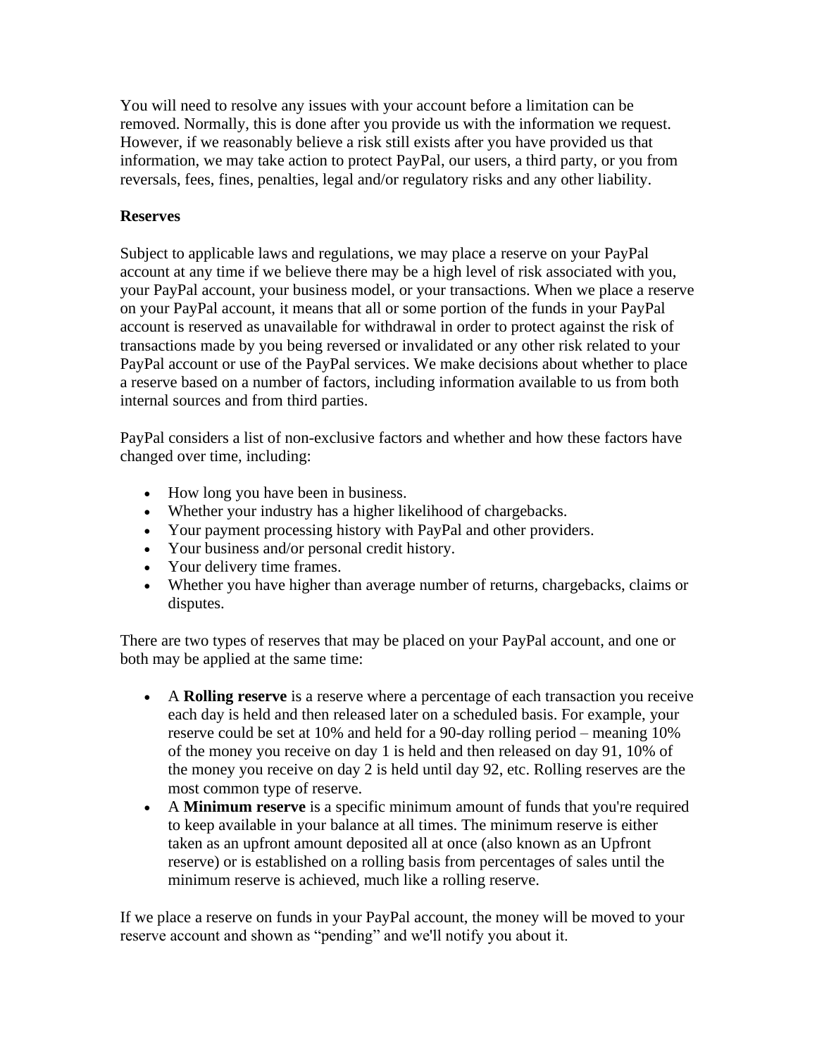You will need to resolve any issues with your account before a limitation can be removed. Normally, this is done after you provide us with the information we request. However, if we reasonably believe a risk still exists after you have provided us that information, we may take action to protect PayPal, our users, a third party, or you from reversals, fees, fines, penalties, legal and/or regulatory risks and any other liability.

**Reserves**

Subject to applicable laws and regulations, we may place a reserve on your PayPal account at any time if we believe there may be a high level of risk associated with you, your PayPal account, your business model, or your transactions. When we place a reserve on your PayPal account, it means that all or some portion of the funds in your PayPal account is reserved as unavailable for withdrawal in order to protect against the risk of transactions made by you being reversed or invalidated or any other risk related to your PayPal account or use of the PayPal services. We make decisions about whether to place a reserve based on a number of factors, including information available to us from both internal sources and from third parties.

PayPal considers a list of non-exclusive factors and whether and how these factors have changed over time, including:

- How long you have been in business.
- Whether your industry has a higher likelihood of chargebacks.
- Your payment processing history with PayPal and other providers.
- Your business and/or personal credit history.
- Your delivery time frames.
- Whether you have higher than average number of returns, chargebacks, claims or disputes.

There are two types of reserves that may be placed on your PayPal account, and one or both may be applied at the same time:

- A **Rolling reserve** is a reserve where a percentage of each transaction you receive each day is held and then released later on a scheduled basis. For example, your reserve could be set at 10% and held for a 90-day rolling period – meaning 10% of the money you receive on day 1 is held and then released on day 91, 10% of the money you receive on day 2 is held until day 92, etc. Rolling reserves are the most common type of reserve.
- A **Minimum reserve** is a specific minimum amount of funds that you're required to keep available in your balance at all times. The minimum reserve is either taken as an upfront amount deposited all at once (also known as an Upfront reserve) or is established on a rolling basis from percentages of sales until the minimum reserve is achieved, much like a rolling reserve.

If we place a reserve on funds in your PayPal account, the money will be moved to your reserve account and shown as "pending" and we'll notify you about it.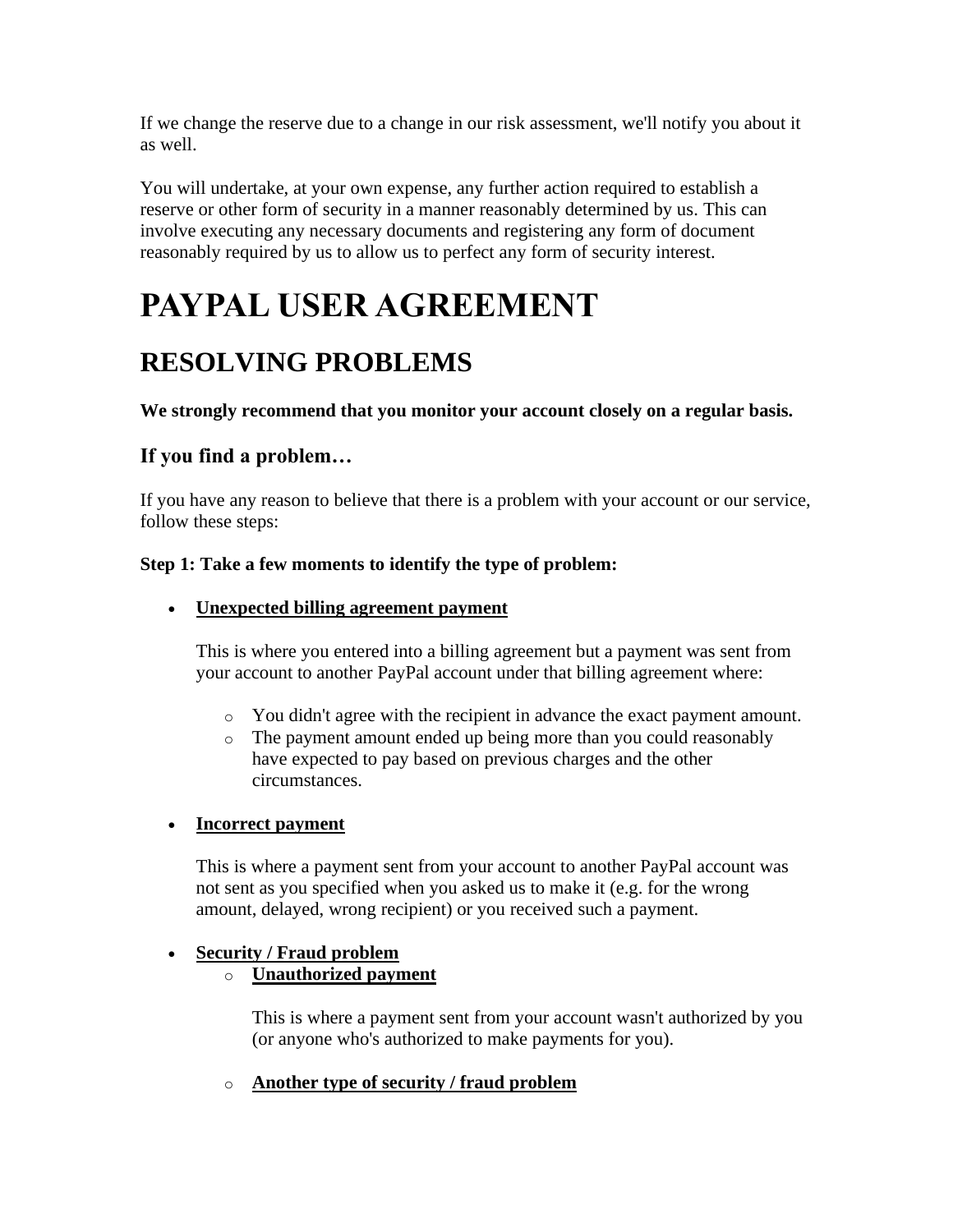If we change the reserve due to a change in our risk assessment, we'll notify you about it as well.

You will undertake, at your own expense, any further action required to establish a reserve or other form of security in a manner reasonably determined by us. This can involve executing any necessary documents and registering any form of document reasonably required by us to allow us to perfect any form of security interest.

# PAYPAL USER AGREEMENT

## RESOLVING PROBLEMS

**We strongly recommend that you monitor your account closely on a regular basis.**

### If you find a problem…

If you have any reason to believe that there is a problem with your account or our service, follow these steps:

**Step 1: Take a few moments to identify the type of problem:**

- **Unexpected billing agreement payment**

  This is where you entered into a billing agreement but a payment was sent from your account to another PayPal account under that billing agreement where:

  - You didn't agree with the recipient in advance the exact payment amount.
  - The payment amount ended up being more than you could reasonably have expected to pay based on previous charges and the other circumstances.

- **Incorrect payment**

  This is where a payment sent from your account to another PayPal account was not sent as you specified when you asked us to make it (e.g. for the wrong amount, delayed, wrong recipient) or you received such a payment.

- **Security / Fraud problem**
  - **Unauthorized payment**

    This is where a payment sent from your account wasn't authorized by you (or anyone who's authorized to make payments for you).

  - **Another type of security / fraud problem**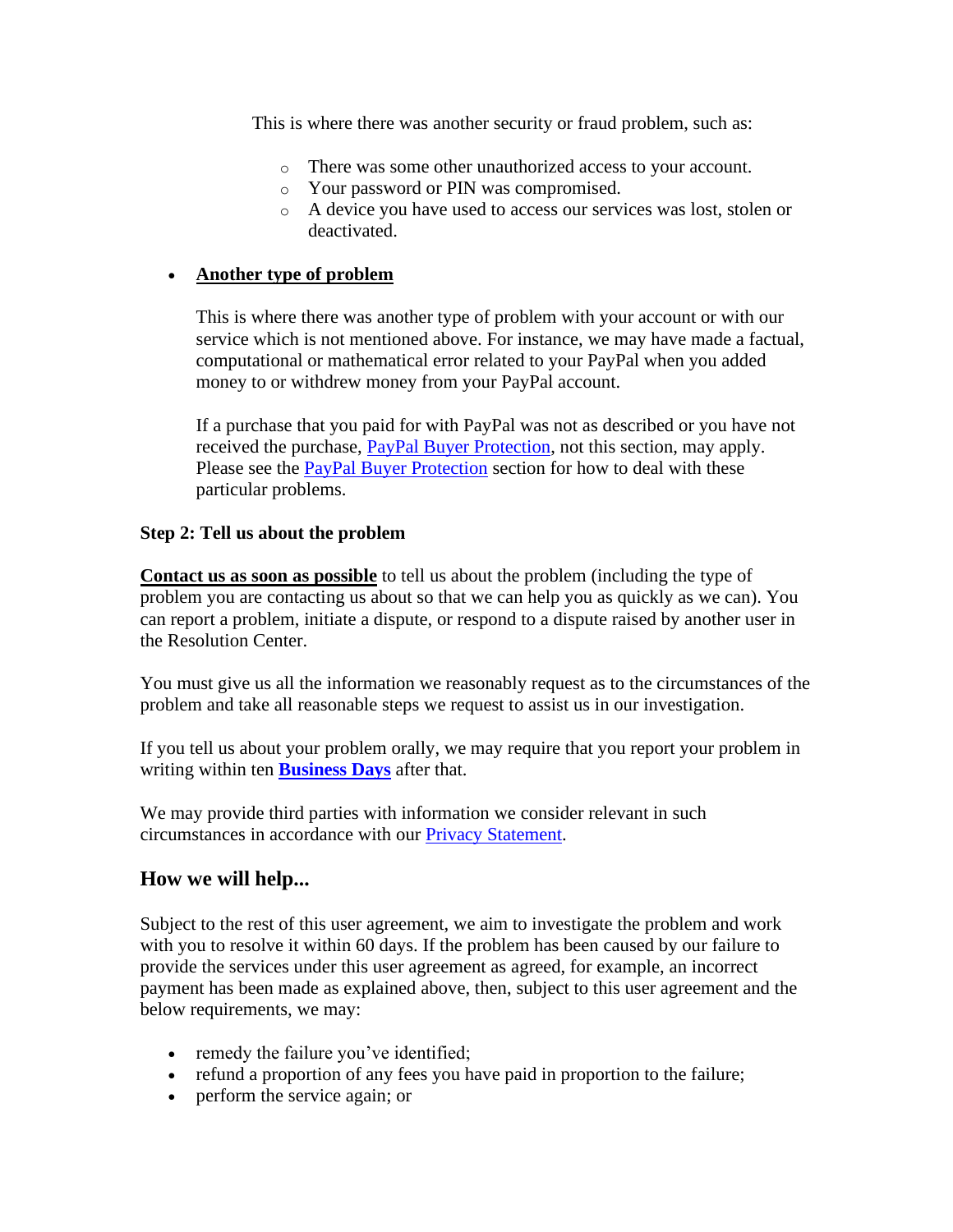This is where there was another security or fraud problem, such as:

- There was some other unauthorized access to your account.
- Your password or PIN was compromised.
- A device you have used to access our services was lost, stolen or deactivated.

- **Another type of problem**

  This is where there was another type of problem with your account or with our service which is not mentioned above. For instance, we may have made a factual, computational or mathematical error related to your PayPal when you added money to or withdrew money from your PayPal account.

  If a purchase that you paid for with PayPal was not as described or you have not received the purchase, PayPal Buyer Protection, not this section, may apply. Please see the PayPal Buyer Protection section for how to deal with these particular problems.

**Step 2: Tell us about the problem**

**Contact us as soon as possible** to tell us about the problem (including the type of problem you are contacting us about so that we can help you as quickly as we can). You can report a problem, initiate a dispute, or respond to a dispute raised by another user in the Resolution Center.

You must give us all the information we reasonably request as to the circumstances of the problem and take all reasonable steps we request to assist us in our investigation.

If you tell us about your problem orally, we may require that you report your problem in writing within ten **Business Days** after that.

We may provide third parties with information we consider relevant in such circumstances in accordance with our Privacy Statement.

## How we will help...

Subject to the rest of this user agreement, we aim to investigate the problem and work with you to resolve it within 60 days. If the problem has been caused by our failure to provide the services under this user agreement as agreed, for example, an incorrect payment has been made as explained above, then, subject to this user agreement and the below requirements, we may:

- remedy the failure you've identified;
- refund a proportion of any fees you have paid in proportion to the failure;
- perform the service again; or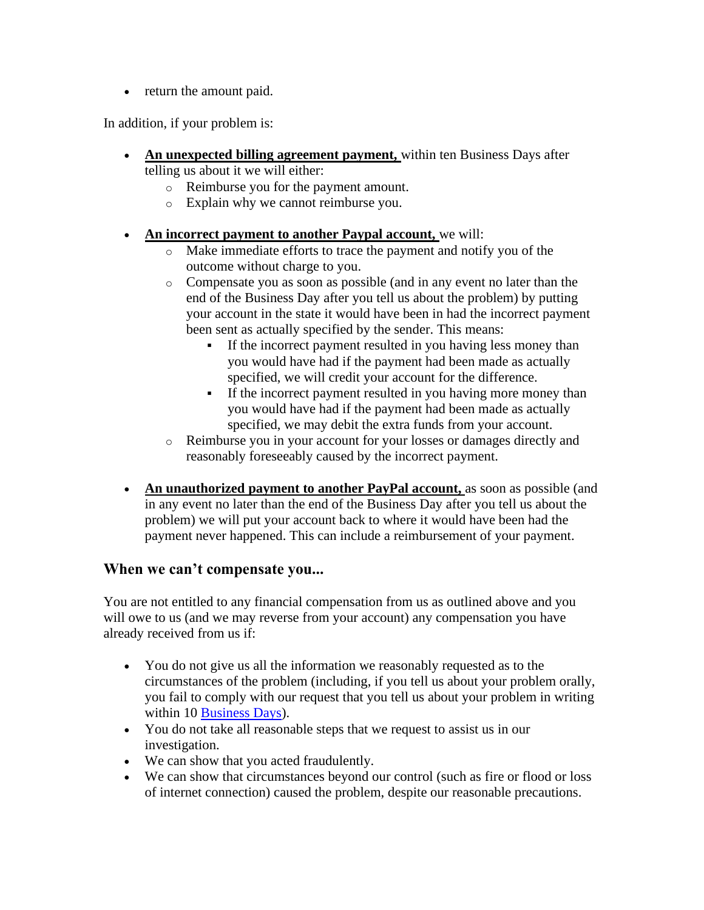- return the amount paid.

In addition, if your problem is:

- **An unexpected billing agreement payment,** within ten Business Days after telling us about it we will either:
    - Reimburse you for the payment amount.
    - Explain why we cannot reimburse you.
- **An incorrect payment to another Paypal account,** we will:
    - Make immediate efforts to trace the payment and notify you of the outcome without charge to you.
    - Compensate you as soon as possible (and in any event no later than the end of the Business Day after you tell us about the problem) by putting your account in the state it would have been in had the incorrect payment been sent as actually specified by the sender. This means:
        - If the incorrect payment resulted in you having less money than you would have had if the payment had been made as actually specified, we will credit your account for the difference.
        - If the incorrect payment resulted in you having more money than you would have had if the payment had been made as actually specified, we may debit the extra funds from your account.
    - Reimburse you in your account for your losses or damages directly and reasonably foreseeably caused by the incorrect payment.
- **An unauthorized payment to another PayPal account,** as soon as possible (and in any event no later than the end of the Business Day after you tell us about the problem) we will put your account back to where it would have been had the payment never happened. This can include a reimbursement of your payment.

### When we can't compensate you...

You are not entitled to any financial compensation from us as outlined above and you will owe to us (and we may reverse from your account) any compensation you have already received from us if:

- You do not give us all the information we reasonably requested as to the circumstances of the problem (including, if you tell us about your problem orally, you fail to comply with our request that you tell us about your problem in writing within 10 Business Days).
- You do not take all reasonable steps that we request to assist us in our investigation.
- We can show that you acted fraudulently.
- We can show that circumstances beyond our control (such as fire or flood or loss of internet connection) caused the problem, despite our reasonable precautions.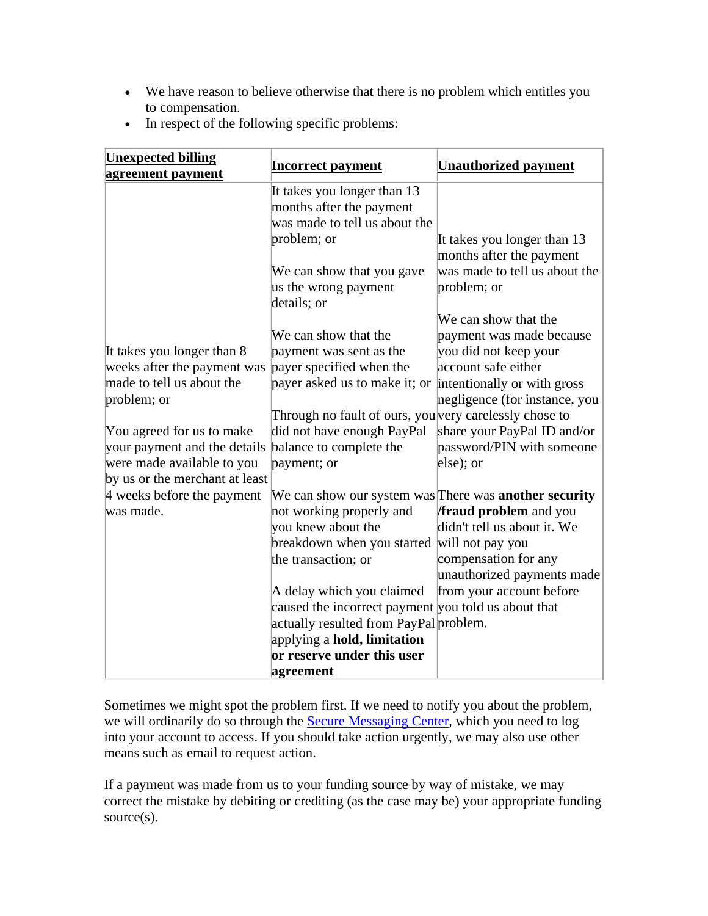- We have reason to believe otherwise that there is no problem which entitles you to compensation.
- In respect of the following specific problems:

| **Unexpected billing agreement payment** | **Incorrect payment** | **Unauthorized payment** |
| --- | --- | --- |
| It takes you longer than 8 weeks after the payment was made to tell us about the problem; or<br><br>You agreed for us to make your payment and the details were made available to you by us or the merchant at least 4 weeks before the payment was made. | It takes you longer than 13 months after the payment was made to tell us about the problem; or<br><br>We can show that you gave us the wrong payment details; or<br><br>We can show that the payment was sent as the payer specified when the payer asked us to make it; or<br><br>Through no fault of ours, you did not have enough PayPal balance to complete the payment; or<br><br>We can show our system was not working properly and you knew about the breakdown when you started the transaction; or<br><br>A delay which you claimed caused the incorrect payment actually resulted from PayPal applying a **hold, limitation or reserve under this user agreement** | It takes you longer than 13 months after the payment was made to tell us about the problem; or<br><br>We can show that the payment was made because you did not keep your account safe either intentionally or with gross negligence (for instance, you very carelessly chose to share your PayPal ID and/or password/PIN with someone else); or<br><br>There was **another security /fraud problem** and you didn't tell us about it. We will not pay you compensation for any unauthorized payments made from your account before you told us about that problem. |

Sometimes we might spot the problem first. If we need to notify you about the problem, we will ordinarily do so through the Secure Messaging Center, which you need to log into your account to access. If you should take action urgently, we may also use other means such as email to request action.

If a payment was made from us to your funding source by way of mistake, we may correct the mistake by debiting or crediting (as the case may be) your appropriate funding source(s).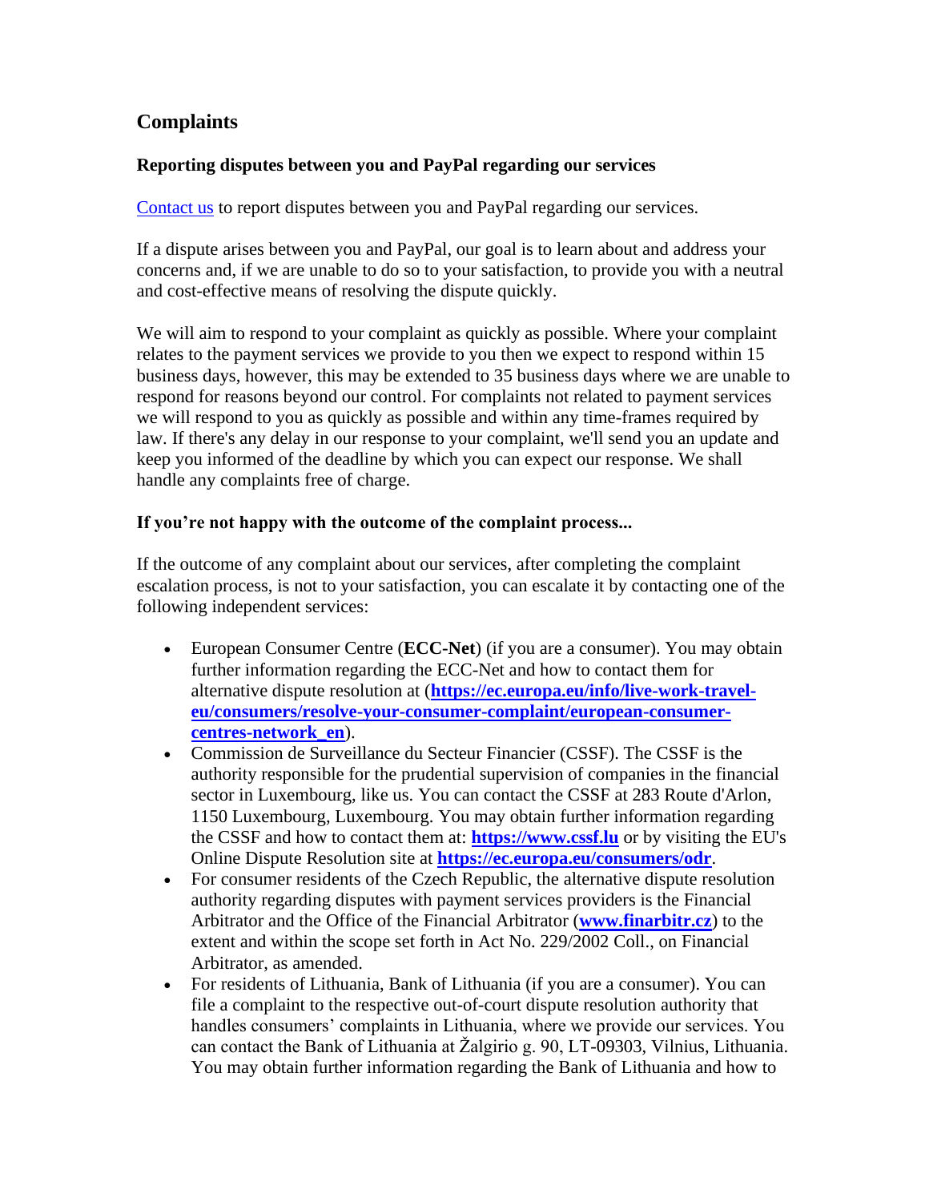## Complaints

### Reporting disputes between you and PayPal regarding our services

Contact us to report disputes between you and PayPal regarding our services.

If a dispute arises between you and PayPal, our goal is to learn about and address your concerns and, if we are unable to do so to your satisfaction, to provide you with a neutral and cost-effective means of resolving the dispute quickly.

We will aim to respond to your complaint as quickly as possible. Where your complaint relates to the payment services we provide to you then we expect to respond within 15 business days, however, this may be extended to 35 business days where we are unable to respond for reasons beyond our control. For complaints not related to payment services we will respond to you as quickly as possible and within any time-frames required by law. If there's any delay in our response to your complaint, we'll send you an update and keep you informed of the deadline by which you can expect our response. We shall handle any complaints free of charge.

### If you're not happy with the outcome of the complaint process...

If the outcome of any complaint about our services, after completing the complaint escalation process, is not to your satisfaction, you can escalate it by contacting one of the following independent services:

- European Consumer Centre (**ECC-Net**) (if you are a consumer). You may obtain further information regarding the ECC-Net and how to contact them for alternative dispute resolution at (**https://ec.europa.eu/info/live-work-travel-eu/consumers/resolve-your-consumer-complaint/european-consumer-centres-network_en**).
- Commission de Surveillance du Secteur Financier (CSSF). The CSSF is the authority responsible for the prudential supervision of companies in the financial sector in Luxembourg, like us. You can contact the CSSF at 283 Route d'Arlon, 1150 Luxembourg, Luxembourg. You may obtain further information regarding the CSSF and how to contact them at: **https://www.cssf.lu** or by visiting the EU's Online Dispute Resolution site at **https://ec.europa.eu/consumers/odr**.
- For consumer residents of the Czech Republic, the alternative dispute resolution authority regarding disputes with payment services providers is the Financial Arbitrator and the Office of the Financial Arbitrator (**www.finarbitr.cz**) to the extent and within the scope set forth in Act No. 229/2002 Coll., on Financial Arbitrator, as amended.
- For residents of Lithuania, Bank of Lithuania (if you are a consumer). You can file a complaint to the respective out-of-court dispute resolution authority that handles consumers' complaints in Lithuania, where we provide our services. You can contact the Bank of Lithuania at Žalgirio g. 90, LT-09303, Vilnius, Lithuania. You may obtain further information regarding the Bank of Lithuania and how to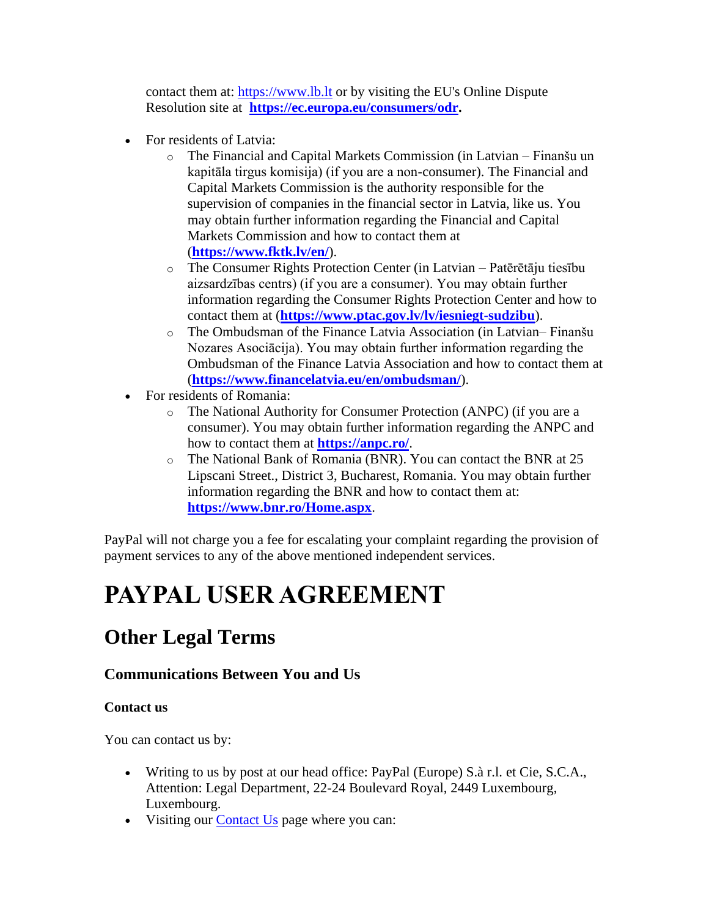contact them at: https://www.lb.lt or by visiting the EU's Online Dispute Resolution site at **https://ec.europa.eu/consumers/odr.**

- For residents of Latvia:
  - The Financial and Capital Markets Commission (in Latvian – Finanšu un kapitāla tirgus komisija) (if you are a non-consumer). The Financial and Capital Markets Commission is the authority responsible for the supervision of companies in the financial sector in Latvia, like us. You may obtain further information regarding the Financial and Capital Markets Commission and how to contact them at (**https://www.fktk.lv/en/**).
  - The Consumer Rights Protection Center (in Latvian – Patērētāju tiesību aizsardzības centrs) (if you are a consumer). You may obtain further information regarding the Consumer Rights Protection Center and how to contact them at (**https://www.ptac.gov.lv/lv/iesniegt-sudzibu**).
  - The Ombudsman of the Finance Latvia Association (in Latvian– Finanšu Nozares Asociācija). You may obtain further information regarding the Ombudsman of the Finance Latvia Association and how to contact them at (**https://www.financelatvia.eu/en/ombudsman/**).
- For residents of Romania:
  - The National Authority for Consumer Protection (ANPC) (if you are a consumer). You may obtain further information regarding the ANPC and how to contact them at **https://anpc.ro/**.
  - The National Bank of Romania (BNR). You can contact the BNR at 25 Lipscani Street., District 3, Bucharest, Romania. You may obtain further information regarding the BNR and how to contact them at: **https://www.bnr.ro/Home.aspx**.

PayPal will not charge you a fee for escalating your complaint regarding the provision of payment services to any of the above mentioned independent services.

# PAYPAL USER AGREEMENT

## Other Legal Terms

### Communications Between You and Us

#### Contact us

You can contact us by:

- Writing to us by post at our head office: PayPal (Europe) S.à r.l. et Cie, S.C.A., Attention: Legal Department, 22-24 Boulevard Royal, 2449 Luxembourg, Luxembourg.
- Visiting our Contact Us page where you can: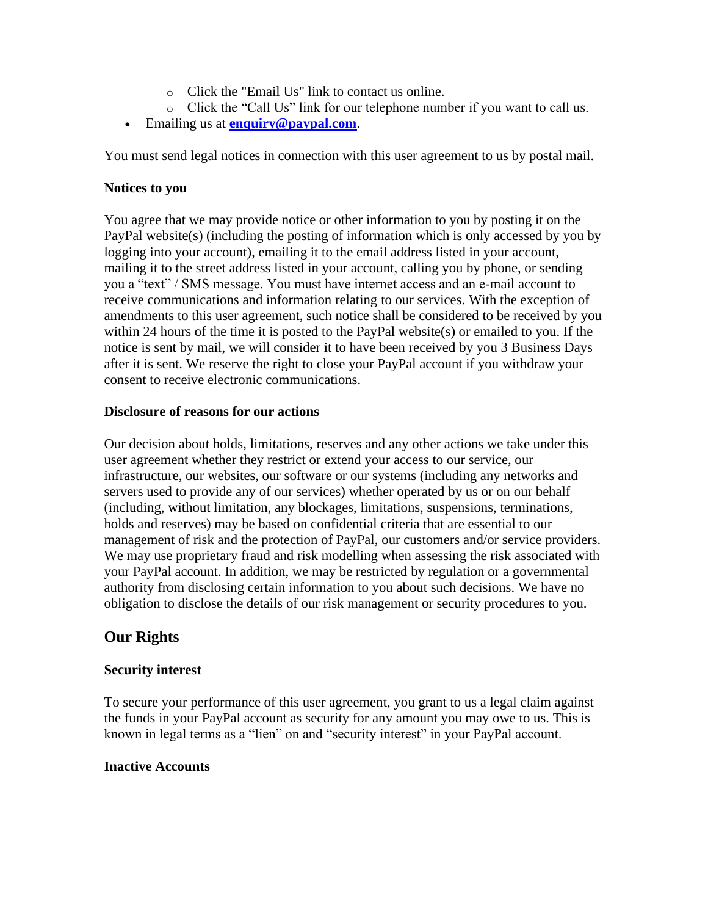- Click the "Email Us" link to contact us online.
    - Click the "Call Us" link for our telephone number if you want to call us.
- Emailing us at **enquiry@paypal.com**.

You must send legal notices in connection with this user agreement to us by postal mail.

**Notices to you**

You agree that we may provide notice or other information to you by posting it on the PayPal website(s) (including the posting of information which is only accessed by you by logging into your account), emailing it to the email address listed in your account, mailing it to the street address listed in your account, calling you by phone, or sending you a "text" / SMS message. You must have internet access and an e-mail account to receive communications and information relating to our services. With the exception of amendments to this user agreement, such notice shall be considered to be received by you within 24 hours of the time it is posted to the PayPal website(s) or emailed to you. If the notice is sent by mail, we will consider it to have been received by you 3 Business Days after it is sent. We reserve the right to close your PayPal account if you withdraw your consent to receive electronic communications.

**Disclosure of reasons for our actions**

Our decision about holds, limitations, reserves and any other actions we take under this user agreement whether they restrict or extend your access to our service, our infrastructure, our websites, our software or our systems (including any networks and servers used to provide any of our services) whether operated by us or on our behalf (including, without limitation, any blockages, limitations, suspensions, terminations, holds and reserves) may be based on confidential criteria that are essential to our management of risk and the protection of PayPal, our customers and/or service providers. We may use proprietary fraud and risk modelling when assessing the risk associated with your PayPal account. In addition, we may be restricted by regulation or a governmental authority from disclosing certain information to you about such decisions. We have no obligation to disclose the details of our risk management or security procedures to you.

## Our Rights

**Security interest**

To secure your performance of this user agreement, you grant to us a legal claim against the funds in your PayPal account as security for any amount you may owe to us. This is known in legal terms as a "lien" on and "security interest" in your PayPal account.

**Inactive Accounts**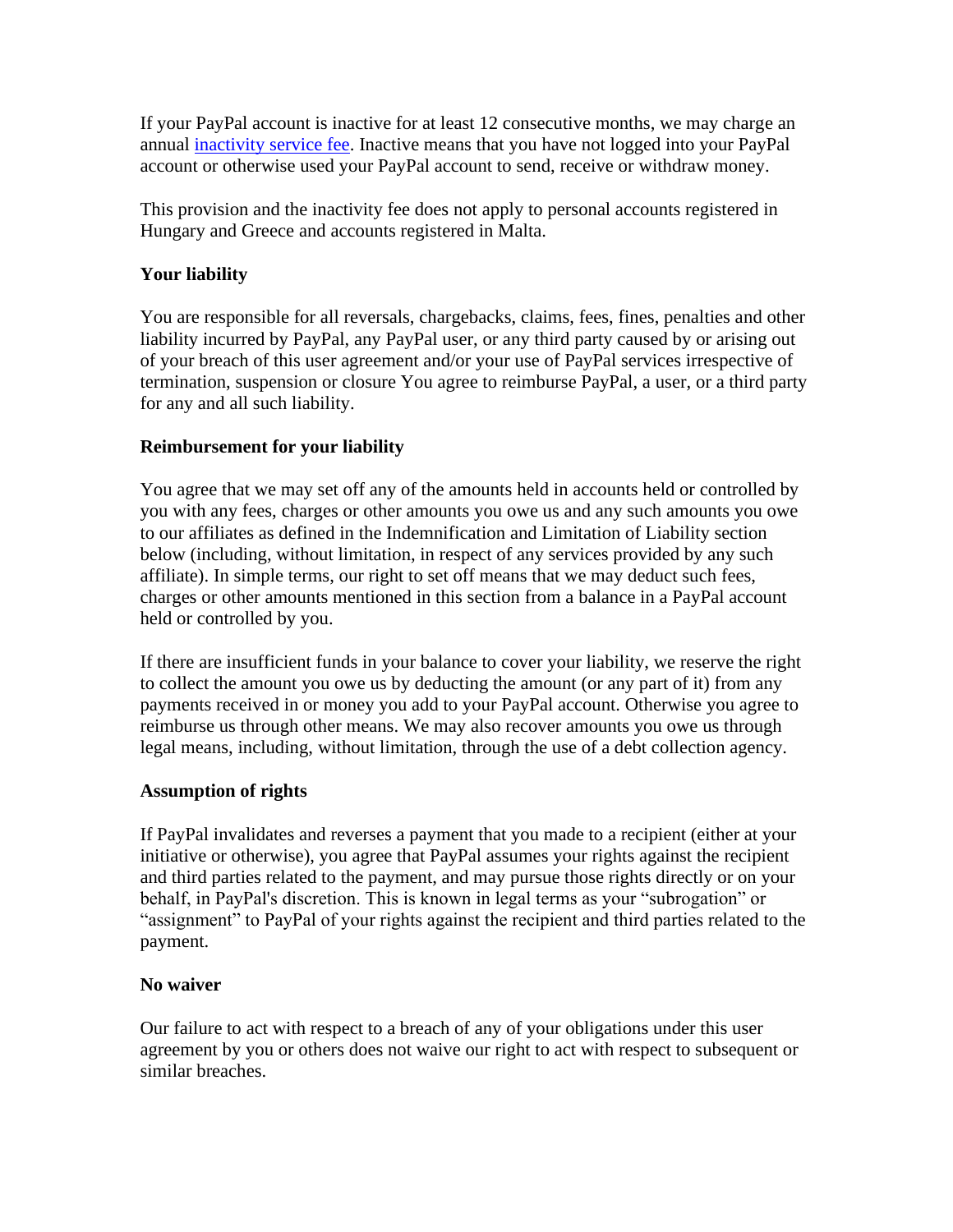If your PayPal account is inactive for at least 12 consecutive months, we may charge an annual [inactivity service fee](). Inactive means that you have not logged into your PayPal account or otherwise used your PayPal account to send, receive or withdraw money.

This provision and the inactivity fee does not apply to personal accounts registered in Hungary and Greece and accounts registered in Malta.

### Your liability

You are responsible for all reversals, chargebacks, claims, fees, fines, penalties and other liability incurred by PayPal, any PayPal user, or any third party caused by or arising out of your breach of this user agreement and/or your use of PayPal services irrespective of termination, suspension or closure You agree to reimburse PayPal, a user, or a third party for any and all such liability.

### Reimbursement for your liability

You agree that we may set off any of the amounts held in accounts held or controlled by you with any fees, charges or other amounts you owe us and any such amounts you owe to our affiliates as defined in the Indemnification and Limitation of Liability section below (including, without limitation, in respect of any services provided by any such affiliate). In simple terms, our right to set off means that we may deduct such fees, charges or other amounts mentioned in this section from a balance in a PayPal account held or controlled by you.

If there are insufficient funds in your balance to cover your liability, we reserve the right to collect the amount you owe us by deducting the amount (or any part of it) from any payments received in or money you add to your PayPal account. Otherwise you agree to reimburse us through other means. We may also recover amounts you owe us through legal means, including, without limitation, through the use of a debt collection agency.

### Assumption of rights

If PayPal invalidates and reverses a payment that you made to a recipient (either at your initiative or otherwise), you agree that PayPal assumes your rights against the recipient and third parties related to the payment, and may pursue those rights directly or on your behalf, in PayPal's discretion. This is known in legal terms as your "subrogation" or "assignment" to PayPal of your rights against the recipient and third parties related to the payment.

### No waiver

Our failure to act with respect to a breach of any of your obligations under this user agreement by you or others does not waive our right to act with respect to subsequent or similar breaches.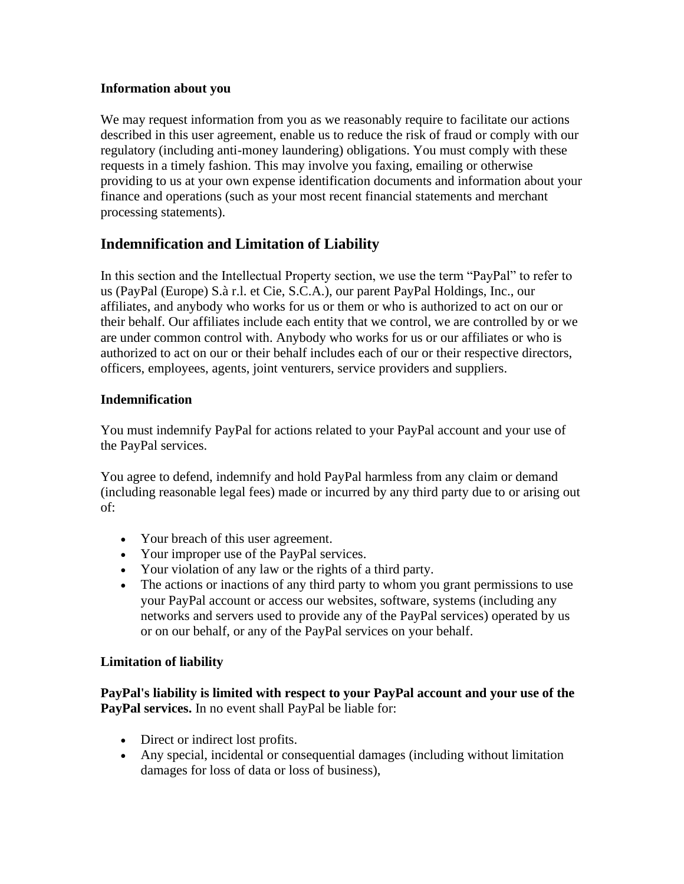### Information about you

We may request information from you as we reasonably require to facilitate our actions described in this user agreement, enable us to reduce the risk of fraud or comply with our regulatory (including anti-money laundering) obligations. You must comply with these requests in a timely fashion. This may involve you faxing, emailing or otherwise providing to us at your own expense identification documents and information about your finance and operations (such as your most recent financial statements and merchant processing statements).

## Indemnification and Limitation of Liability

In this section and the Intellectual Property section, we use the term "PayPal" to refer to us (PayPal (Europe) S.à r.l. et Cie, S.C.A.), our parent PayPal Holdings, Inc., our affiliates, and anybody who works for us or them or who is authorized to act on our or their behalf. Our affiliates include each entity that we control, we are controlled by or we are under common control with. Anybody who works for us or our affiliates or who is authorized to act on our or their behalf includes each of our or their respective directors, officers, employees, agents, joint venturers, service providers and suppliers.

### Indemnification

You must indemnify PayPal for actions related to your PayPal account and your use of the PayPal services.

You agree to defend, indemnify and hold PayPal harmless from any claim or demand (including reasonable legal fees) made or incurred by any third party due to or arising out of:

- Your breach of this user agreement.
- Your improper use of the PayPal services.
- Your violation of any law or the rights of a third party.
- The actions or inactions of any third party to whom you grant permissions to use your PayPal account or access our websites, software, systems (including any networks and servers used to provide any of the PayPal services) operated by us or on our behalf, or any of the PayPal services on your behalf.

### Limitation of liability

**PayPal's liability is limited with respect to your PayPal account and your use of the PayPal services.** In no event shall PayPal be liable for:

- Direct or indirect lost profits.
- Any special, incidental or consequential damages (including without limitation damages for loss of data or loss of business),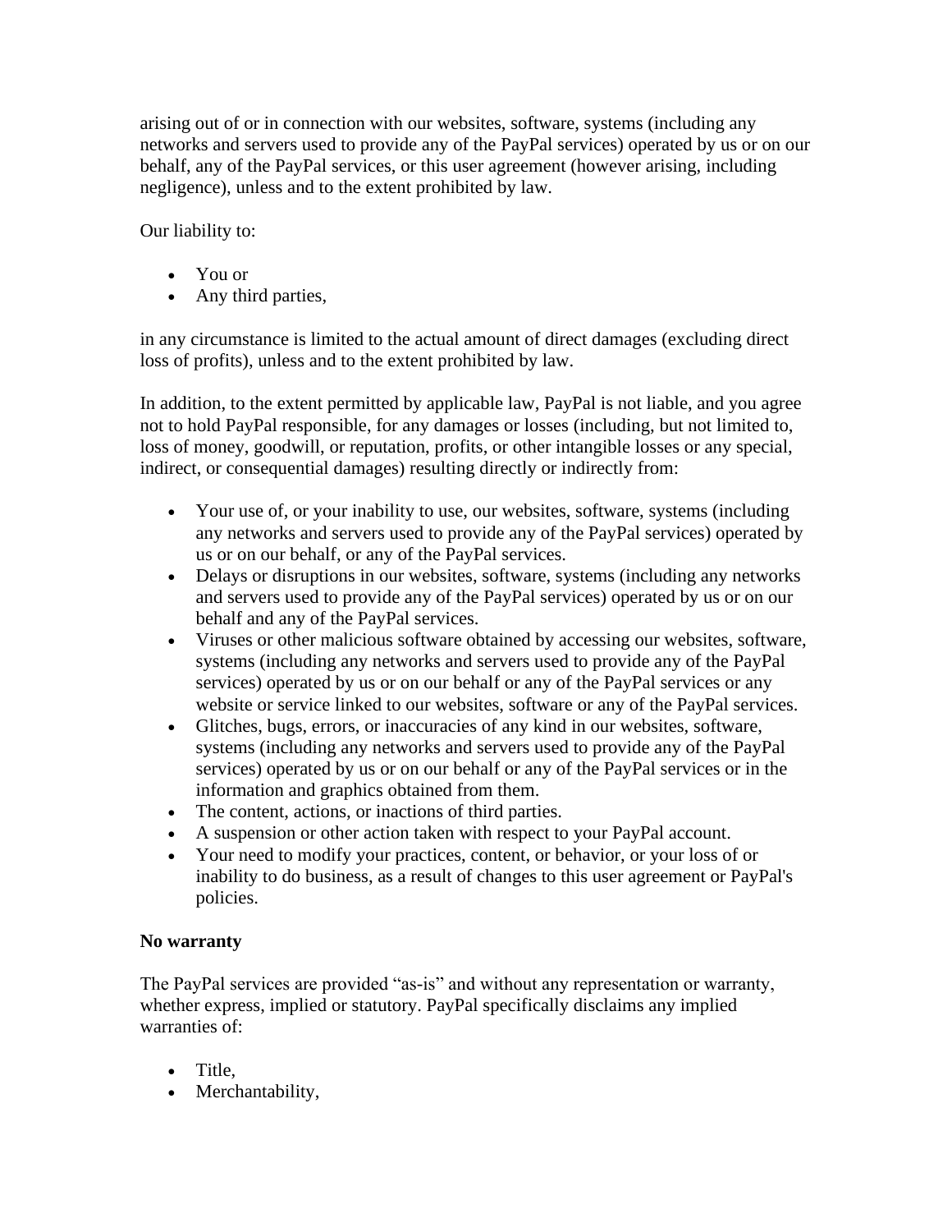arising out of or in connection with our websites, software, systems (including any networks and servers used to provide any of the PayPal services) operated by us or on our behalf, any of the PayPal services, or this user agreement (however arising, including negligence), unless and to the extent prohibited by law.

Our liability to:

- You or
- Any third parties,

in any circumstance is limited to the actual amount of direct damages (excluding direct loss of profits), unless and to the extent prohibited by law.

In addition, to the extent permitted by applicable law, PayPal is not liable, and you agree not to hold PayPal responsible, for any damages or losses (including, but not limited to, loss of money, goodwill, or reputation, profits, or other intangible losses or any special, indirect, or consequential damages) resulting directly or indirectly from:

- Your use of, or your inability to use, our websites, software, systems (including any networks and servers used to provide any of the PayPal services) operated by us or on our behalf, or any of the PayPal services.
- Delays or disruptions in our websites, software, systems (including any networks and servers used to provide any of the PayPal services) operated by us or on our behalf and any of the PayPal services.
- Viruses or other malicious software obtained by accessing our websites, software, systems (including any networks and servers used to provide any of the PayPal services) operated by us or on our behalf or any of the PayPal services or any website or service linked to our websites, software or any of the PayPal services.
- Glitches, bugs, errors, or inaccuracies of any kind in our websites, software, systems (including any networks and servers used to provide any of the PayPal services) operated by us or on our behalf or any of the PayPal services or in the information and graphics obtained from them.
- The content, actions, or inactions of third parties.
- A suspension or other action taken with respect to your PayPal account.
- Your need to modify your practices, content, or behavior, or your loss of or inability to do business, as a result of changes to this user agreement or PayPal's policies.

**No warranty**

The PayPal services are provided "as-is" and without any representation or warranty, whether express, implied or statutory. PayPal specifically disclaims any implied warranties of:

- Title,
- Merchantability,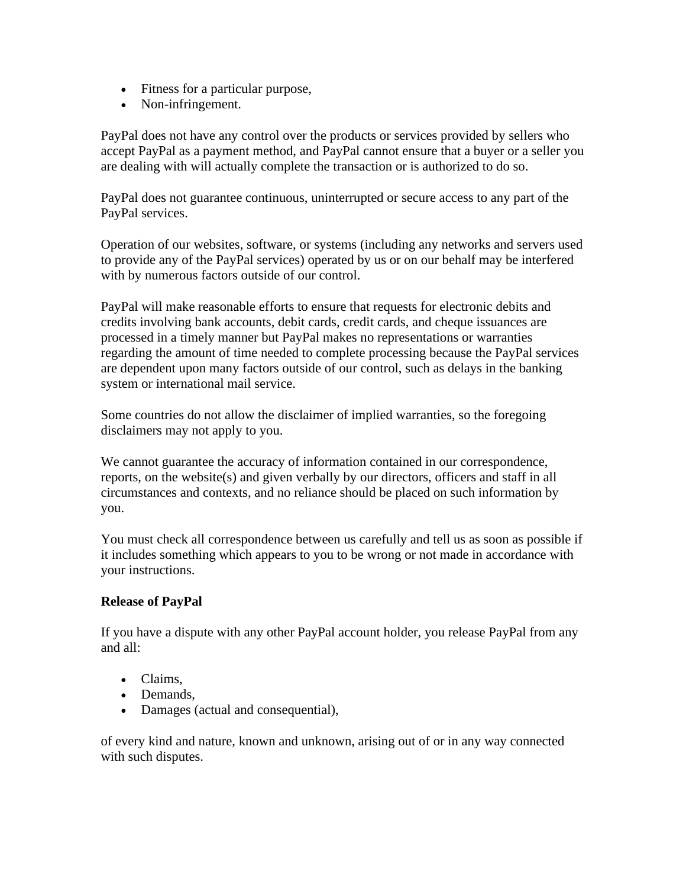- Fitness for a particular purpose,
- Non-infringement.

PayPal does not have any control over the products or services provided by sellers who accept PayPal as a payment method, and PayPal cannot ensure that a buyer or a seller you are dealing with will actually complete the transaction or is authorized to do so.

PayPal does not guarantee continuous, uninterrupted or secure access to any part of the PayPal services.

Operation of our websites, software, or systems (including any networks and servers used to provide any of the PayPal services) operated by us or on our behalf may be interfered with by numerous factors outside of our control.

PayPal will make reasonable efforts to ensure that requests for electronic debits and credits involving bank accounts, debit cards, credit cards, and cheque issuances are processed in a timely manner but PayPal makes no representations or warranties regarding the amount of time needed to complete processing because the PayPal services are dependent upon many factors outside of our control, such as delays in the banking system or international mail service.

Some countries do not allow the disclaimer of implied warranties, so the foregoing disclaimers may not apply to you.

We cannot guarantee the accuracy of information contained in our correspondence, reports, on the website(s) and given verbally by our directors, officers and staff in all circumstances and contexts, and no reliance should be placed on such information by you.

You must check all correspondence between us carefully and tell us as soon as possible if it includes something which appears to you to be wrong or not made in accordance with your instructions.

**Release of PayPal**

If you have a dispute with any other PayPal account holder, you release PayPal from any and all:

- Claims,
- Demands,
- Damages (actual and consequential),

of every kind and nature, known and unknown, arising out of or in any way connected with such disputes.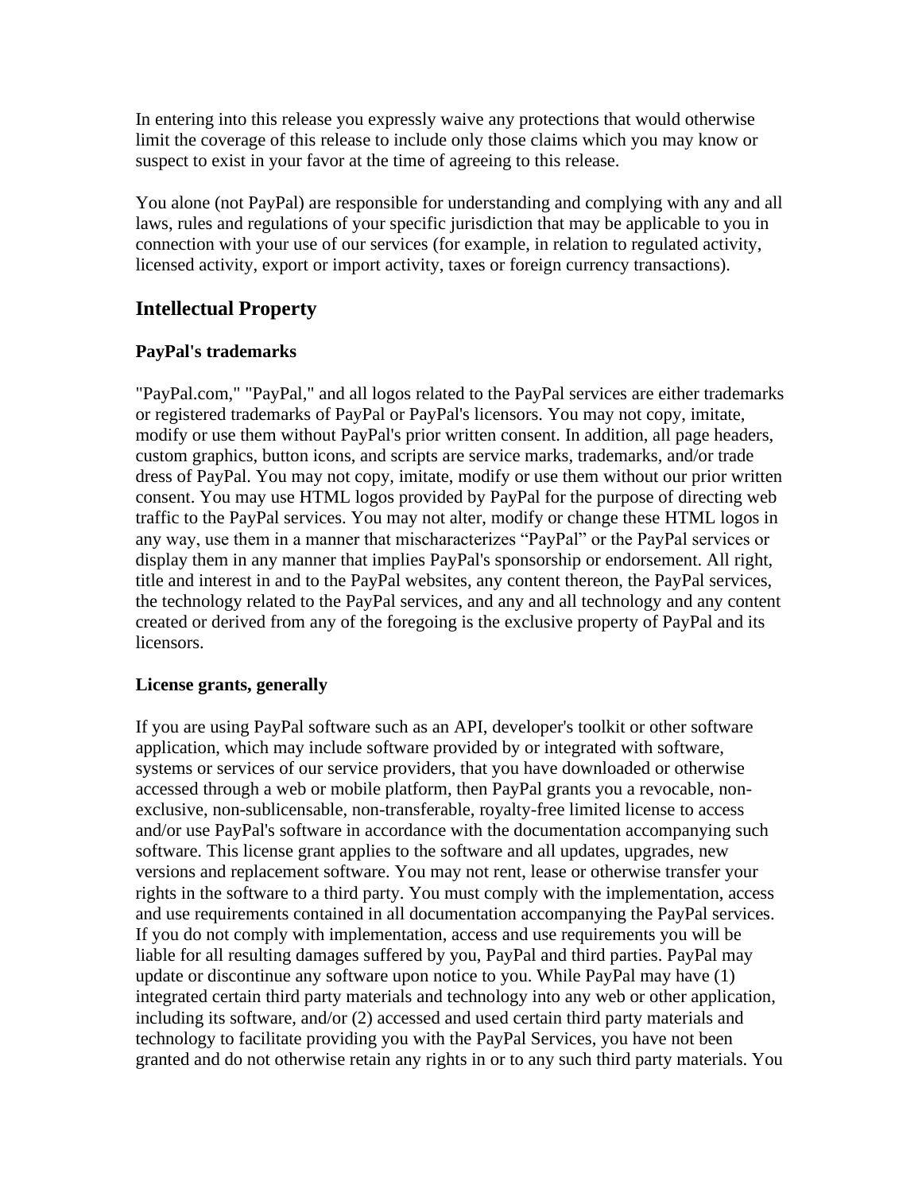In entering into this release you expressly waive any protections that would otherwise limit the coverage of this release to include only those claims which you may know or suspect to exist in your favor at the time of agreeing to this release.

You alone (not PayPal) are responsible for understanding and complying with any and all laws, rules and regulations of your specific jurisdiction that may be applicable to you in connection with your use of our services (for example, in relation to regulated activity, licensed activity, export or import activity, taxes or foreign currency transactions).

## Intellectual Property

### PayPal's trademarks

"PayPal.com," "PayPal," and all logos related to the PayPal services are either trademarks or registered trademarks of PayPal or PayPal's licensors. You may not copy, imitate, modify or use them without PayPal's prior written consent. In addition, all page headers, custom graphics, button icons, and scripts are service marks, trademarks, and/or trade dress of PayPal. You may not copy, imitate, modify or use them without our prior written consent. You may use HTML logos provided by PayPal for the purpose of directing web traffic to the PayPal services. You may not alter, modify or change these HTML logos in any way, use them in a manner that mischaracterizes "PayPal" or the PayPal services or display them in any manner that implies PayPal's sponsorship or endorsement. All right, title and interest in and to the PayPal websites, any content thereon, the PayPal services, the technology related to the PayPal services, and any and all technology and any content created or derived from any of the foregoing is the exclusive property of PayPal and its licensors.

### License grants, generally

If you are using PayPal software such as an API, developer's toolkit or other software application, which may include software provided by or integrated with software, systems or services of our service providers, that you have downloaded or otherwise accessed through a web or mobile platform, then PayPal grants you a revocable, non-exclusive, non-sublicensable, non-transferable, royalty-free limited license to access and/or use PayPal's software in accordance with the documentation accompanying such software. This license grant applies to the software and all updates, upgrades, new versions and replacement software. You may not rent, lease or otherwise transfer your rights in the software to a third party. You must comply with the implementation, access and use requirements contained in all documentation accompanying the PayPal services. If you do not comply with implementation, access and use requirements you will be liable for all resulting damages suffered by you, PayPal and third parties. PayPal may update or discontinue any software upon notice to you. While PayPal may have (1) integrated certain third party materials and technology into any web or other application, including its software, and/or (2) accessed and used certain third party materials and technology to facilitate providing you with the PayPal Services, you have not been granted and do not otherwise retain any rights in or to any such third party materials. You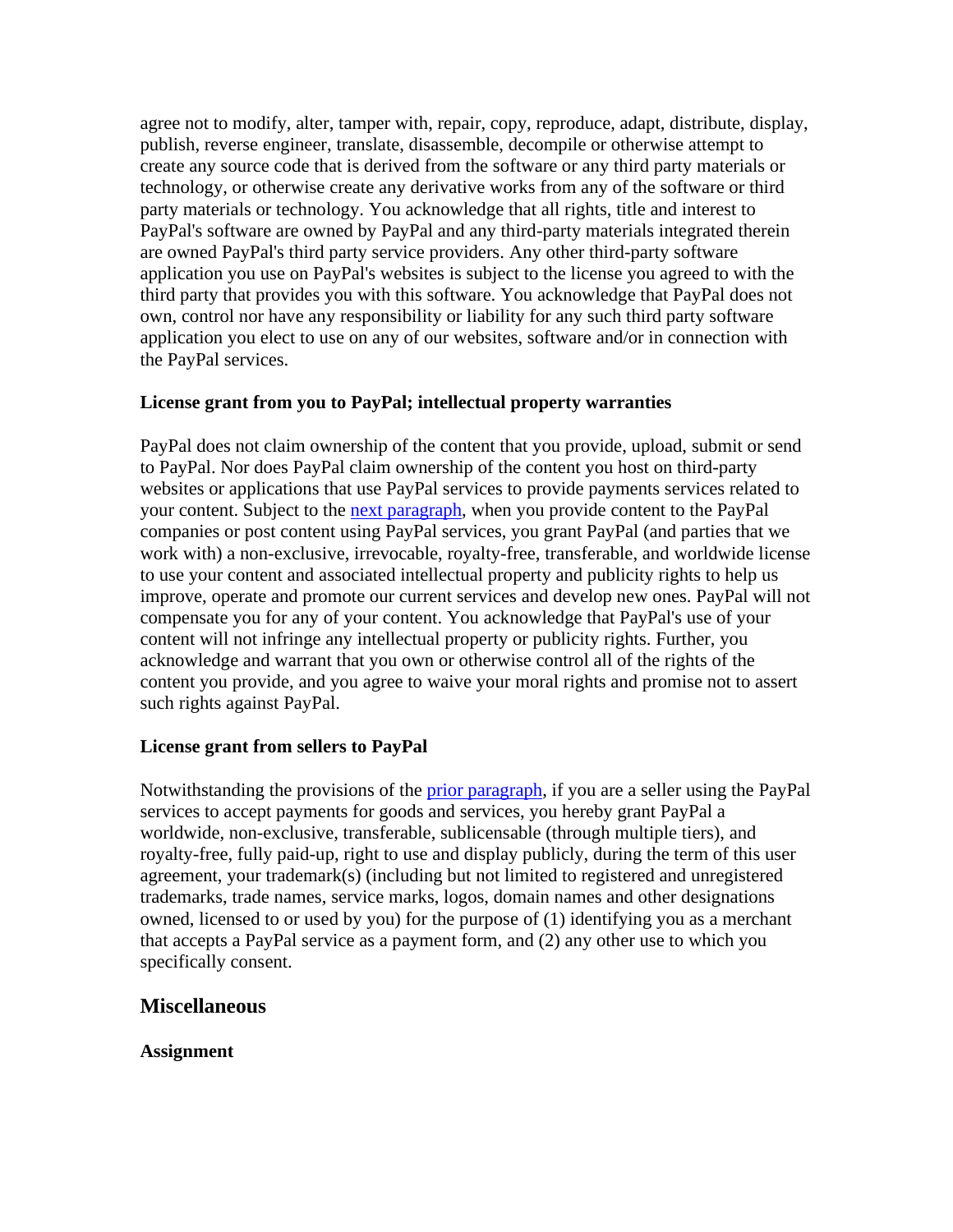agree not to modify, alter, tamper with, repair, copy, reproduce, adapt, distribute, display, publish, reverse engineer, translate, disassemble, decompile or otherwise attempt to create any source code that is derived from the software or any third party materials or technology, or otherwise create any derivative works from any of the software or third party materials or technology. You acknowledge that all rights, title and interest to PayPal's software are owned by PayPal and any third-party materials integrated therein are owned PayPal's third party service providers. Any other third-party software application you use on PayPal's websites is subject to the license you agreed to with the third party that provides you with this software. You acknowledge that PayPal does not own, control nor have any responsibility or liability for any such third party software application you elect to use on any of our websites, software and/or in connection with the PayPal services.

**License grant from you to PayPal; intellectual property warranties**

PayPal does not claim ownership of the content that you provide, upload, submit or send to PayPal. Nor does PayPal claim ownership of the content you host on third-party websites or applications that use PayPal services to provide payments services related to your content. Subject to the next paragraph, when you provide content to the PayPal companies or post content using PayPal services, you grant PayPal (and parties that we work with) a non-exclusive, irrevocable, royalty-free, transferable, and worldwide license to use your content and associated intellectual property and publicity rights to help us improve, operate and promote our current services and develop new ones. PayPal will not compensate you for any of your content. You acknowledge that PayPal's use of your content will not infringe any intellectual property or publicity rights. Further, you acknowledge and warrant that you own or otherwise control all of the rights of the content you provide, and you agree to waive your moral rights and promise not to assert such rights against PayPal.

**License grant from sellers to PayPal**

Notwithstanding the provisions of the prior paragraph, if you are a seller using the PayPal services to accept payments for goods and services, you hereby grant PayPal a worldwide, non-exclusive, transferable, sublicensable (through multiple tiers), and royalty-free, fully paid-up, right to use and display publicly, during the term of this user agreement, your trademark(s) (including but not limited to registered and unregistered trademarks, trade names, service marks, logos, domain names and other designations owned, licensed to or used by you) for the purpose of (1) identifying you as a merchant that accepts a PayPal service as a payment form, and (2) any other use to which you specifically consent.

## Miscellaneous

**Assignment**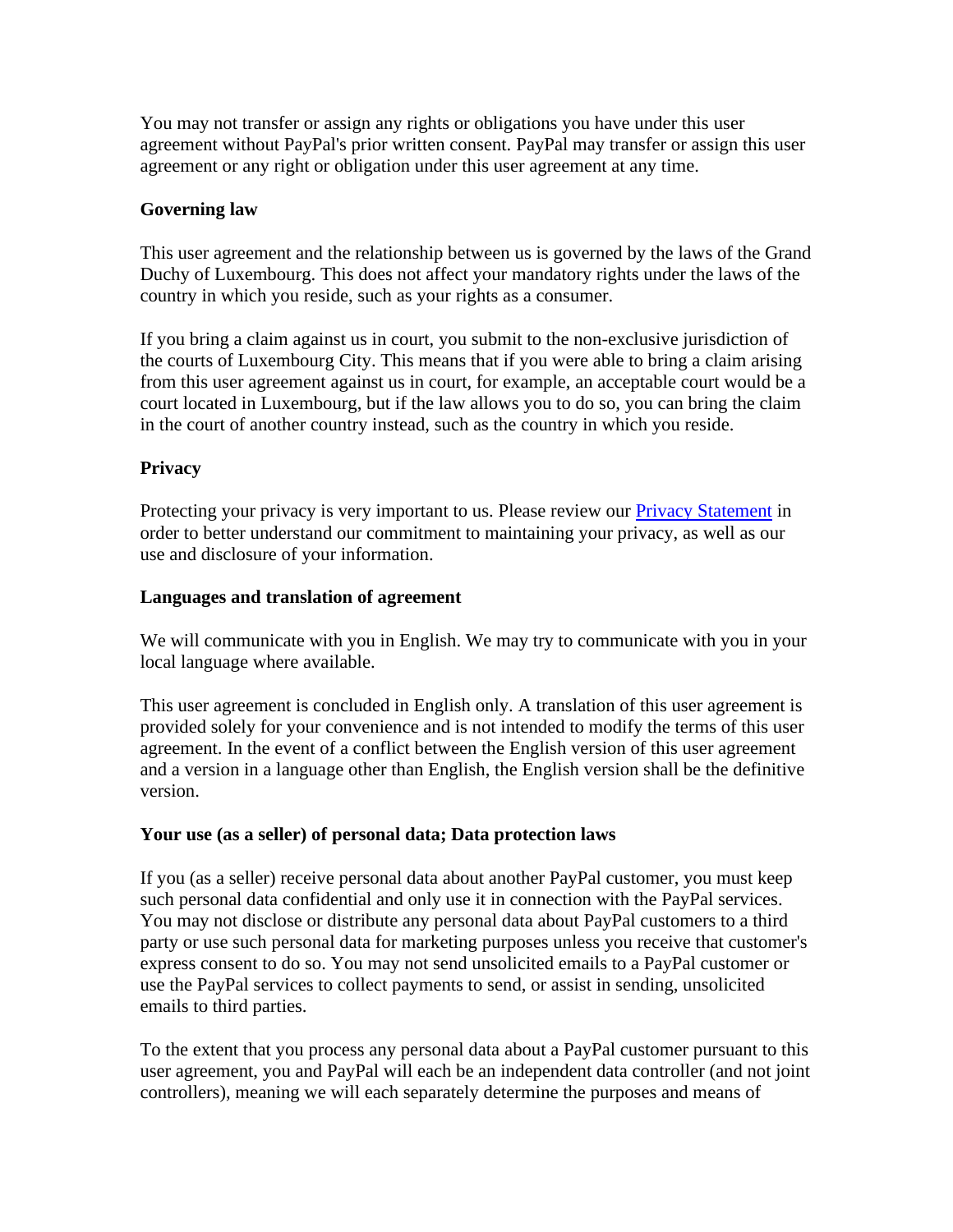You may not transfer or assign any rights or obligations you have under this user agreement without PayPal's prior written consent. PayPal may transfer or assign this user agreement or any right or obligation under this user agreement at any time.

**Governing law**

This user agreement and the relationship between us is governed by the laws of the Grand Duchy of Luxembourg. This does not affect your mandatory rights under the laws of the country in which you reside, such as your rights as a consumer.

If you bring a claim against us in court, you submit to the non-exclusive jurisdiction of the courts of Luxembourg City. This means that if you were able to bring a claim arising from this user agreement against us in court, for example, an acceptable court would be a court located in Luxembourg, but if the law allows you to do so, you can bring the claim in the court of another country instead, such as the country in which you reside.

**Privacy**

Protecting your privacy is very important to us. Please review our Privacy Statement in order to better understand our commitment to maintaining your privacy, as well as our use and disclosure of your information.

**Languages and translation of agreement**

We will communicate with you in English. We may try to communicate with you in your local language where available.

This user agreement is concluded in English only. A translation of this user agreement is provided solely for your convenience and is not intended to modify the terms of this user agreement. In the event of a conflict between the English version of this user agreement and a version in a language other than English, the English version shall be the definitive version.

**Your use (as a seller) of personal data; Data protection laws**

If you (as a seller) receive personal data about another PayPal customer, you must keep such personal data confidential and only use it in connection with the PayPal services. You may not disclose or distribute any personal data about PayPal customers to a third party or use such personal data for marketing purposes unless you receive that customer's express consent to do so. You may not send unsolicited emails to a PayPal customer or use the PayPal services to collect payments to send, or assist in sending, unsolicited emails to third parties.

To the extent that you process any personal data about a PayPal customer pursuant to this user agreement, you and PayPal will each be an independent data controller (and not joint controllers), meaning we will each separately determine the purposes and means of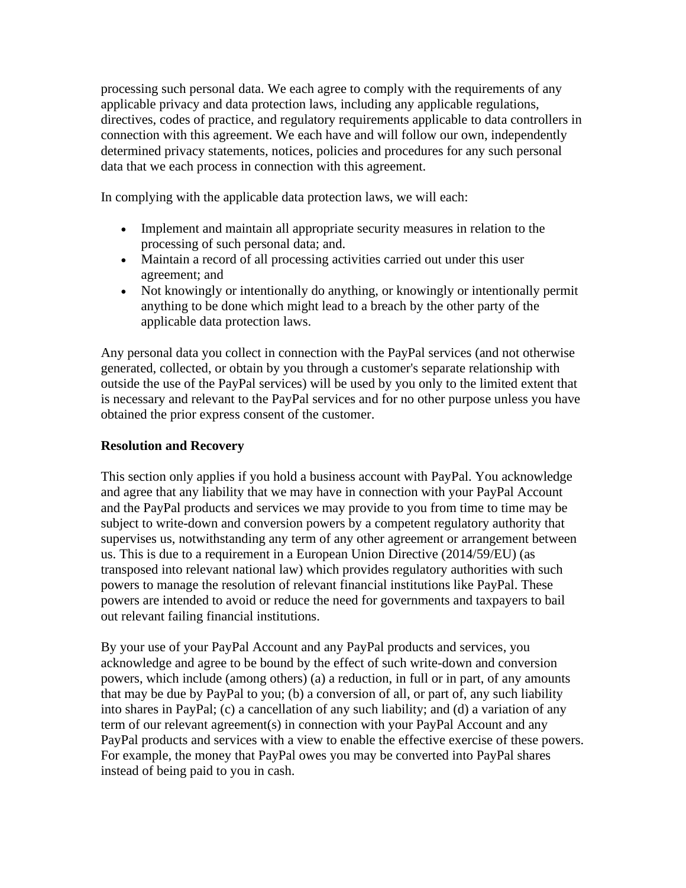processing such personal data. We each agree to comply with the requirements of any applicable privacy and data protection laws, including any applicable regulations, directives, codes of practice, and regulatory requirements applicable to data controllers in connection with this agreement. We each have and will follow our own, independently determined privacy statements, notices, policies and procedures for any such personal data that we each process in connection with this agreement.

In complying with the applicable data protection laws, we will each:

- Implement and maintain all appropriate security measures in relation to the processing of such personal data; and.
- Maintain a record of all processing activities carried out under this user agreement; and
- Not knowingly or intentionally do anything, or knowingly or intentionally permit anything to be done which might lead to a breach by the other party of the applicable data protection laws.

Any personal data you collect in connection with the PayPal services (and not otherwise generated, collected, or obtain by you through a customer's separate relationship with outside the use of the PayPal services) will be used by you only to the limited extent that is necessary and relevant to the PayPal services and for no other purpose unless you have obtained the prior express consent of the customer.

**Resolution and Recovery**

This section only applies if you hold a business account with PayPal. You acknowledge and agree that any liability that we may have in connection with your PayPal Account and the PayPal products and services we may provide to you from time to time may be subject to write-down and conversion powers by a competent regulatory authority that supervises us, notwithstanding any term of any other agreement or arrangement between us. This is due to a requirement in a European Union Directive (2014/59/EU) (as transposed into relevant national law) which provides regulatory authorities with such powers to manage the resolution of relevant financial institutions like PayPal. These powers are intended to avoid or reduce the need for governments and taxpayers to bail out relevant failing financial institutions.

By your use of your PayPal Account and any PayPal products and services, you acknowledge and agree to be bound by the effect of such write-down and conversion powers, which include (among others) (a) a reduction, in full or in part, of any amounts that may be due by PayPal to you; (b) a conversion of all, or part of, any such liability into shares in PayPal; (c) a cancellation of any such liability; and (d) a variation of any term of our relevant agreement(s) in connection with your PayPal Account and any PayPal products and services with a view to enable the effective exercise of these powers. For example, the money that PayPal owes you may be converted into PayPal shares instead of being paid to you in cash.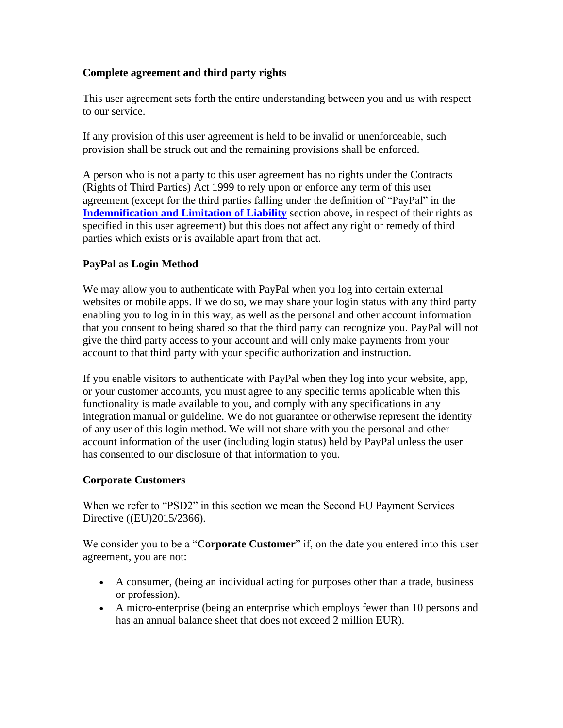### Complete agreement and third party rights

This user agreement sets forth the entire understanding between you and us with respect to our service.

If any provision of this user agreement is held to be invalid or unenforceable, such provision shall be struck out and the remaining provisions shall be enforced.

A person who is not a party to this user agreement has no rights under the Contracts (Rights of Third Parties) Act 1999 to rely upon or enforce any term of this user agreement (except for the third parties falling under the definition of "PayPal" in the **Indemnification and Limitation of Liability** section above, in respect of their rights as specified in this user agreement) but this does not affect any right or remedy of third parties which exists or is available apart from that act.

### PayPal as Login Method

We may allow you to authenticate with PayPal when you log into certain external websites or mobile apps. If we do so, we may share your login status with any third party enabling you to log in in this way, as well as the personal and other account information that you consent to being shared so that the third party can recognize you. PayPal will not give the third party access to your account and will only make payments from your account to that third party with your specific authorization and instruction.

If you enable visitors to authenticate with PayPal when they log into your website, app, or your customer accounts, you must agree to any specific terms applicable when this functionality is made available to you, and comply with any specifications in any integration manual or guideline. We do not guarantee or otherwise represent the identity of any user of this login method. We will not share with you the personal and other account information of the user (including login status) held by PayPal unless the user has consented to our disclosure of that information to you.

### Corporate Customers

When we refer to "PSD2" in this section we mean the Second EU Payment Services Directive ((EU)2015/2366).

We consider you to be a "**Corporate Customer**" if, on the date you entered into this user agreement, you are not:

- A consumer, (being an individual acting for purposes other than a trade, business or profession).
- A micro-enterprise (being an enterprise which employs fewer than 10 persons and has an annual balance sheet that does not exceed 2 million EUR).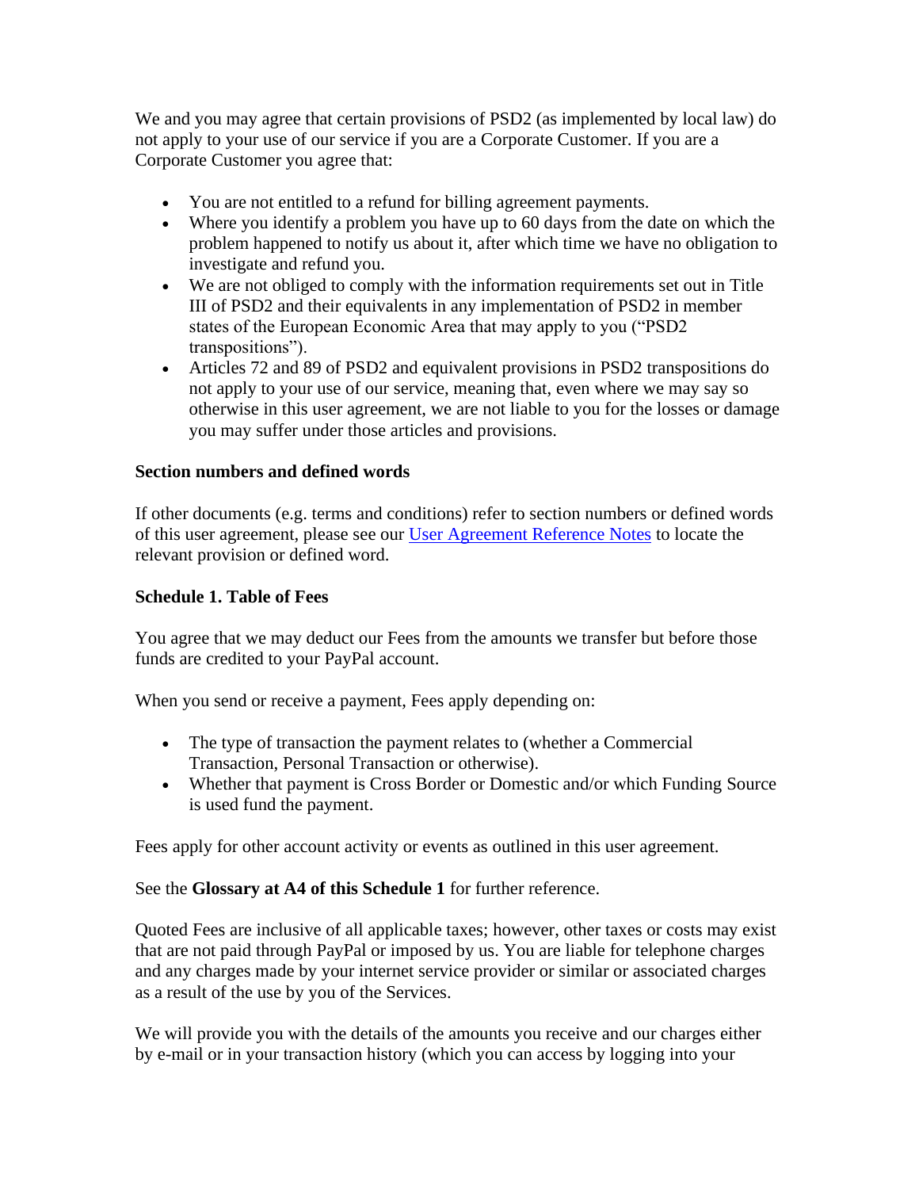We and you may agree that certain provisions of PSD2 (as implemented by local law) do not apply to your use of our service if you are a Corporate Customer. If you are a Corporate Customer you agree that:

- You are not entitled to a refund for billing agreement payments.
- Where you identify a problem you have up to 60 days from the date on which the problem happened to notify us about it, after which time we have no obligation to investigate and refund you.
- We are not obliged to comply with the information requirements set out in Title III of PSD2 and their equivalents in any implementation of PSD2 in member states of the European Economic Area that may apply to you ("PSD2 transpositions").
- Articles 72 and 89 of PSD2 and equivalent provisions in PSD2 transpositions do not apply to your use of our service, meaning that, even where we may say so otherwise in this user agreement, we are not liable to you for the losses or damage you may suffer under those articles and provisions.

**Section numbers and defined words**

If other documents (e.g. terms and conditions) refer to section numbers or defined words of this user agreement, please see our [User Agreement Reference Notes]() to locate the relevant provision or defined word.

**Schedule 1. Table of Fees**

You agree that we may deduct our Fees from the amounts we transfer but before those funds are credited to your PayPal account.

When you send or receive a payment, Fees apply depending on:

- The type of transaction the payment relates to (whether a Commercial Transaction, Personal Transaction or otherwise).
- Whether that payment is Cross Border or Domestic and/or which Funding Source is used fund the payment.

Fees apply for other account activity or events as outlined in this user agreement.

See the **Glossary at A4 of this Schedule 1** for further reference.

Quoted Fees are inclusive of all applicable taxes; however, other taxes or costs may exist that are not paid through PayPal or imposed by us. You are liable for telephone charges and any charges made by your internet service provider or similar or associated charges as a result of the use by you of the Services.

We will provide you with the details of the amounts you receive and our charges either by e-mail or in your transaction history (which you can access by logging into your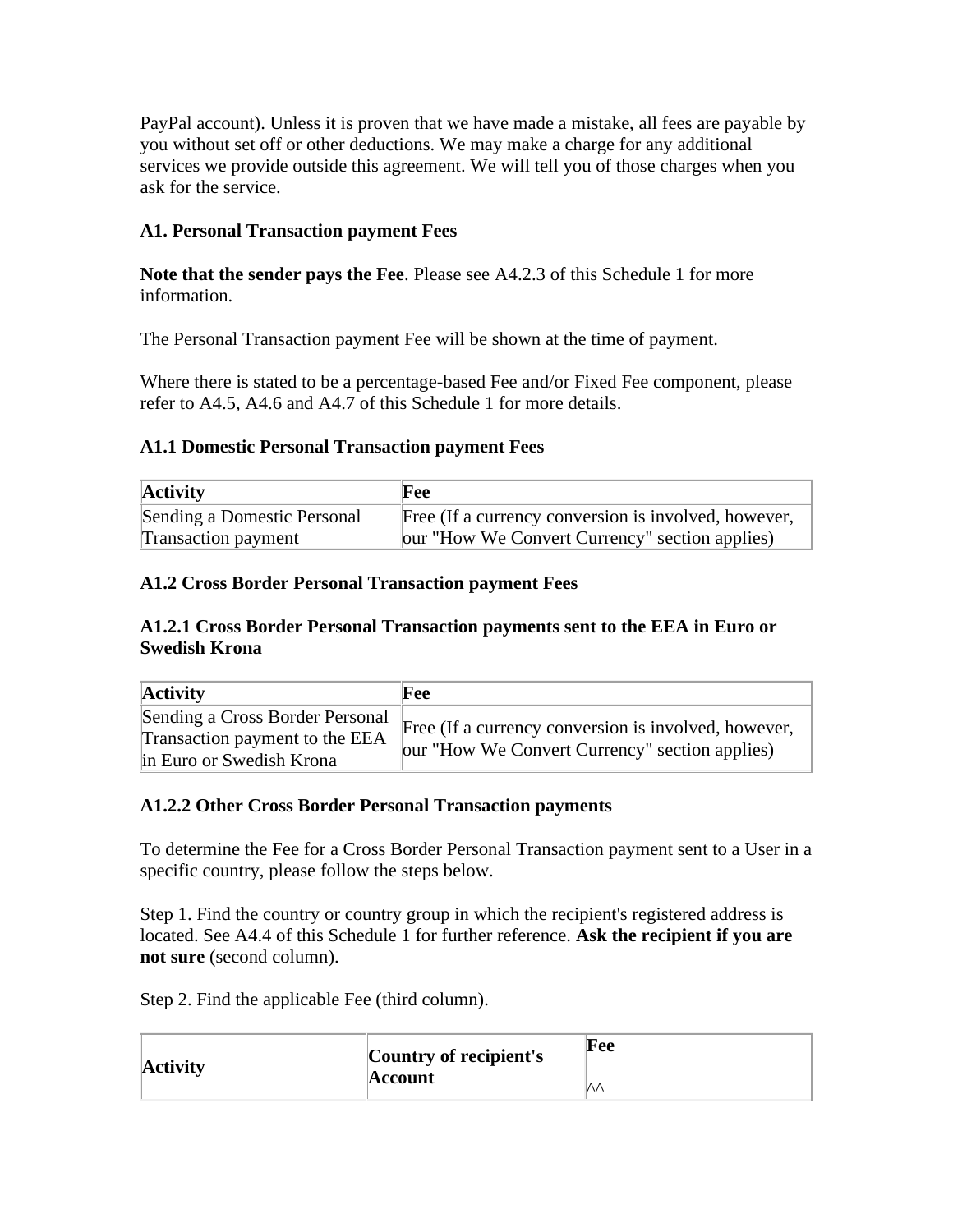PayPal account). Unless it is proven that we have made a mistake, all fees are payable by you without set off or other deductions. We may make a charge for any additional services we provide outside this agreement. We will tell you of those charges when you ask for the service.

### A1. Personal Transaction payment Fees

**Note that the sender pays the Fee**. Please see A4.2.3 of this Schedule 1 for more information.

The Personal Transaction payment Fee will be shown at the time of payment.

Where there is stated to be a percentage-based Fee and/or Fixed Fee component, please refer to A4.5, A4.6 and A4.7 of this Schedule 1 for more details.

#### A1.1 Domestic Personal Transaction payment Fees

| Activity | Fee |
|---|---|
| Sending a Domestic Personal Transaction payment | Free (If a currency conversion is involved, however, our "How We Convert Currency" section applies) |

#### A1.2 Cross Border Personal Transaction payment Fees

#### A1.2.1 Cross Border Personal Transaction payments sent to the EEA in Euro or Swedish Krona

| Activity | Fee |
|---|---|
| Sending a Cross Border Personal Transaction payment to the EEA in Euro or Swedish Krona | Free (If a currency conversion is involved, however, our "How We Convert Currency" section applies) |

#### A1.2.2 Other Cross Border Personal Transaction payments

To determine the Fee for a Cross Border Personal Transaction payment sent to a User in a specific country, please follow the steps below.

Step 1. Find the country or country group in which the recipient's registered address is located. See A4.4 of this Schedule 1 for further reference. **Ask the recipient if you are not sure** (second column).

Step 2. Find the applicable Fee (third column).

| Activity | Country of recipient's Account | Fee<br>^^ |
|---|---|---|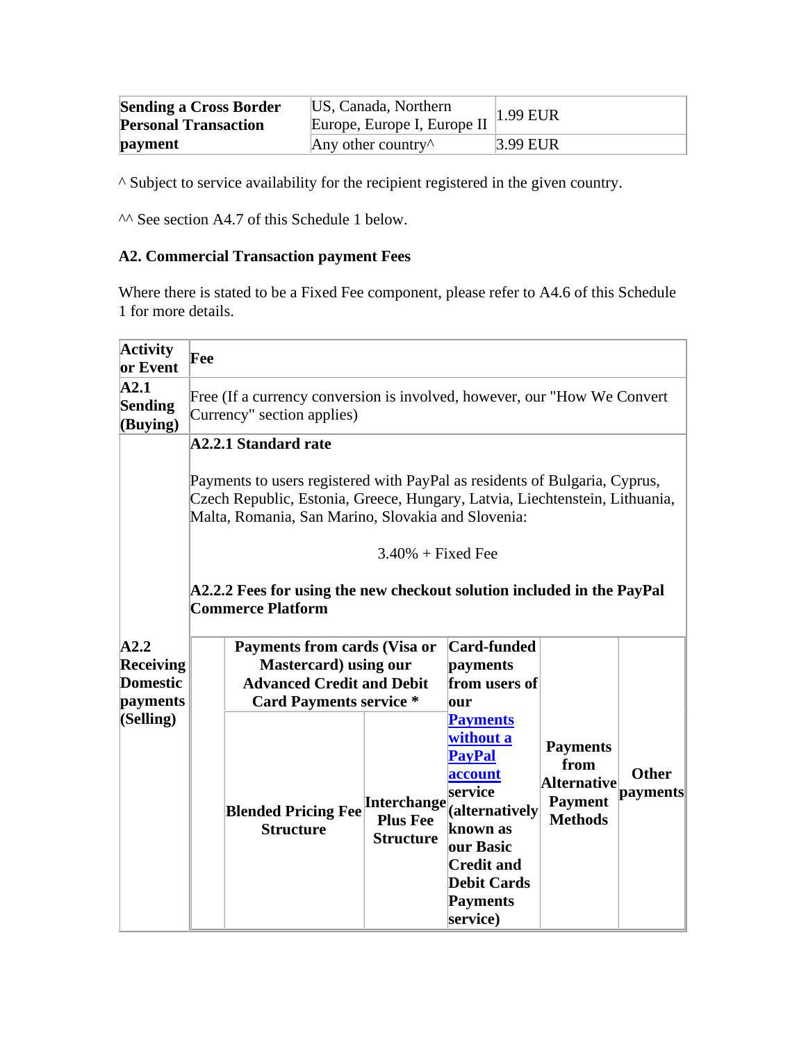| | | |
|---|---|---|
| **Sending a Cross Border Personal Transaction payment** | US, Canada, Northern Europe, Europe I, Europe II | 1.99 EUR |
| | Any other country^ | 3.99 EUR |

^ Subject to service availability for the recipient registered in the given country.

^^ See section A4.7 of this Schedule 1 below.

**A2. Commercial Transaction payment Fees**

Where there is stated to be a Fixed Fee component, please refer to A4.6 of this Schedule 1 for more details.

| **Activity or Event** | **Fee** |
|---|---|
| **A2.1 Sending (Buying)** | Free (If a currency conversion is involved, however, our "How We Convert Currency" section applies) |
| **A2.2 Receiving Domestic payments (Selling)** | **A2.2.1 Standard rate**<br><br>Payments to users registered with PayPal as residents of Bulgaria, Cyprus, Czech Republic, Estonia, Greece, Hungary, Latvia, Liechtenstein, Lithuania, Malta, Romania, San Marino, Slovakia and Slovenia:<br><br>3.40% + Fixed Fee<br><br>**A2.2.2 Fees for using the new checkout solution included in the PayPal Commerce Platform** |

| | **Payments from cards (Visa or Mastercard) using our Advanced Credit and Debit Card Payments service *** | | **Card-funded payments from users of our [Payments without a PayPal account](#) service (alternatively known as our Basic Credit and Debit Cards Payments service)** | **Payments from Alternative Payment Methods** | **Other payments** |
|---|---|---|---|---|---|
| | **Blended Pricing Fee Structure** | **Interchange Plus Fee Structure** | | | |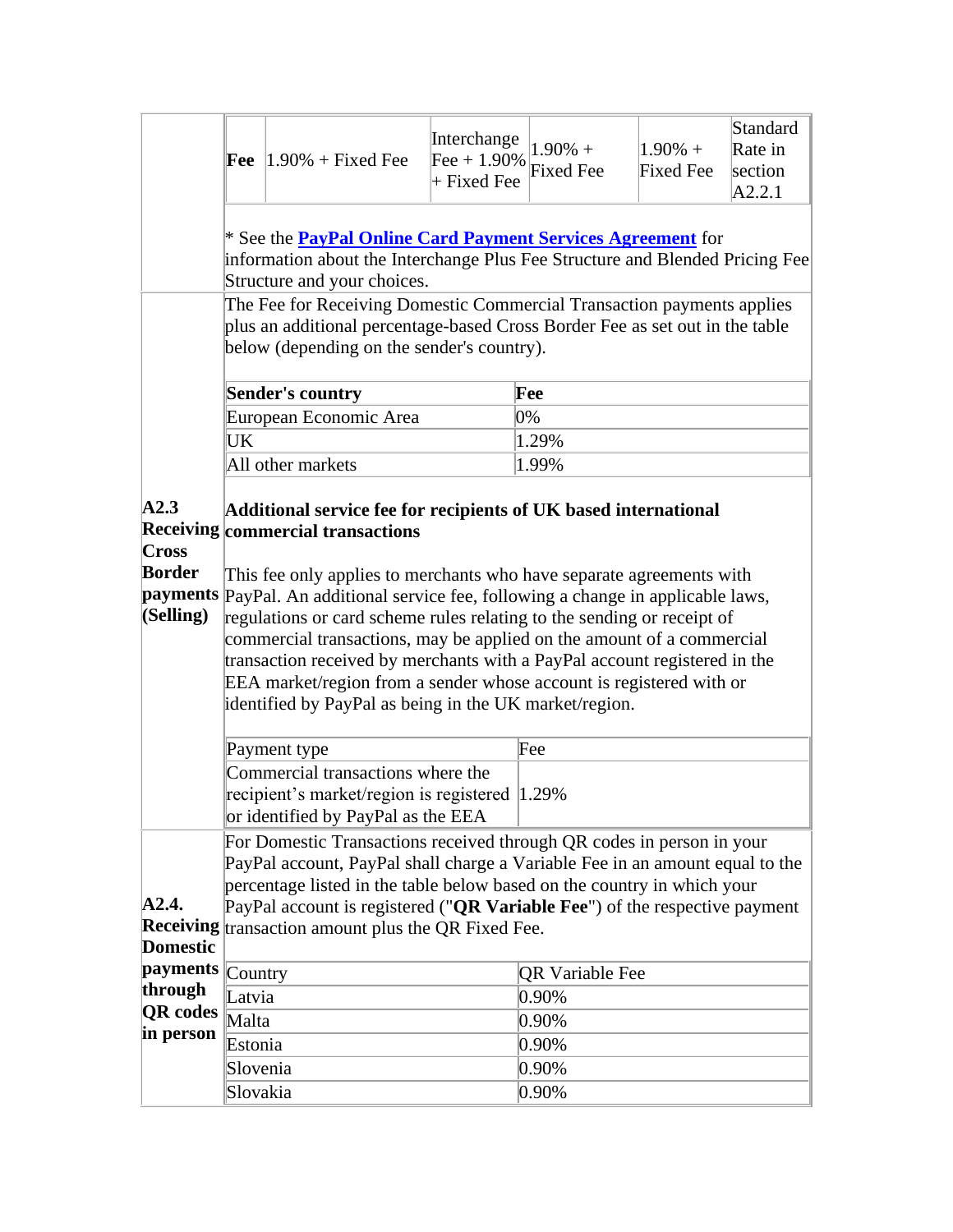| Fee | 1.90% + Fixed Fee | Interchange Fee + 1.90% + Fixed Fee | 1.90% + Fixed Fee | 1.90% + Fixed Fee | Standard Rate in section A2.2.1 |
|---|---|---|---|---|---|

* See the **PayPal Online Card Payment Services Agreement** for information about the Interchange Plus Fee Structure and Blended Pricing Fee Structure and your choices.

**A2.3 Receiving Cross Border payments (Selling)**

The Fee for Receiving Domestic Commercial Transaction payments applies plus an additional percentage-based Cross Border Fee as set out in the table below (depending on the sender's country).

| Sender's country | Fee |
|---|---|
| European Economic Area | 0% |
| UK | 1.29% |
| All other markets | 1.99% |

**Additional service fee for recipients of UK based international commercial transactions**

This fee only applies to merchants who have separate agreements with PayPal. An additional service fee, following a change in applicable laws, regulations or card scheme rules relating to the sending or receipt of commercial transactions, may be applied on the amount of a commercial transaction received by merchants with a PayPal account registered in the EEA market/region from a sender whose account is registered with or identified by PayPal as being in the UK market/region.

| Payment type | Fee |
|---|---|
| Commercial transactions where the recipient's market/region is registered or identified by PayPal as the EEA | 1.29% |

**A2.4. Receiving Domestic payments through QR codes in person**

For Domestic Transactions received through QR codes in person in your PayPal account, PayPal shall charge a Variable Fee in an amount equal to the percentage listed in the table below based on the country in which your PayPal account is registered ("**QR Variable Fee**") of the respective payment transaction amount plus the QR Fixed Fee.

| Country | QR Variable Fee |
|---|---|
| Latvia | 0.90% |
| Malta | 0.90% |
| Estonia | 0.90% |
| Slovenia | 0.90% |
| Slovakia | 0.90% |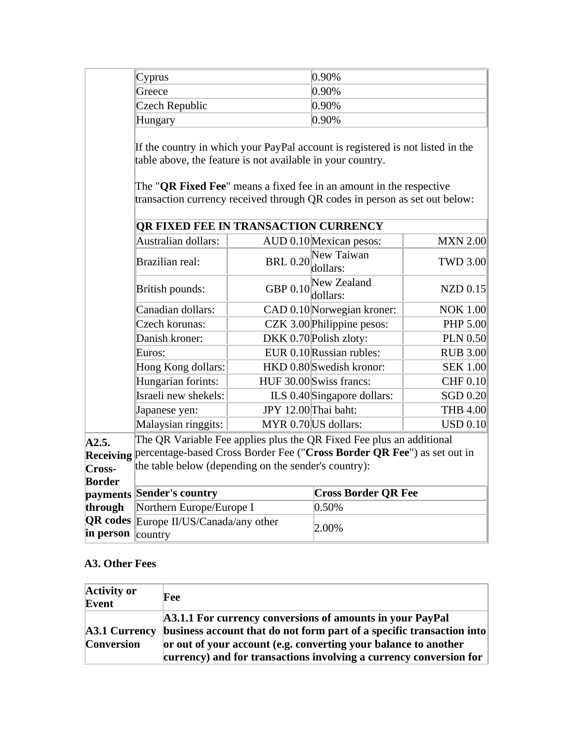| | | |
|---|---|---|
| | Cyprus | 0.90% |
| | Greece | 0.90% |
| | Czech Republic | 0.90% |
| | Hungary | 0.90% |

If the country in which your PayPal account is registered is not listed in the table above, the feature is not available in your country.

The "**QR Fixed Fee**" means a fixed fee in an amount in the respective transaction currency received through QR codes in person as set out below:

| **QR FIXED FEE IN TRANSACTION CURRENCY** | | | |
|---|---|---|---|
| Australian dollars: | AUD 0.10 | Mexican pesos: | MXN 2.00 |
| Brazilian real: | BRL 0.20 | New Taiwan dollars: | TWD 3.00 |
| British pounds: | GBP 0.10 | New Zealand dollars: | NZD 0.15 |
| Canadian dollars: | CAD 0.10 | Norwegian kroner: | NOK 1.00 |
| Czech korunas: | CZK 3.00 | Philippine pesos: | PHP 5.00 |
| Danish kroner: | DKK 0.70 | Polish zloty: | PLN 0.50 |
| Euros: | EUR 0.10 | Russian rubles: | RUB 3.00 |
| Hong Kong dollars: | HKD 0.80 | Swedish kronor: | SEK 1.00 |
| Hungarian forints: | HUF 30.00 | Swiss francs: | CHF 0.10 |
| Israeli new shekels: | ILS 0.40 | Singapore dollars: | SGD 0.20 |
| Japanese yen: | JPY 12.00 | Thai baht: | THB 4.00 |
| Malaysian ringgits: | MYR 0.70 | US dollars: | USD 0.10 |

**A2.5. Receiving Cross-Border payments through QR codes in person**

The QR Variable Fee applies plus the QR Fixed Fee plus an additional percentage-based Cross Border Fee ("**Cross Border QR Fee**") as set out in the table below (depending on the sender's country):

| **Sender's country** | **Cross Border QR Fee** |
|---|---|
| Northern Europe/Europe I | 0.50% |
| Europe II/US/Canada/any other country | 2.00% |

### A3. Other Fees

| **Activity or Event** | **Fee** |
|---|---|
| **A3.1 Currency Conversion** | **A3.1.1 For currency conversions of amounts in your PayPal business account that do not form part of a specific transaction into or out of your account (e.g. converting your balance to another currency) and for transactions involving a currency conversion for** |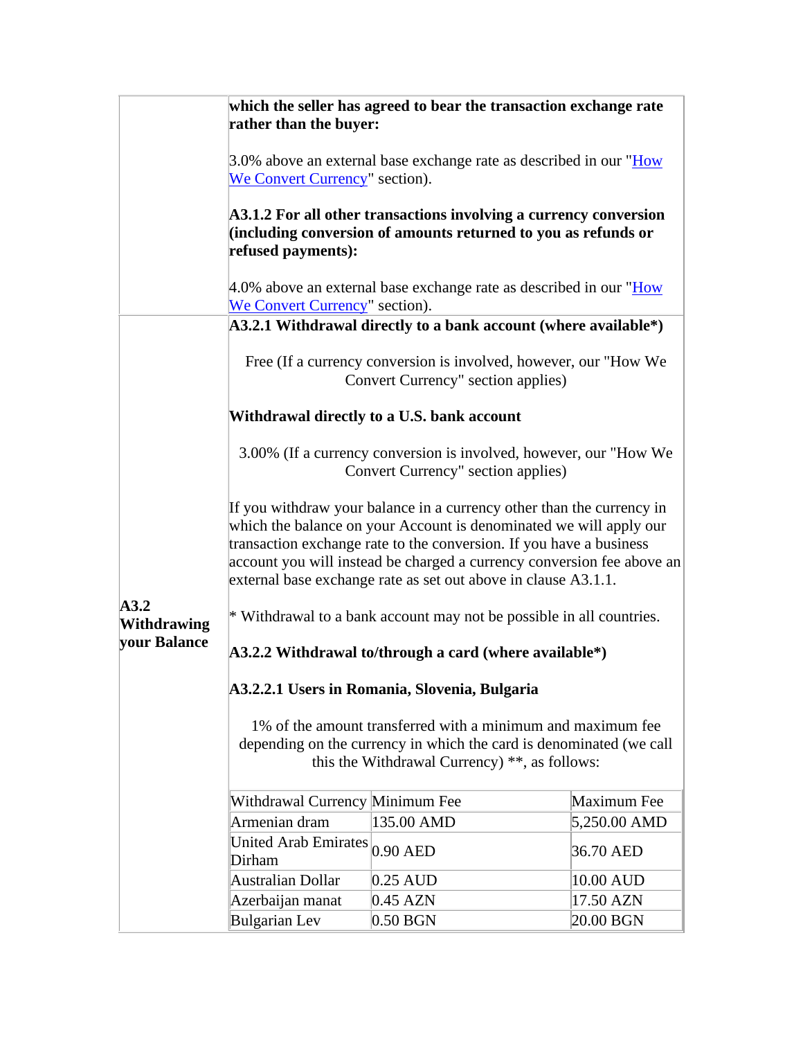| | |
|---|---|
| | **which the seller has agreed to bear the transaction exchange rate rather than the buyer:**<br><br>3.0% above an external base exchange rate as described in our "How We Convert Currency" section).<br><br>**A3.1.2 For all other transactions involving a currency conversion (including conversion of amounts returned to you as refunds or refused payments):**<br><br>4.0% above an external base exchange rate as described in our "How We Convert Currency" section). |
| **A3.2 Withdrawing your Balance** | **A3.2.1 Withdrawal directly to a bank account (where available*)**<br><br>Free (If a currency conversion is involved, however, our "How We Convert Currency" section applies)<br><br>**Withdrawal directly to a U.S. bank account**<br><br>3.00% (If a currency conversion is involved, however, our "How We Convert Currency" section applies)<br><br>If you withdraw your balance in a currency other than the currency in which the balance on your Account is denominated we will apply our transaction exchange rate to the conversion. If you have a business account you will instead be charged a currency conversion fee above an external base exchange rate as set out above in clause A3.1.1.<br><br>* Withdrawal to a bank account may not be possible in all countries.<br><br>**A3.2.2 Withdrawal to/through a card (where available*)**<br><br>**A3.2.2.1 Users in Romania, Slovenia, Bulgaria**<br><br>1% of the amount transferred with a minimum and maximum fee depending on the currency in which the card is denominated (we call this the Withdrawal Currency) **, as follows: |

| Withdrawal Currency | Minimum Fee | Maximum Fee |
|---|---|---|
| Armenian dram | 135.00 AMD | 5,250.00 AMD |
| United Arab Emirates Dirham | 0.90 AED | 36.70 AED |
| Australian Dollar | 0.25 AUD | 10.00 AUD |
| Azerbaijan manat | 0.45 AZN | 17.50 AZN |
| Bulgarian Lev | 0.50 BGN | 20.00 BGN |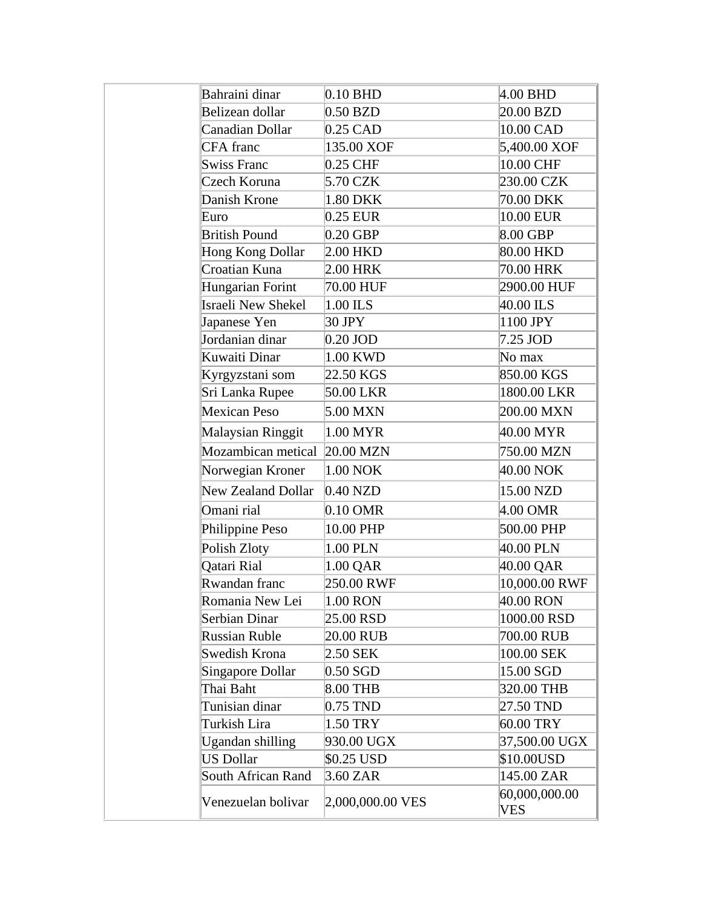| | | | |
|---|---|---|---|
| | Bahraini dinar | 0.10 BHD | 4.00 BHD |
| | Belizean dollar | 0.50 BZD | 20.00 BZD |
| | Canadian Dollar | 0.25 CAD | 10.00 CAD |
| | CFA franc | 135.00 XOF | 5,400.00 XOF |
| | Swiss Franc | 0.25 CHF | 10.00 CHF |
| | Czech Koruna | 5.70 CZK | 230.00 CZK |
| | Danish Krone | 1.80 DKK | 70.00 DKK |
| | Euro | 0.25 EUR | 10.00 EUR |
| | British Pound | 0.20 GBP | 8.00 GBP |
| | Hong Kong Dollar | 2.00 HKD | 80.00 HKD |
| | Croatian Kuna | 2.00 HRK | 70.00 HRK |
| | Hungarian Forint | 70.00 HUF | 2900.00 HUF |
| | Israeli New Shekel | 1.00 ILS | 40.00 ILS |
| | Japanese Yen | 30 JPY | 1100 JPY |
| | Jordanian dinar | 0.20 JOD | 7.25 JOD |
| | Kuwaiti Dinar | 1.00 KWD | No max |
| | Kyrgyzstani som | 22.50 KGS | 850.00 KGS |
| | Sri Lanka Rupee | 50.00 LKR | 1800.00 LKR |
| | Mexican Peso | 5.00 MXN | 200.00 MXN |
| | Malaysian Ringgit | 1.00 MYR | 40.00 MYR |
| | Mozambican metical | 20.00 MZN | 750.00 MZN |
| | Norwegian Kroner | 1.00 NOK | 40.00 NOK |
| | New Zealand Dollar | 0.40 NZD | 15.00 NZD |
| | Omani rial | 0.10 OMR | 4.00 OMR |
| | Philippine Peso | 10.00 PHP | 500.00 PHP |
| | Polish Zloty | 1.00 PLN | 40.00 PLN |
| | Qatari Rial | 1.00 QAR | 40.00 QAR |
| | Rwandan franc | 250.00 RWF | 10,000.00 RWF |
| | Romania New Lei | 1.00 RON | 40.00 RON |
| | Serbian Dinar | 25.00 RSD | 1000.00 RSD |
| | Russian Ruble | 20.00 RUB | 700.00 RUB |
| | Swedish Krona | 2.50 SEK | 100.00 SEK |
| | Singapore Dollar | 0.50 SGD | 15.00 SGD |
| | Thai Baht | 8.00 THB | 320.00 THB |
| | Tunisian dinar | 0.75 TND | 27.50 TND |
| | Turkish Lira | 1.50 TRY | 60.00 TRY |
| | Ugandan shilling | 930.00 UGX | 37,500.00 UGX |
| | US Dollar | $0.25 USD | $10.00USD |
| | South African Rand | 3.60 ZAR | 145.00 ZAR |
| | Venezuelan bolivar | 2,000,000.00 VES | 60,000,000.00 VES |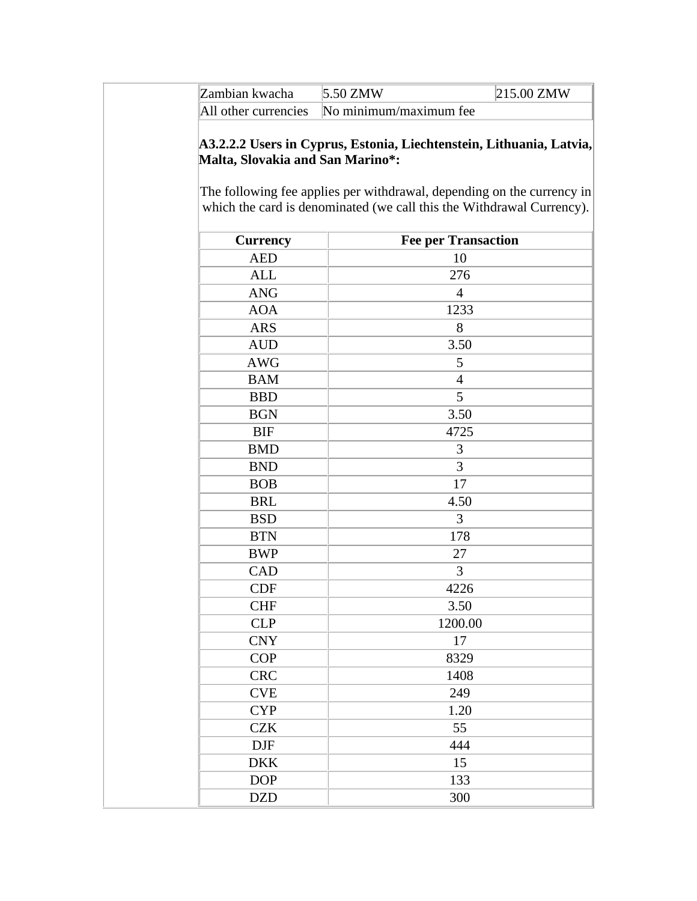| | | |
|---|---|---|
| Zambian kwacha | 5.50 ZMW | 215.00 ZMW |
| All other currencies | No minimum/maximum fee | |

**A3.2.2.2 Users in Cyprus, Estonia, Liechtenstein, Lithuania, Latvia, Malta, Slovakia and San Marino*:**

The following fee applies per withdrawal, depending on the currency in which the card is denominated (we call this the Withdrawal Currency).

| Currency | Fee per Transaction |
|---|---|
| AED | 10 |
| ALL | 276 |
| ANG | 4 |
| AOA | 1233 |
| ARS | 8 |
| AUD | 3.50 |
| AWG | 5 |
| BAM | 4 |
| BBD | 5 |
| BGN | 3.50 |
| BIF | 4725 |
| BMD | 3 |
| BND | 3 |
| BOB | 17 |
| BRL | 4.50 |
| BSD | 3 |
| BTN | 178 |
| BWP | 27 |
| CAD | 3 |
| CDF | 4226 |
| CHF | 3.50 |
| CLP | 1200.00 |
| CNY | 17 |
| COP | 8329 |
| CRC | 1408 |
| CVE | 249 |
| CYP | 1.20 |
| CZK | 55 |
| DJF | 444 |
| DKK | 15 |
| DOP | 133 |
| DZD | 300 |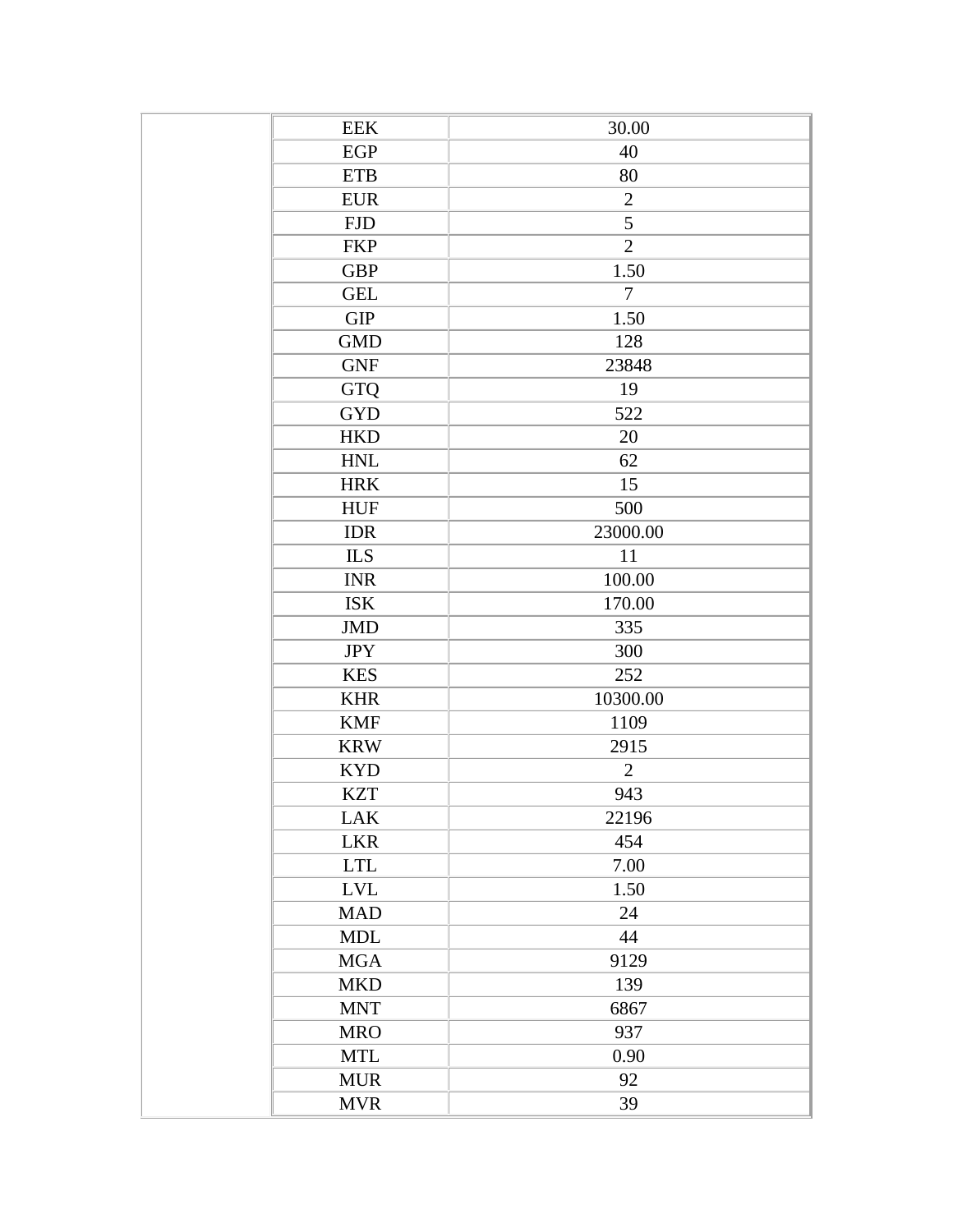|  | EEK | 30.00 |
|---|---|---|
|  | EGP | 40 |
|  | ETB | 80 |
|  | EUR | 2 |
|  | FJD | 5 |
|  | FKP | 2 |
|  | GBP | 1.50 |
|  | GEL | 7 |
|  | GIP | 1.50 |
|  | GMD | 128 |
|  | GNF | 23848 |
|  | GTQ | 19 |
|  | GYD | 522 |
|  | HKD | 20 |
|  | HNL | 62 |
|  | HRK | 15 |
|  | HUF | 500 |
|  | IDR | 23000.00 |
|  | ILS | 11 |
|  | INR | 100.00 |
|  | ISK | 170.00 |
|  | JMD | 335 |
|  | JPY | 300 |
|  | KES | 252 |
|  | KHR | 10300.00 |
|  | KMF | 1109 |
|  | KRW | 2915 |
|  | KYD | 2 |
|  | KZT | 943 |
|  | LAK | 22196 |
|  | LKR | 454 |
|  | LTL | 7.00 |
|  | LVL | 1.50 |
|  | MAD | 24 |
|  | MDL | 44 |
|  | MGA | 9129 |
|  | MKD | 139 |
|  | MNT | 6867 |
|  | MRO | 937 |
|  | MTL | 0.90 |
|  | MUR | 92 |
|  | MVR | 39 |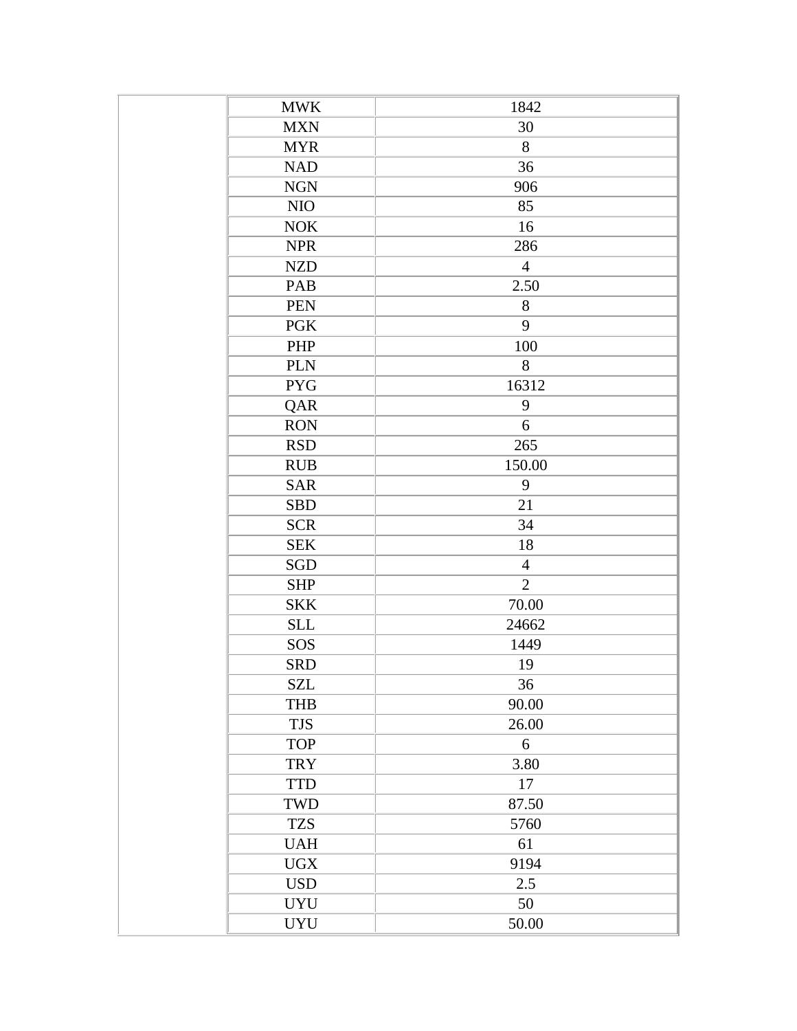| | | |
|---|---|---|
| | MWK | 1842 |
| | MXN | 30 |
| | MYR | 8 |
| | NAD | 36 |
| | NGN | 906 |
| | NIO | 85 |
| | NOK | 16 |
| | NPR | 286 |
| | NZD | 4 |
| | PAB | 2.50 |
| | PEN | 8 |
| | PGK | 9 |
| | PHP | 100 |
| | PLN | 8 |
| | PYG | 16312 |
| | QAR | 9 |
| | RON | 6 |
| | RSD | 265 |
| | RUB | 150.00 |
| | SAR | 9 |
| | SBD | 21 |
| | SCR | 34 |
| | SEK | 18 |
| | SGD | 4 |
| | SHP | 2 |
| | SKK | 70.00 |
| | SLL | 24662 |
| | SOS | 1449 |
| | SRD | 19 |
| | SZL | 36 |
| | THB | 90.00 |
| | TJS | 26.00 |
| | TOP | 6 |
| | TRY | 3.80 |
| | TTD | 17 |
| | TWD | 87.50 |
| | TZS | 5760 |
| | UAH | 61 |
| | UGX | 9194 |
| | USD | 2.5 |
| | UYU | 50 |
| | UYU | 50.00 |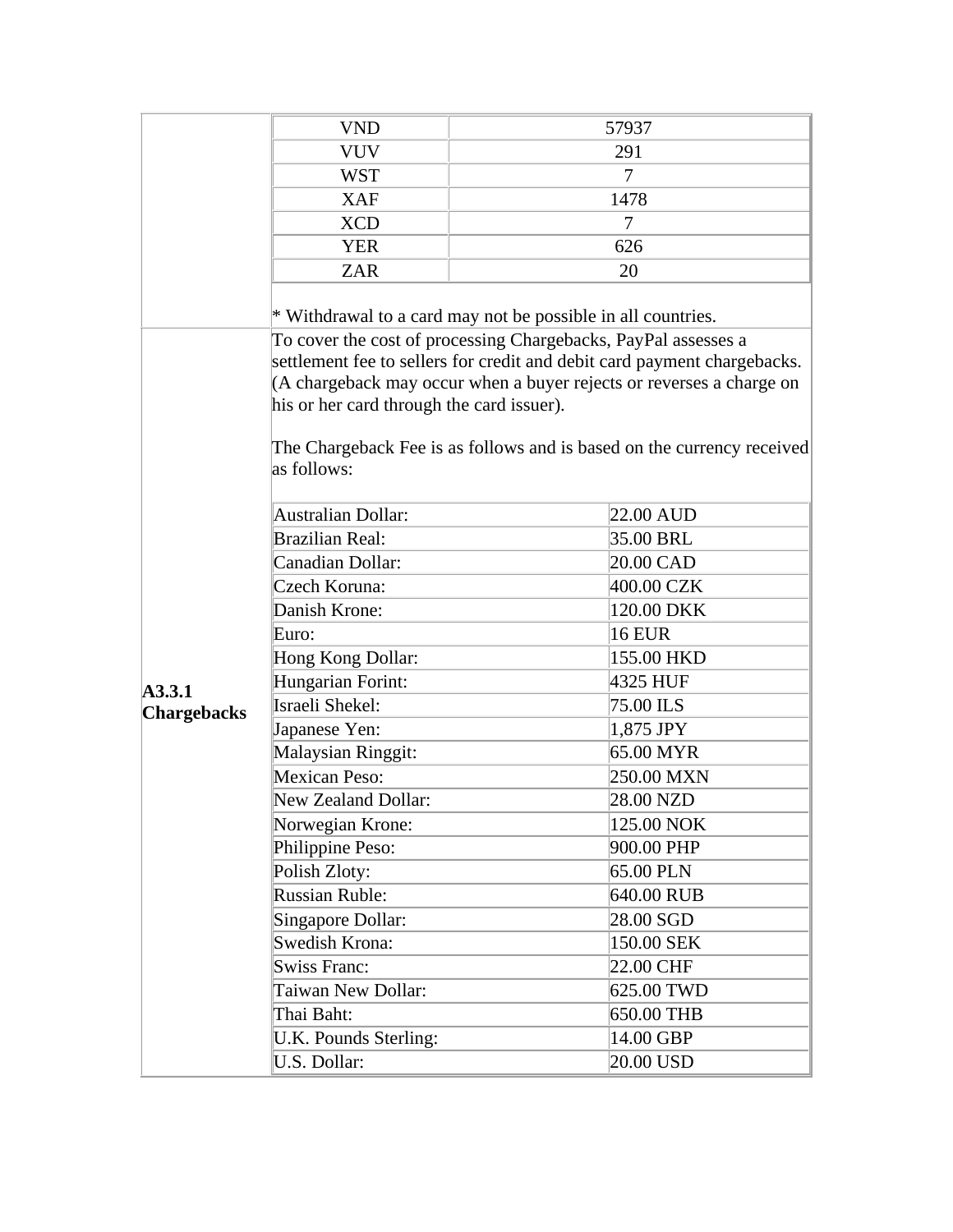| | | |
|---|---|---|
| | VND | 57937 |
| | VUV | 291 |
| | WST | 7 |
| | XAF | 1478 |
| | XCD | 7 |
| | YER | 626 |
| | ZAR | 20 |

* Withdrawal to a card may not be possible in all countries.

**A3.3.1 Chargebacks**

To cover the cost of processing Chargebacks, PayPal assesses a settlement fee to sellers for credit and debit card payment chargebacks. (A chargeback may occur when a buyer rejects or reverses a charge on his or her card through the card issuer).

The Chargeback Fee is as follows and is based on the currency received as follows:

| Currency | Fee |
|---|---|
| Australian Dollar: | 22.00 AUD |
| Brazilian Real: | 35.00 BRL |
| Canadian Dollar: | 20.00 CAD |
| Czech Koruna: | 400.00 CZK |
| Danish Krone: | 120.00 DKK |
| Euro: | 16 EUR |
| Hong Kong Dollar: | 155.00 HKD |
| Hungarian Forint: | 4325 HUF |
| Israeli Shekel: | 75.00 ILS |
| Japanese Yen: | 1,875 JPY |
| Malaysian Ringgit: | 65.00 MYR |
| Mexican Peso: | 250.00 MXN |
| New Zealand Dollar: | 28.00 NZD |
| Norwegian Krone: | 125.00 NOK |
| Philippine Peso: | 900.00 PHP |
| Polish Zloty: | 65.00 PLN |
| Russian Ruble: | 640.00 RUB |
| Singapore Dollar: | 28.00 SGD |
| Swedish Krona: | 150.00 SEK |
| Swiss Franc: | 22.00 CHF |
| Taiwan New Dollar: | 625.00 TWD |
| Thai Baht: | 650.00 THB |
| U.K. Pounds Sterling: | 14.00 GBP |
| U.S. Dollar: | 20.00 USD |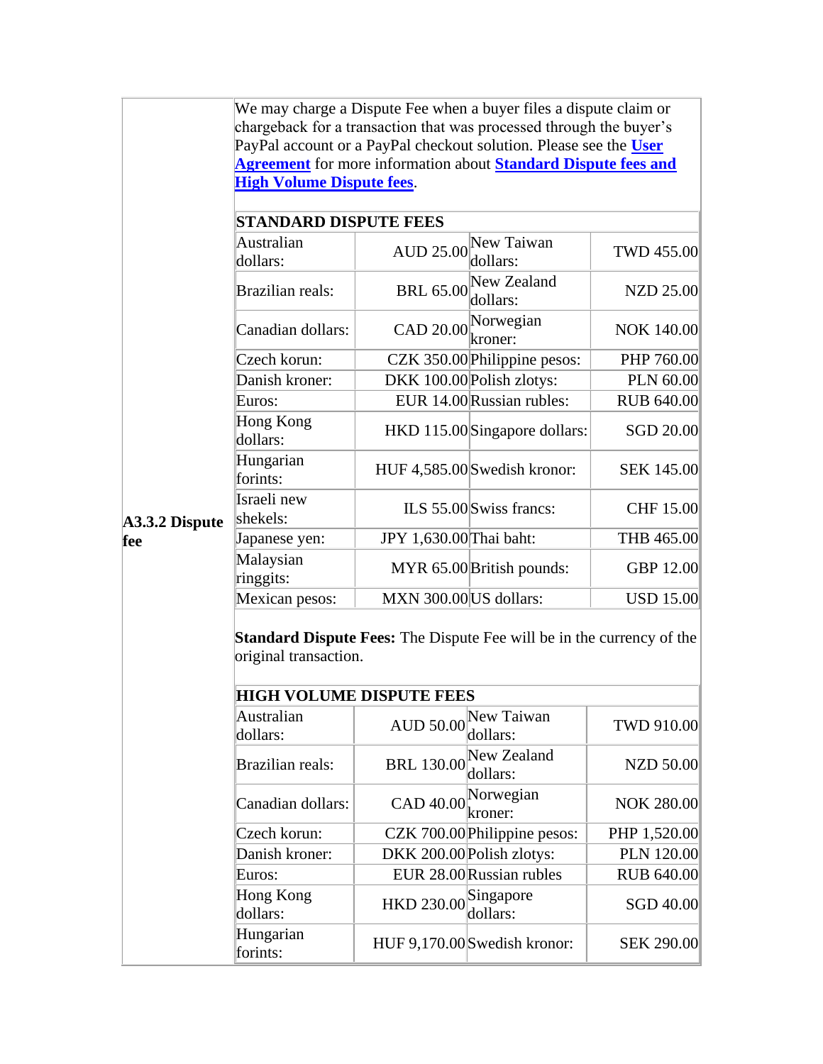**A3.3.2 Dispute fee**

We may charge a Dispute Fee when a buyer files a dispute claim or chargeback for a transaction that was processed through the buyer's PayPal account or a PayPal checkout solution. Please see the **User Agreement** for more information about **Standard Dispute fees and High Volume Dispute fees**.

| **STANDARD DISPUTE FEES** | | | |
|---|---|---|---|
| Australian dollars: | AUD 25.00 | New Taiwan dollars: | TWD 455.00 |
| Brazilian reals: | BRL 65.00 | New Zealand dollars: | NZD 25.00 |
| Canadian dollars: | CAD 20.00 | Norwegian kroner: | NOK 140.00 |
| Czech korun: | CZK 350.00 | Philippine pesos: | PHP 760.00 |
| Danish kroner: | DKK 100.00 | Polish zlotys: | PLN 60.00 |
| Euros: | EUR 14.00 | Russian rubles: | RUB 640.00 |
| Hong Kong dollars: | HKD 115.00 | Singapore dollars: | SGD 20.00 |
| Hungarian forints: | HUF 4,585.00 | Swedish kronor: | SEK 145.00 |
| Israeli new shekels: | ILS 55.00 | Swiss francs: | CHF 15.00 |
| Japanese yen: | JPY 1,630.00 | Thai baht: | THB 465.00 |
| Malaysian ringgits: | MYR 65.00 | British pounds: | GBP 12.00 |
| Mexican pesos: | MXN 300.00 | US dollars: | USD 15.00 |

**Standard Dispute Fees:** The Dispute Fee will be in the currency of the original transaction.

| **HIGH VOLUME DISPUTE FEES** | | | |
|---|---|---|---|
| Australian dollars: | AUD 50.00 | New Taiwan dollars: | TWD 910.00 |
| Brazilian reals: | BRL 130.00 | New Zealand dollars: | NZD 50.00 |
| Canadian dollars: | CAD 40.00 | Norwegian kroner: | NOK 280.00 |
| Czech korun: | CZK 700.00 | Philippine pesos: | PHP 1,520.00 |
| Danish kroner: | DKK 200.00 | Polish zlotys: | PLN 120.00 |
| Euros: | EUR 28.00 | Russian rubles | RUB 640.00 |
| Hong Kong dollars: | HKD 230.00 | Singapore dollars: | SGD 40.00 |
| Hungarian forints: | HUF 9,170.00 | Swedish kronor: | SEK 290.00 |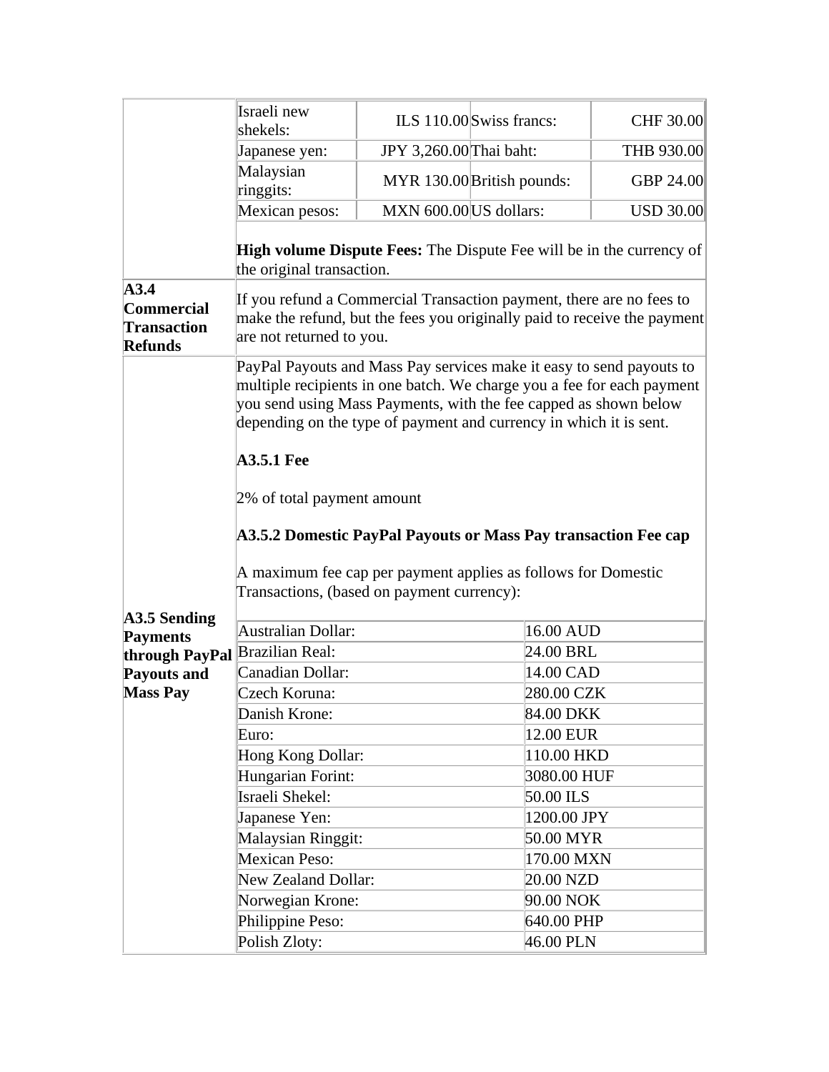| | | | | |
|---|---|---|---|---|
| | Israeli new shekels: | ILS 110.00 | Swiss francs: | CHF 30.00 |
| | Japanese yen: | JPY 3,260.00 | Thai baht: | THB 930.00 |
| | Malaysian ringgits: | MYR 130.00 | British pounds: | GBP 24.00 |
| | Mexican pesos: | MXN 600.00 | US dollars: | USD 30.00 |

**High volume Dispute Fees:** The Dispute Fee will be in the currency of the original transaction.

**A3.4 Commercial Transaction Refunds**

If you refund a Commercial Transaction payment, there are no fees to make the refund, but the fees you originally paid to receive the payment are not returned to you.

**A3.5 Sending Payments through PayPal Payouts and Mass Pay**

PayPal Payouts and Mass Pay services make it easy to send payouts to multiple recipients in one batch. We charge you a fee for each payment you send using Mass Payments, with the fee capped as shown below depending on the type of payment and currency in which it is sent.

**A3.5.1 Fee**

2% of total payment amount

**A3.5.2 Domestic PayPal Payouts or Mass Pay transaction Fee cap**

A maximum fee cap per payment applies as follows for Domestic Transactions, (based on payment currency):

| Currency | Fee cap |
|---|---|
| Australian Dollar: | 16.00 AUD |
| Brazilian Real: | 24.00 BRL |
| Canadian Dollar: | 14.00 CAD |
| Czech Koruna: | 280.00 CZK |
| Danish Krone: | 84.00 DKK |
| Euro: | 12.00 EUR |
| Hong Kong Dollar: | 110.00 HKD |
| Hungarian Forint: | 3080.00 HUF |
| Israeli Shekel: | 50.00 ILS |
| Japanese Yen: | 1200.00 JPY |
| Malaysian Ringgit: | 50.00 MYR |
| Mexican Peso: | 170.00 MXN |
| New Zealand Dollar: | 20.00 NZD |
| Norwegian Krone: | 90.00 NOK |
| Philippine Peso: | 640.00 PHP |
| Polish Zloty: | 46.00 PLN |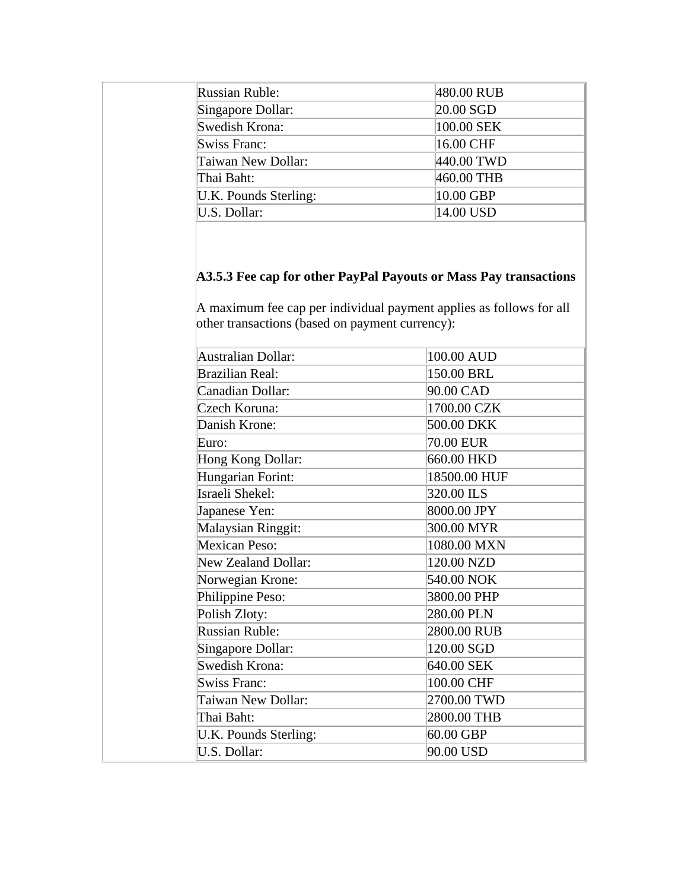| | |
|---|---|
| Russian Ruble: | 480.00 RUB |
| Singapore Dollar: | 20.00 SGD |
| Swedish Krona: | 100.00 SEK |
| Swiss Franc: | 16.00 CHF |
| Taiwan New Dollar: | 440.00 TWD |
| Thai Baht: | 460.00 THB |
| U.K. Pounds Sterling: | 10.00 GBP |
| U.S. Dollar: | 14.00 USD |

**A3.5.3 Fee cap for other PayPal Payouts or Mass Pay transactions**

A maximum fee cap per individual payment applies as follows for all other transactions (based on payment currency):

| | |
|---|---|
| Australian Dollar: | 100.00 AUD |
| Brazilian Real: | 150.00 BRL |
| Canadian Dollar: | 90.00 CAD |
| Czech Koruna: | 1700.00 CZK |
| Danish Krone: | 500.00 DKK |
| Euro: | 70.00 EUR |
| Hong Kong Dollar: | 660.00 HKD |
| Hungarian Forint: | 18500.00 HUF |
| Israeli Shekel: | 320.00 ILS |
| Japanese Yen: | 8000.00 JPY |
| Malaysian Ringgit: | 300.00 MYR |
| Mexican Peso: | 1080.00 MXN |
| New Zealand Dollar: | 120.00 NZD |
| Norwegian Krone: | 540.00 NOK |
| Philippine Peso: | 3800.00 PHP |
| Polish Zloty: | 280.00 PLN |
| Russian Ruble: | 2800.00 RUB |
| Singapore Dollar: | 120.00 SGD |
| Swedish Krona: | 640.00 SEK |
| Swiss Franc: | 100.00 CHF |
| Taiwan New Dollar: | 2700.00 TWD |
| Thai Baht: | 2800.00 THB |
| U.K. Pounds Sterling: | 60.00 GBP |
| U.S. Dollar: | 90.00 USD |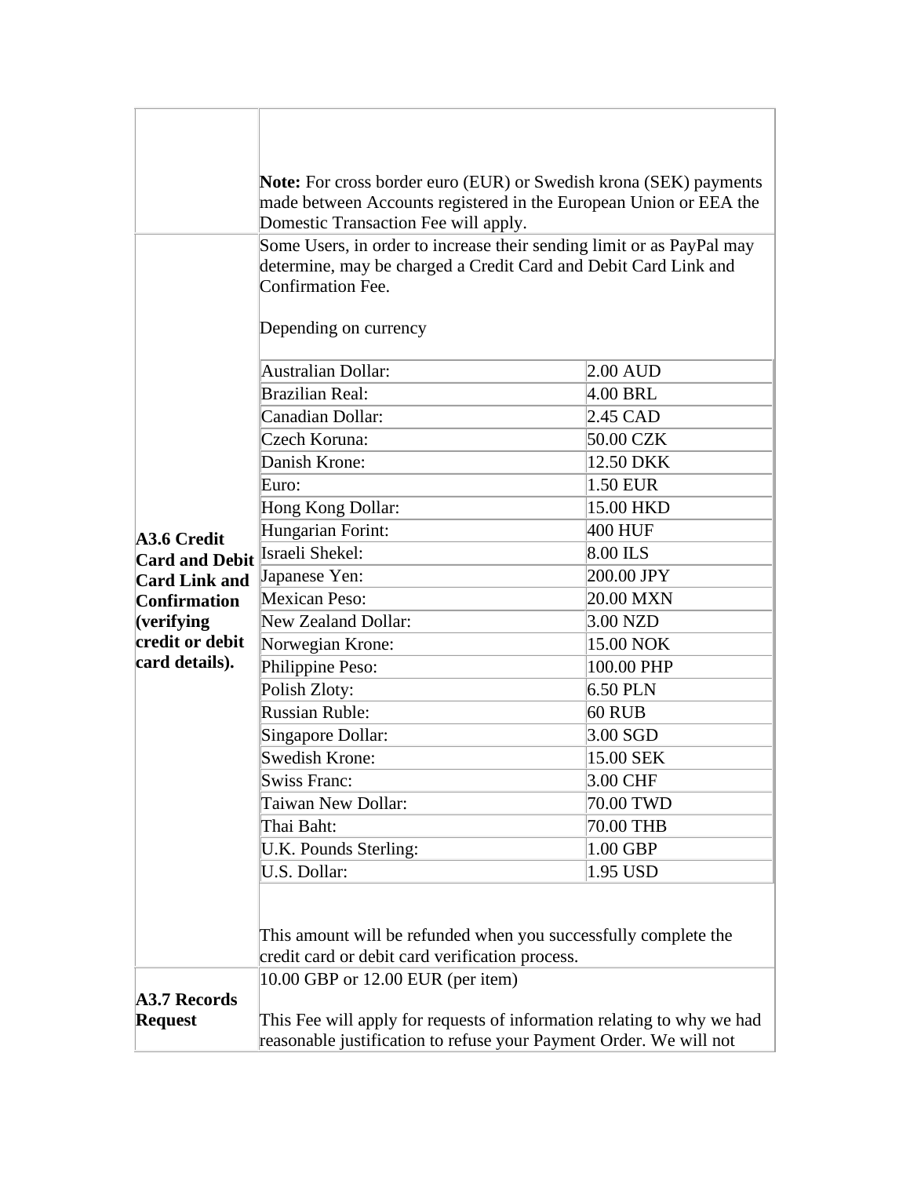| | |
|---|---|
| | **Note:** For cross border euro (EUR) or Swedish krona (SEK) payments made between Accounts registered in the European Union or EEA the Domestic Transaction Fee will apply. |
| **A3.6 Credit Card and Debit Card Link and Confirmation (verifying credit or debit card details).** | Some Users, in order to increase their sending limit or as PayPal may determine, may be charged a Credit Card and Debit Card Link and Confirmation Fee.<br><br>Depending on currency<br><br>Australian Dollar: 2.00 AUD<br>Brazilian Real: 4.00 BRL<br>Canadian Dollar: 2.45 CAD<br>Czech Koruna: 50.00 CZK<br>Danish Krone: 12.50 DKK<br>Euro: 1.50 EUR<br>Hong Kong Dollar: 15.00 HKD<br>Hungarian Forint: 400 HUF<br>Israeli Shekel: 8.00 ILS<br>Japanese Yen: 200.00 JPY<br>Mexican Peso: 20.00 MXN<br>New Zealand Dollar: 3.00 NZD<br>Norwegian Krone: 15.00 NOK<br>Philippine Peso: 100.00 PHP<br>Polish Zloty: 6.50 PLN<br>Russian Ruble: 60 RUB<br>Singapore Dollar: 3.00 SGD<br>Swedish Krone: 15.00 SEK<br>Swiss Franc: 3.00 CHF<br>Taiwan New Dollar: 70.00 TWD<br>Thai Baht: 70.00 THB<br>U.K. Pounds Sterling: 1.00 GBP<br>U.S. Dollar: 1.95 USD<br><br>This amount will be refunded when you successfully complete the credit card or debit card verification process. |
| **A3.7 Records Request** | 10.00 GBP or 12.00 EUR (per item)<br><br>This Fee will apply for requests of information relating to why we had reasonable justification to refuse your Payment Order. We will not |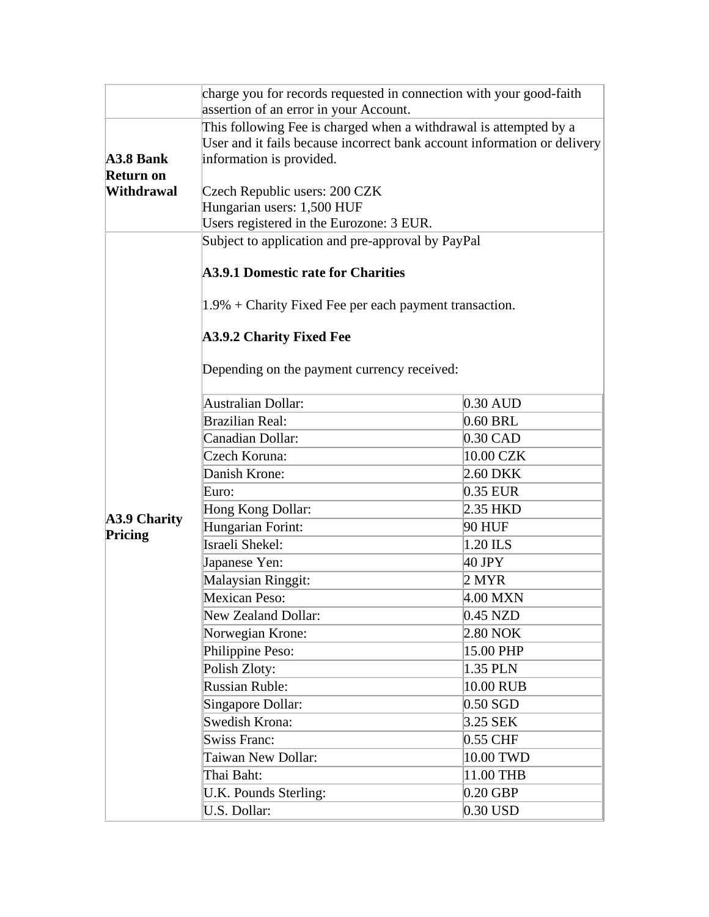| | |
|---|---|
| | charge you for records requested in connection with your good-faith assertion of an error in your Account. |
| **A3.8 Bank Return on Withdrawal** | This following Fee is charged when a withdrawal is attempted by a User and it fails because incorrect bank account information or delivery information is provided.<br><br>Czech Republic users: 200 CZK<br>Hungarian users: 1,500 HUF<br>Users registered in the Eurozone: 3 EUR. |
| **A3.9 Charity Pricing** | Subject to application and pre-approval by PayPal<br><br>**A3.9.1 Domestic rate for Charities**<br><br>1.9% + Charity Fixed Fee per each payment transaction.<br><br>**A3.9.2 Charity Fixed Fee**<br><br>Depending on the payment currency received: |

| | |
|---|---|
| Australian Dollar: | 0.30 AUD |
| Brazilian Real: | 0.60 BRL |
| Canadian Dollar: | 0.30 CAD |
| Czech Koruna: | 10.00 CZK |
| Danish Krone: | 2.60 DKK |
| Euro: | 0.35 EUR |
| Hong Kong Dollar: | 2.35 HKD |
| Hungarian Forint: | 90 HUF |
| Israeli Shekel: | 1.20 ILS |
| Japanese Yen: | 40 JPY |
| Malaysian Ringgit: | 2 MYR |
| Mexican Peso: | 4.00 MXN |
| New Zealand Dollar: | 0.45 NZD |
| Norwegian Krone: | 2.80 NOK |
| Philippine Peso: | 15.00 PHP |
| Polish Zloty: | 1.35 PLN |
| Russian Ruble: | 10.00 RUB |
| Singapore Dollar: | 0.50 SGD |
| Swedish Krona: | 3.25 SEK |
| Swiss Franc: | 0.55 CHF |
| Taiwan New Dollar: | 10.00 TWD |
| Thai Baht: | 11.00 THB |
| U.K. Pounds Sterling: | 0.20 GBP |
| U.S. Dollar: | 0.30 USD |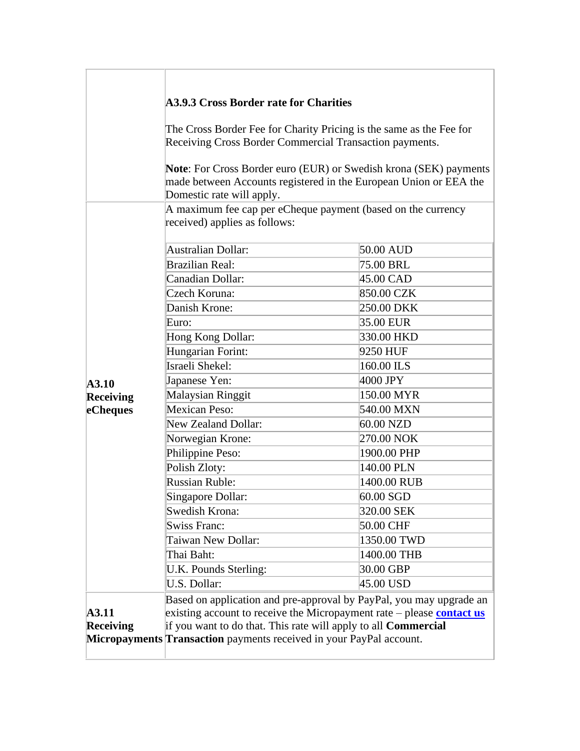| | |
|---|---|
| | **A3.9.3 Cross Border rate for Charities**<br><br>The Cross Border Fee for Charity Pricing is the same as the Fee for Receiving Cross Border Commercial Transaction payments.<br><br>**Note**: For Cross Border euro (EUR) or Swedish krona (SEK) payments made between Accounts registered in the European Union or EEA the Domestic rate will apply. |
| **A3.10 Receiving eCheques** | A maximum fee cap per eCheque payment (based on the currency received) applies as follows: |

| Currency | Maximum fee cap |
|---|---|
| Australian Dollar: | 50.00 AUD |
| Brazilian Real: | 75.00 BRL |
| Canadian Dollar: | 45.00 CAD |
| Czech Koruna: | 850.00 CZK |
| Danish Krone: | 250.00 DKK |
| Euro: | 35.00 EUR |
| Hong Kong Dollar: | 330.00 HKD |
| Hungarian Forint: | 9250 HUF |
| Israeli Shekel: | 160.00 ILS |
| Japanese Yen: | 4000 JPY |
| Malaysian Ringgit | 150.00 MYR |
| Mexican Peso: | 540.00 MXN |
| New Zealand Dollar: | 60.00 NZD |
| Norwegian Krone: | 270.00 NOK |
| Philippine Peso: | 1900.00 PHP |
| Polish Zloty: | 140.00 PLN |
| Russian Ruble: | 1400.00 RUB |
| Singapore Dollar: | 60.00 SGD |
| Swedish Krona: | 320.00 SEK |
| Swiss Franc: | 50.00 CHF |
| Taiwan New Dollar: | 1350.00 TWD |
| Thai Baht: | 1400.00 THB |
| U.K. Pounds Sterling: | 30.00 GBP |
| U.S. Dollar: | 45.00 USD |

| | |
|---|---|
| **A3.11 Receiving Micropayments** | Based on application and pre-approval by PayPal, you may upgrade an existing account to receive the Micropayment rate – please **contact us** if you want to do that. This rate will apply to all **Commercial Transaction** payments received in your PayPal account. |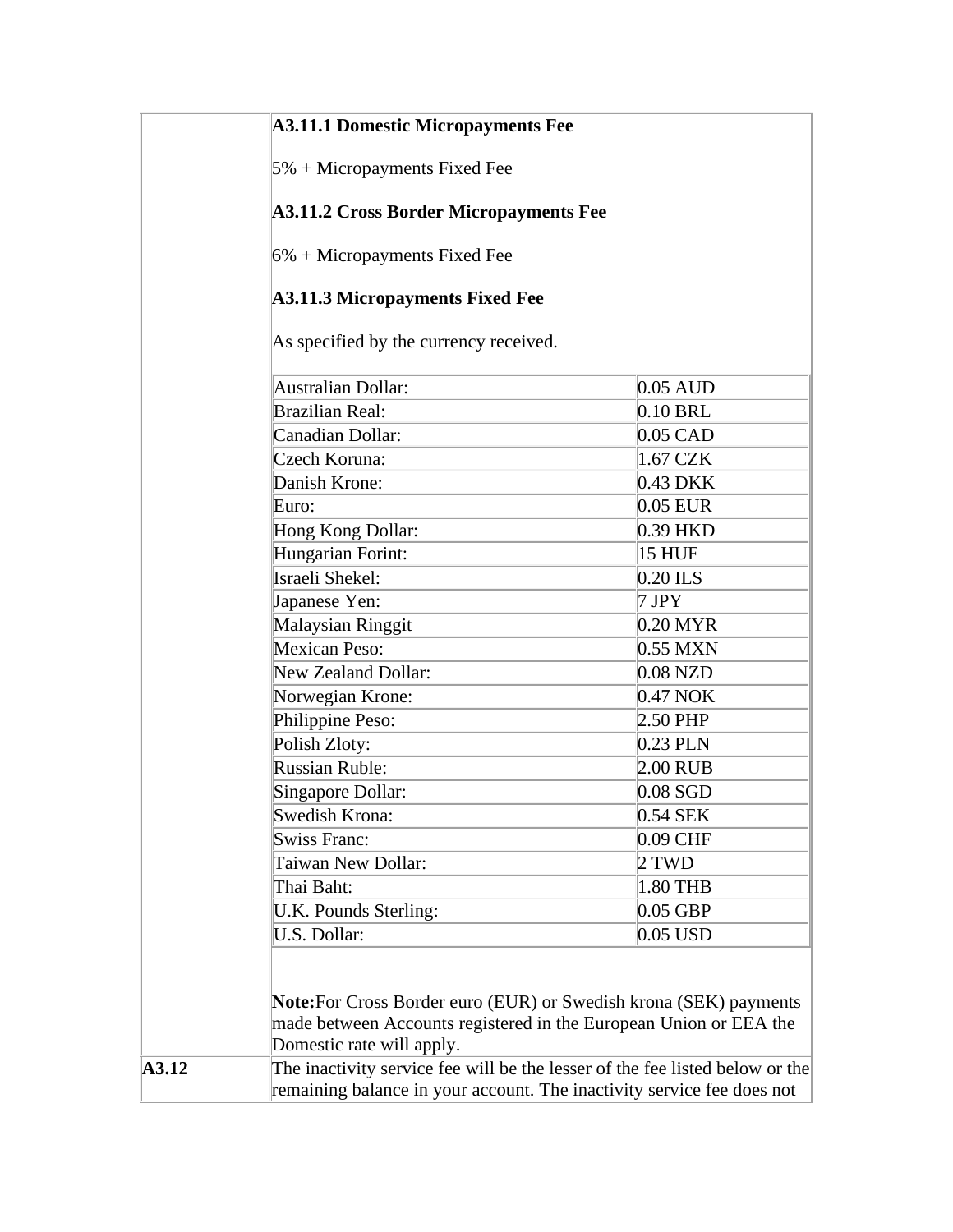**A3.11.1 Domestic Micropayments Fee**

5% + Micropayments Fixed Fee

**A3.11.2 Cross Border Micropayments Fee**

6% + Micropayments Fixed Fee

**A3.11.3 Micropayments Fixed Fee**

As specified by the currency received.

| Currency | Fee |
|---|---|
| Australian Dollar: | 0.05 AUD |
| Brazilian Real: | 0.10 BRL |
| Canadian Dollar: | 0.05 CAD |
| Czech Koruna: | 1.67 CZK |
| Danish Krone: | 0.43 DKK |
| Euro: | 0.05 EUR |
| Hong Kong Dollar: | 0.39 HKD |
| Hungarian Forint: | 15 HUF |
| Israeli Shekel: | 0.20 ILS |
| Japanese Yen: | 7 JPY |
| Malaysian Ringgit | 0.20 MYR |
| Mexican Peso: | 0.55 MXN |
| New Zealand Dollar: | 0.08 NZD |
| Norwegian Krone: | 0.47 NOK |
| Philippine Peso: | 2.50 PHP |
| Polish Zloty: | 0.23 PLN |
| Russian Ruble: | 2.00 RUB |
| Singapore Dollar: | 0.08 SGD |
| Swedish Krona: | 0.54 SEK |
| Swiss Franc: | 0.09 CHF |
| Taiwan New Dollar: | 2 TWD |
| Thai Baht: | 1.80 THB |
| U.K. Pounds Sterling: | 0.05 GBP |
| U.S. Dollar: | 0.05 USD |

**Note:** For Cross Border euro (EUR) or Swedish krona (SEK) payments made between Accounts registered in the European Union or EEA the Domestic rate will apply.

**A3.12** The inactivity service fee will be the lesser of the fee listed below or the remaining balance in your account. The inactivity service fee does not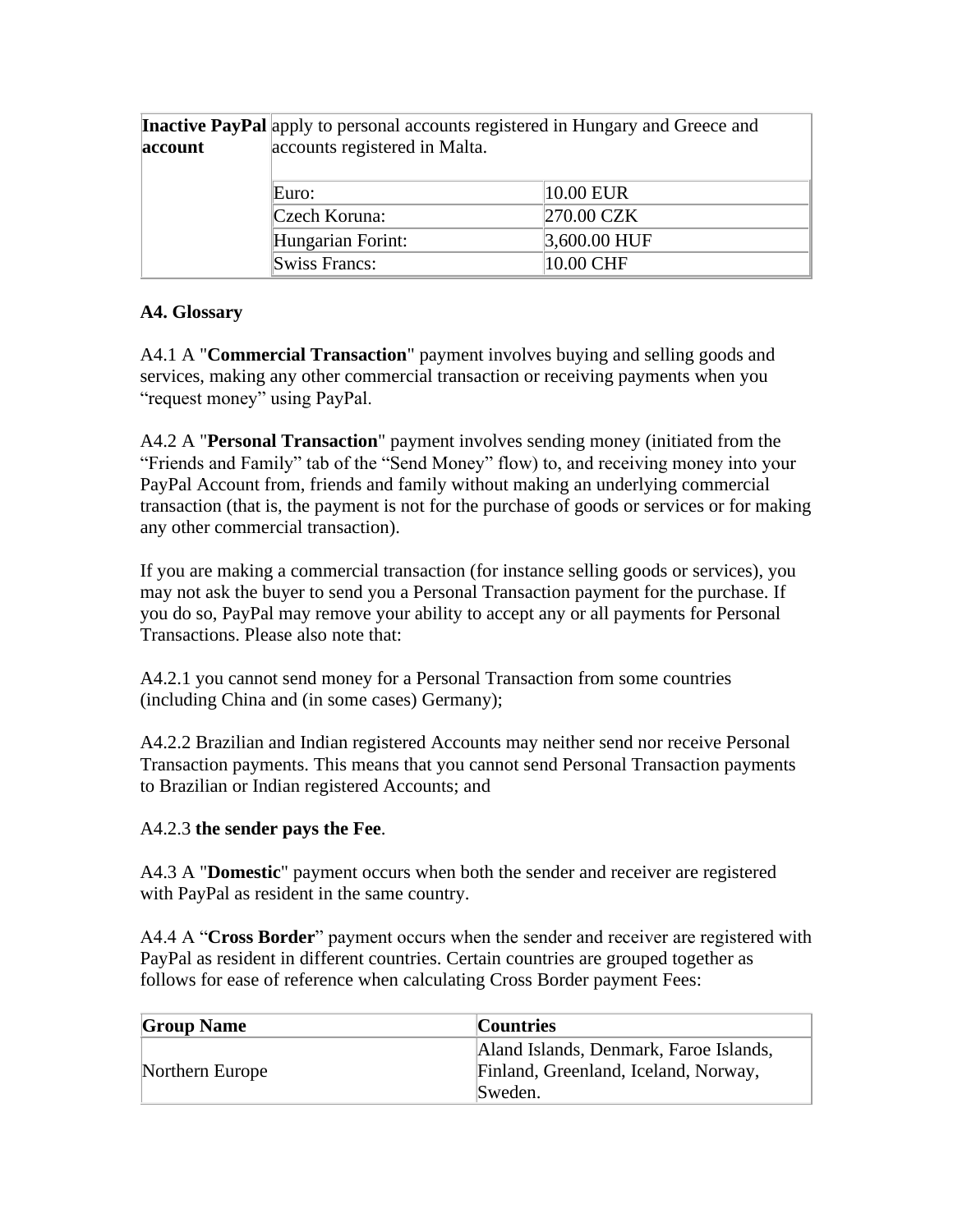| **Inactive PayPal account** | apply to personal accounts registered in Hungary and Greece and accounts registered in Malta. | |
|---|---|---|
| | Euro: | 10.00 EUR |
| | Czech Koruna: | 270.00 CZK |
| | Hungarian Forint: | 3,600.00 HUF |
| | Swiss Francs: | 10.00 CHF |

**A4. Glossary**

A4.1 A "**Commercial Transaction**" payment involves buying and selling goods and services, making any other commercial transaction or receiving payments when you "request money" using PayPal.

A4.2 A "**Personal Transaction**" payment involves sending money (initiated from the "Friends and Family" tab of the "Send Money" flow) to, and receiving money into your PayPal Account from, friends and family without making an underlying commercial transaction (that is, the payment is not for the purchase of goods or services or for making any other commercial transaction).

If you are making a commercial transaction (for instance selling goods or services), you may not ask the buyer to send you a Personal Transaction payment for the purchase. If you do so, PayPal may remove your ability to accept any or all payments for Personal Transactions. Please also note that:

A4.2.1 you cannot send money for a Personal Transaction from some countries (including China and (in some cases) Germany);

A4.2.2 Brazilian and Indian registered Accounts may neither send nor receive Personal Transaction payments. This means that you cannot send Personal Transaction payments to Brazilian or Indian registered Accounts; and

A4.2.3 **the sender pays the Fee**.

A4.3 A "**Domestic**" payment occurs when both the sender and receiver are registered with PayPal as resident in the same country.

A4.4 A "**Cross Border**" payment occurs when the sender and receiver are registered with PayPal as resident in different countries. Certain countries are grouped together as follows for ease of reference when calculating Cross Border payment Fees:

| **Group Name** | **Countries** |
|---|---|
| Northern Europe | Aland Islands, Denmark, Faroe Islands, Finland, Greenland, Iceland, Norway, Sweden. |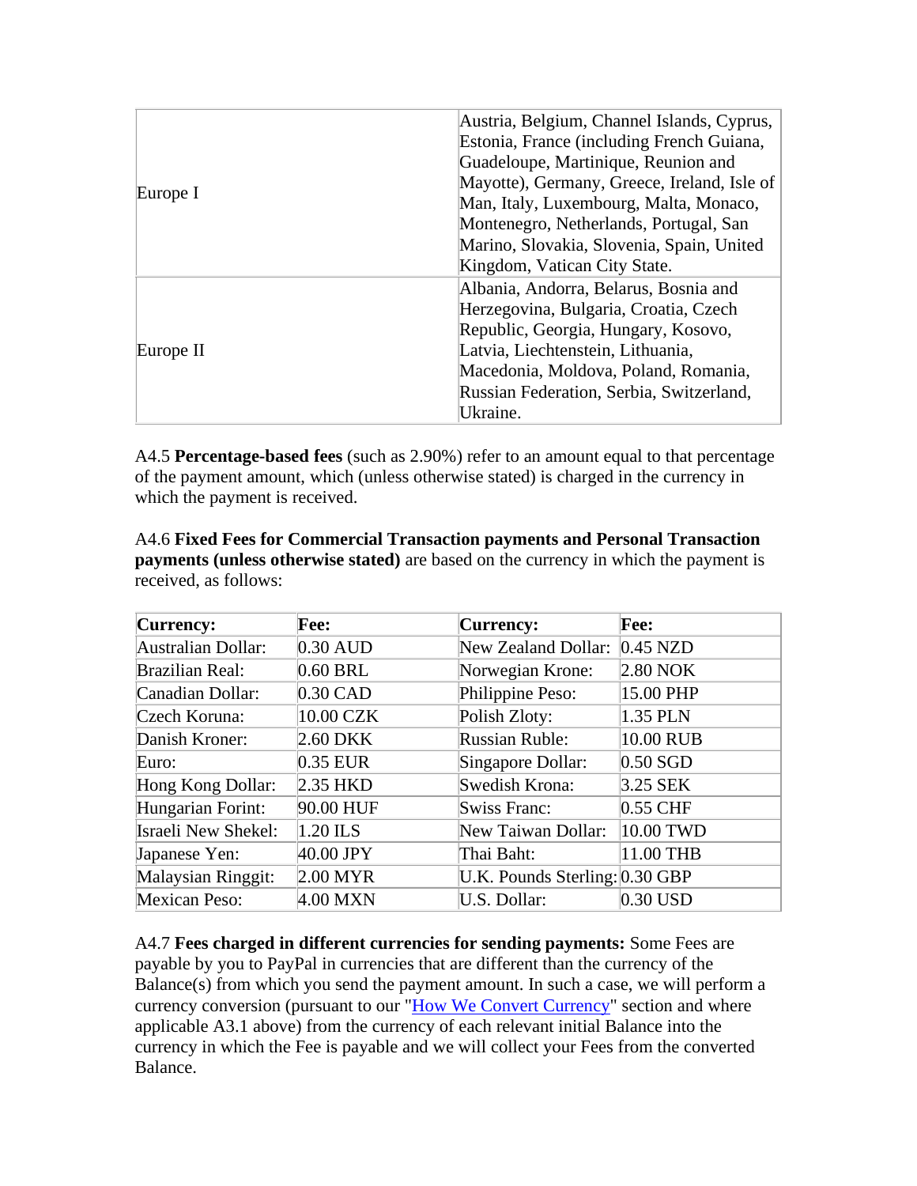| | |
|---|---|
| Europe I | Austria, Belgium, Channel Islands, Cyprus, Estonia, France (including French Guiana, Guadeloupe, Martinique, Reunion and Mayotte), Germany, Greece, Ireland, Isle of Man, Italy, Luxembourg, Malta, Monaco, Montenegro, Netherlands, Portugal, San Marino, Slovakia, Slovenia, Spain, United Kingdom, Vatican City State. |
| Europe II | Albania, Andorra, Belarus, Bosnia and Herzegovina, Bulgaria, Croatia, Czech Republic, Georgia, Hungary, Kosovo, Latvia, Liechtenstein, Lithuania, Macedonia, Moldova, Poland, Romania, Russian Federation, Serbia, Switzerland, Ukraine. |

A4.5 **Percentage-based fees** (such as 2.90%) refer to an amount equal to that percentage of the payment amount, which (unless otherwise stated) is charged in the currency in which the payment is received.

A4.6 **Fixed Fees for Commercial Transaction payments and Personal Transaction payments (unless otherwise stated)** are based on the currency in which the payment is received, as follows:

| **Currency:** | **Fee:** | **Currency:** | **Fee:** |
|---|---|---|---|
| Australian Dollar: | 0.30 AUD | New Zealand Dollar: | 0.45 NZD |
| Brazilian Real: | 0.60 BRL | Norwegian Krone: | 2.80 NOK |
| Canadian Dollar: | 0.30 CAD | Philippine Peso: | 15.00 PHP |
| Czech Koruna: | 10.00 CZK | Polish Zloty: | 1.35 PLN |
| Danish Kroner: | 2.60 DKK | Russian Ruble: | 10.00 RUB |
| Euro: | 0.35 EUR | Singapore Dollar: | 0.50 SGD |
| Hong Kong Dollar: | 2.35 HKD | Swedish Krona: | 3.25 SEK |
| Hungarian Forint: | 90.00 HUF | Swiss Franc: | 0.55 CHF |
| Israeli New Shekel: | 1.20 ILS | New Taiwan Dollar: | 10.00 TWD |
| Japanese Yen: | 40.00 JPY | Thai Baht: | 11.00 THB |
| Malaysian Ringgit: | 2.00 MYR | U.K. Pounds Sterling: | 0.30 GBP |
| Mexican Peso: | 4.00 MXN | U.S. Dollar: | 0.30 USD |

A4.7 **Fees charged in different currencies for sending payments:** Some Fees are payable by you to PayPal in currencies that are different than the currency of the Balance(s) from which you send the payment amount. In such a case, we will perform a currency conversion (pursuant to our "How We Convert Currency" section and where applicable A3.1 above) from the currency of each relevant initial Balance into the currency in which the Fee is payable and we will collect your Fees from the converted Balance.